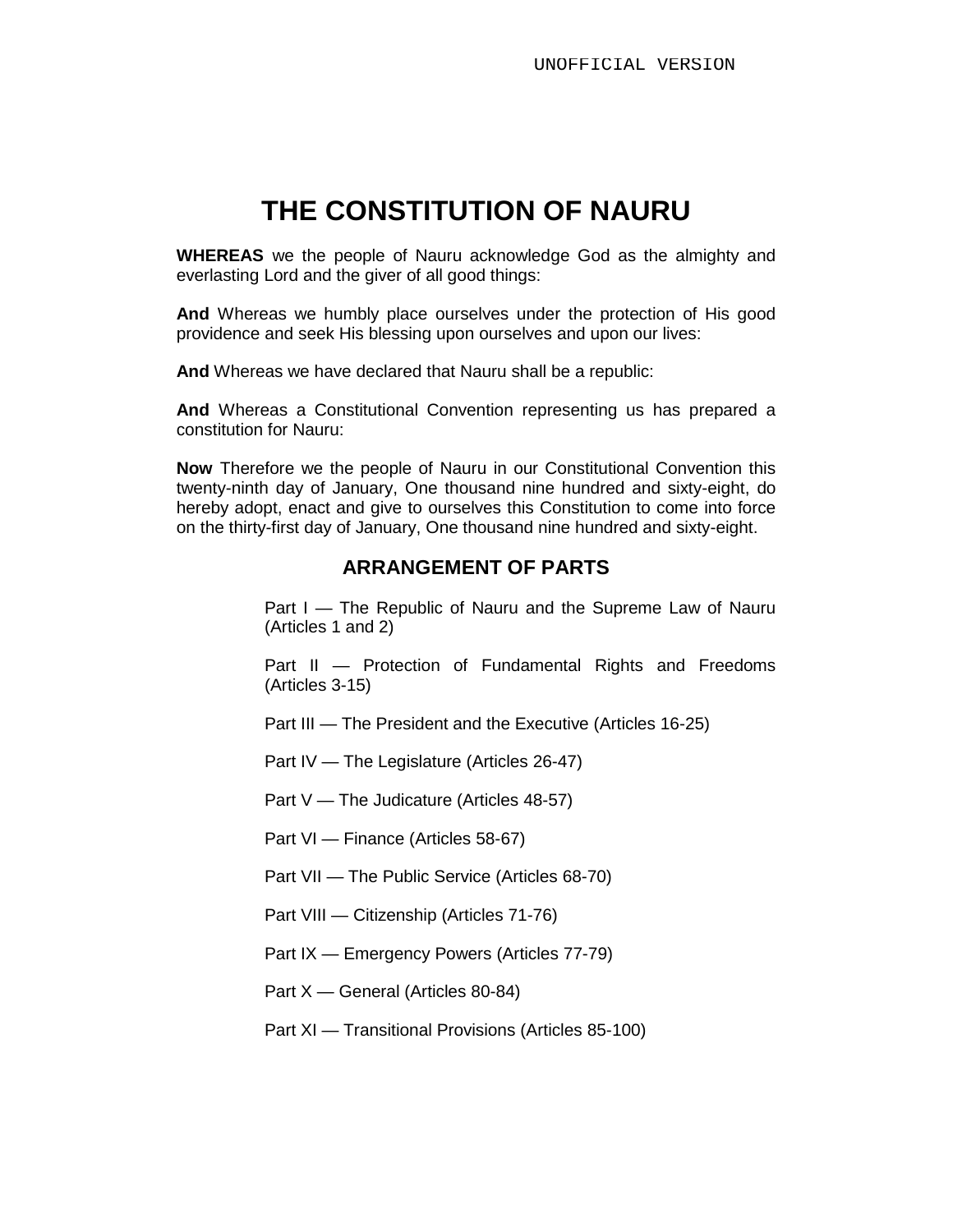UNOFFICIAL VERSION

# THE CONSTITUTION OF NAURU

**WHEREAS** we the people of Nauru acknowledge God as the almighty and everlasting Lord and the giver of all good things:

**And** Whereas we humbly place ourselves under the protection of His good providence and seek His blessing upon ourselves and upon our lives:

**And** Whereas we have declared that Nauru shall be a republic:

**And** Whereas a Constitutional Convention representing us has prepared a constitution for Nauru:

**Now** Therefore we the people of Nauru in our Constitutional Convention this twenty-ninth day of January, One thousand nine hundred and sixty-eight, do hereby adopt, enact and give to ourselves this Constitution to come into force on the thirty-first day of January, One thousand nine hundred and sixty-eight.

## ARRANGEMENT OF PARTS

Part I — The Republic of Nauru and the Supreme Law of Nauru (Articles 1 and 2)

Part II — Protection of Fundamental Rights and Freedoms (Articles 3-15)

Part III — The President and the Executive (Articles 16-25)

Part IV — The Legislature (Articles 26-47)

Part V — The Judicature (Articles 48-57)

Part VI — Finance (Articles 58-67)

Part VII — The Public Service (Articles 68-70)

Part VIII — Citizenship (Articles 71-76)

Part IX — Emergency Powers (Articles 77-79)

Part X — General (Articles 80-84)

Part XI — Transitional Provisions (Articles 85-100)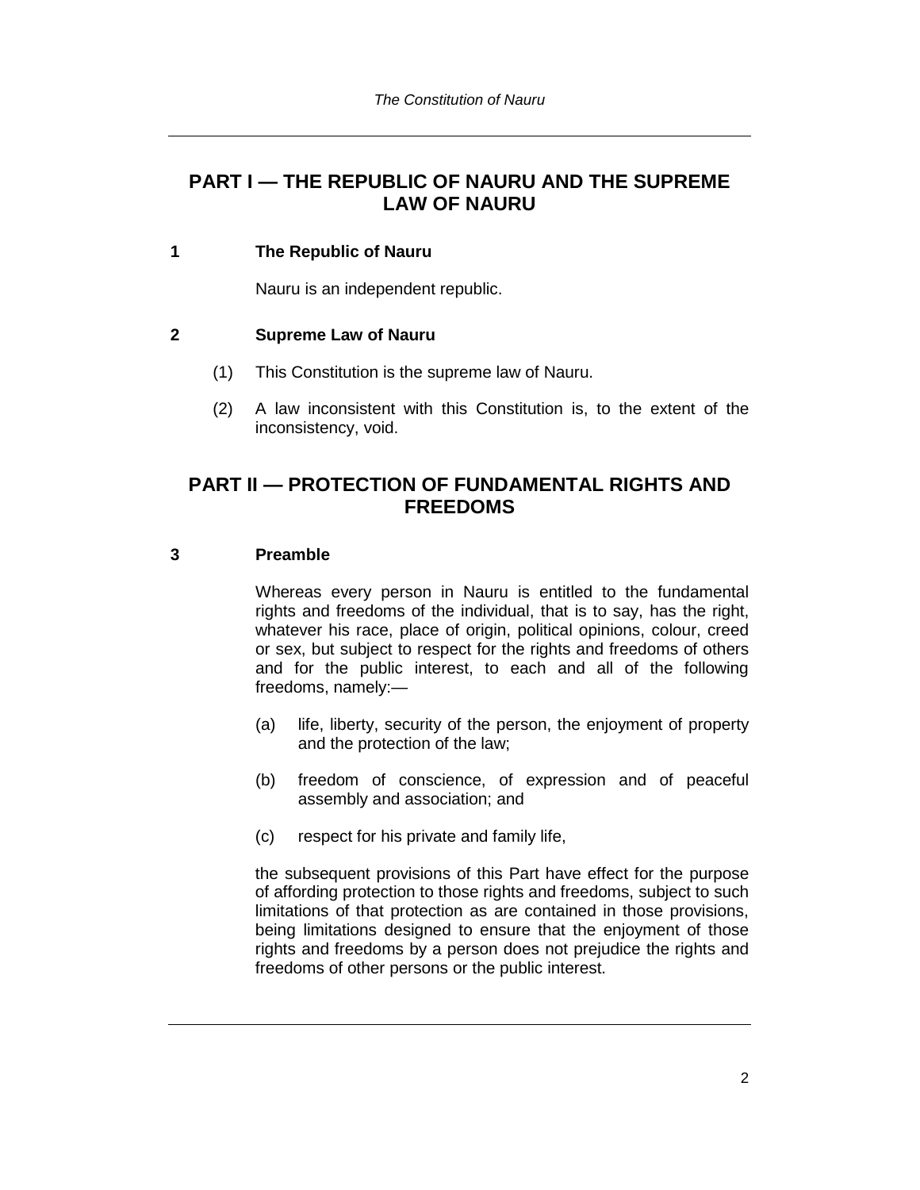## PART I — THE REPUBLIC OF NAURU AND THE SUPREME LAW OF NAURU

### 1 The Republic of Nauru

Nauru is an independent republic.

### 2 Supreme Law of Nauru

(1) This Constitution is the supreme law of Nauru.

(2) A law inconsistent with this Constitution is, to the extent of the inconsistency, void.

## PART II — PROTECTION OF FUNDAMENTAL RIGHTS AND FREEDOMS

### 3 Preamble

Whereas every person in Nauru is entitled to the fundamental rights and freedoms of the individual, that is to say, has the right, whatever his race, place of origin, political opinions, colour, creed or sex, but subject to respect for the rights and freedoms of others and for the public interest, to each and all of the following freedoms, namely:—

(a) life, liberty, security of the person, the enjoyment of property and the protection of the law;

(b) freedom of conscience, of expression and of peaceful assembly and association; and

(c) respect for his private and family life,

the subsequent provisions of this Part have effect for the purpose of affording protection to those rights and freedoms, subject to such limitations of that protection as are contained in those provisions, being limitations designed to ensure that the enjoyment of those rights and freedoms by a person does not prejudice the rights and freedoms of other persons or the public interest.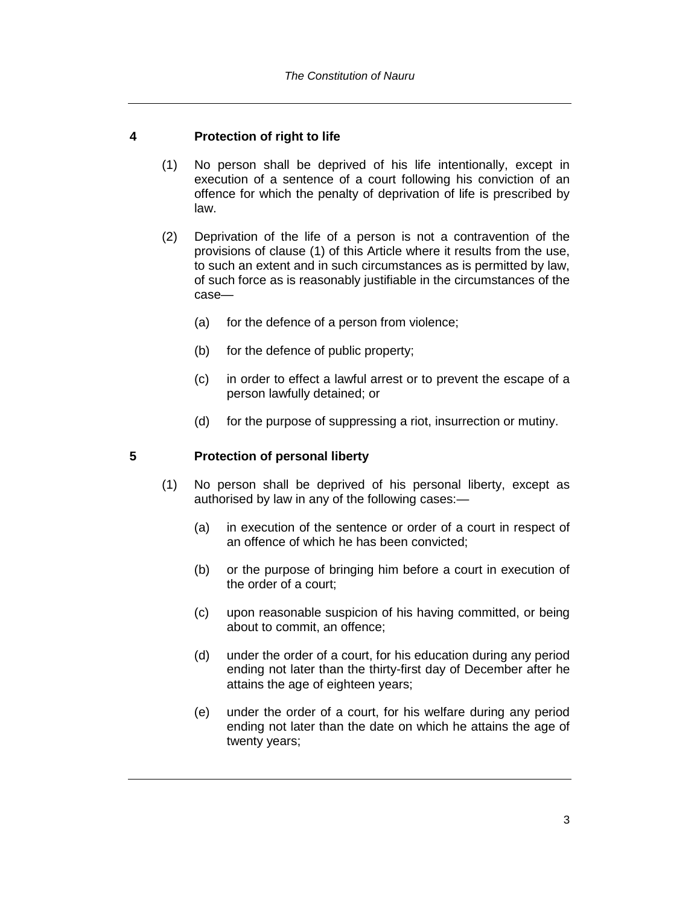## 4 Protection of right to life

(1) No person shall be deprived of his life intentionally, except in execution of a sentence of a court following his conviction of an offence for which the penalty of deprivation of life is prescribed by law.

(2) Deprivation of the life of a person is not a contravention of the provisions of clause (1) of this Article where it results from the use, to such an extent and in such circumstances as is permitted by law, of such force as is reasonably justifiable in the circumstances of the case—

(a) for the defence of a person from violence;

(b) for the defence of public property;

(c) in order to effect a lawful arrest or to prevent the escape of a person lawfully detained; or

(d) for the purpose of suppressing a riot, insurrection or mutiny.

## 5 Protection of personal liberty

(1) No person shall be deprived of his personal liberty, except as authorised by law in any of the following cases:—

(a) in execution of the sentence or order of a court in respect of an offence of which he has been convicted;

(b) or the purpose of bringing him before a court in execution of the order of a court;

(c) upon reasonable suspicion of his having committed, or being about to commit, an offence;

(d) under the order of a court, for his education during any period ending not later than the thirty-first day of December after he attains the age of eighteen years;

(e) under the order of a court, for his welfare during any period ending not later than the date on which he attains the age of twenty years;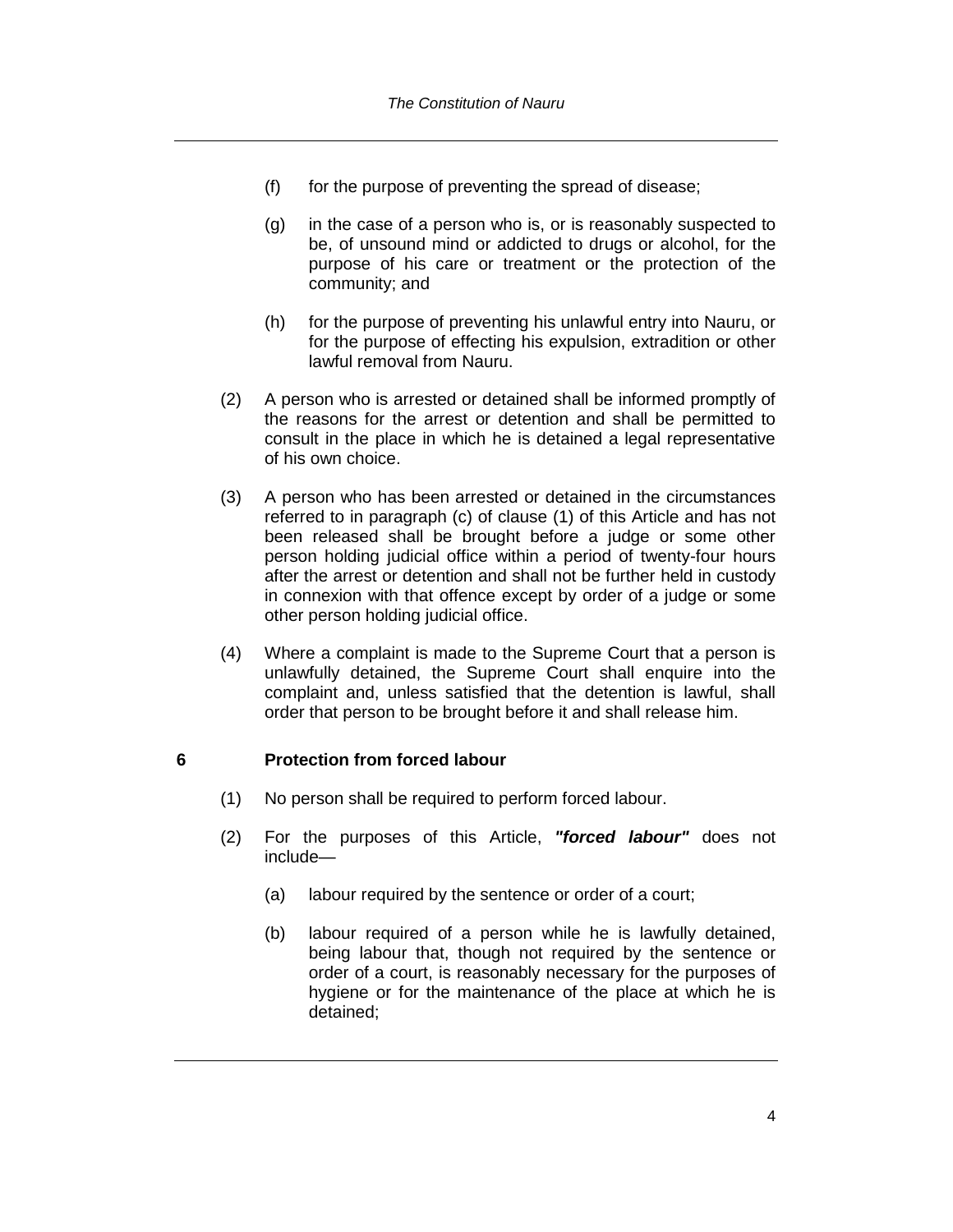(f) for the purpose of preventing the spread of disease;

(g) in the case of a person who is, or is reasonably suspected to be, of unsound mind or addicted to drugs or alcohol, for the purpose of his care or treatment or the protection of the community; and

(h) for the purpose of preventing his unlawful entry into Nauru, or for the purpose of effecting his expulsion, extradition or other lawful removal from Nauru.

(2) A person who is arrested or detained shall be informed promptly of the reasons for the arrest or detention and shall be permitted to consult in the place in which he is detained a legal representative of his own choice.

(3) A person who has been arrested or detained in the circumstances referred to in paragraph (c) of clause (1) of this Article and has not been released shall be brought before a judge or some other person holding judicial office within a period of twenty-four hours after the arrest or detention and shall not be further held in custody in connexion with that offence except by order of a judge or some other person holding judicial office.

(4) Where a complaint is made to the Supreme Court that a person is unlawfully detained, the Supreme Court shall enquire into the complaint and, unless satisfied that the detention is lawful, shall order that person to be brought before it and shall release him.

### 6 Protection from forced labour

(1) No person shall be required to perform forced labour.

(2) For the purposes of this Article, ***"forced labour"*** does not include—

(a) labour required by the sentence or order of a court;

(b) labour required of a person while he is lawfully detained, being labour that, though not required by the sentence or order of a court, is reasonably necessary for the purposes of hygiene or for the maintenance of the place at which he is detained;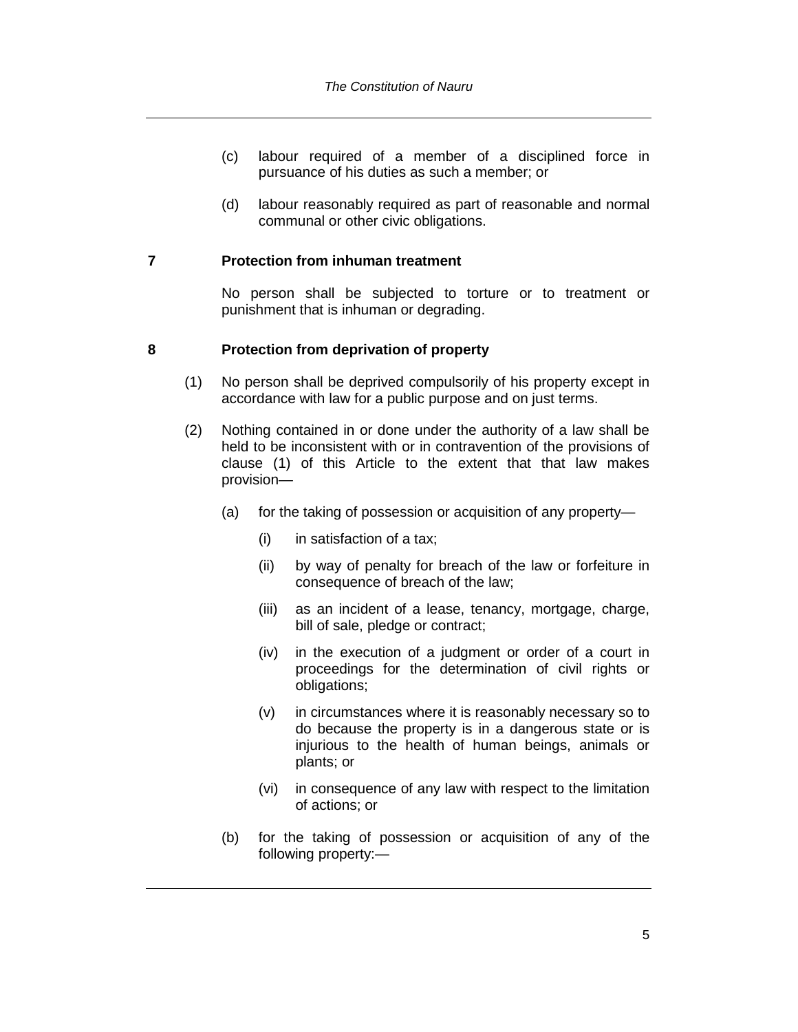(c) labour required of a member of a disciplined force in pursuance of his duties as such a member; or

(d) labour reasonably required as part of reasonable and normal communal or other civic obligations.

**7 Protection from inhuman treatment**

No person shall be subjected to torture or to treatment or punishment that is inhuman or degrading.

**8 Protection from deprivation of property**

(1) No person shall be deprived compulsorily of his property except in accordance with law for a public purpose and on just terms.

(2) Nothing contained in or done under the authority of a law shall be held to be inconsistent with or in contravention of the provisions of clause (1) of this Article to the extent that that law makes provision—

(a) for the taking of possession or acquisition of any property—

(i) in satisfaction of a tax;

(ii) by way of penalty for breach of the law or forfeiture in consequence of breach of the law;

(iii) as an incident of a lease, tenancy, mortgage, charge, bill of sale, pledge or contract;

(iv) in the execution of a judgment or order of a court in proceedings for the determination of civil rights or obligations;

(v) in circumstances where it is reasonably necessary so to do because the property is in a dangerous state or is injurious to the health of human beings, animals or plants; or

(vi) in consequence of any law with respect to the limitation of actions; or

(b) for the taking of possession or acquisition of any of the following property:—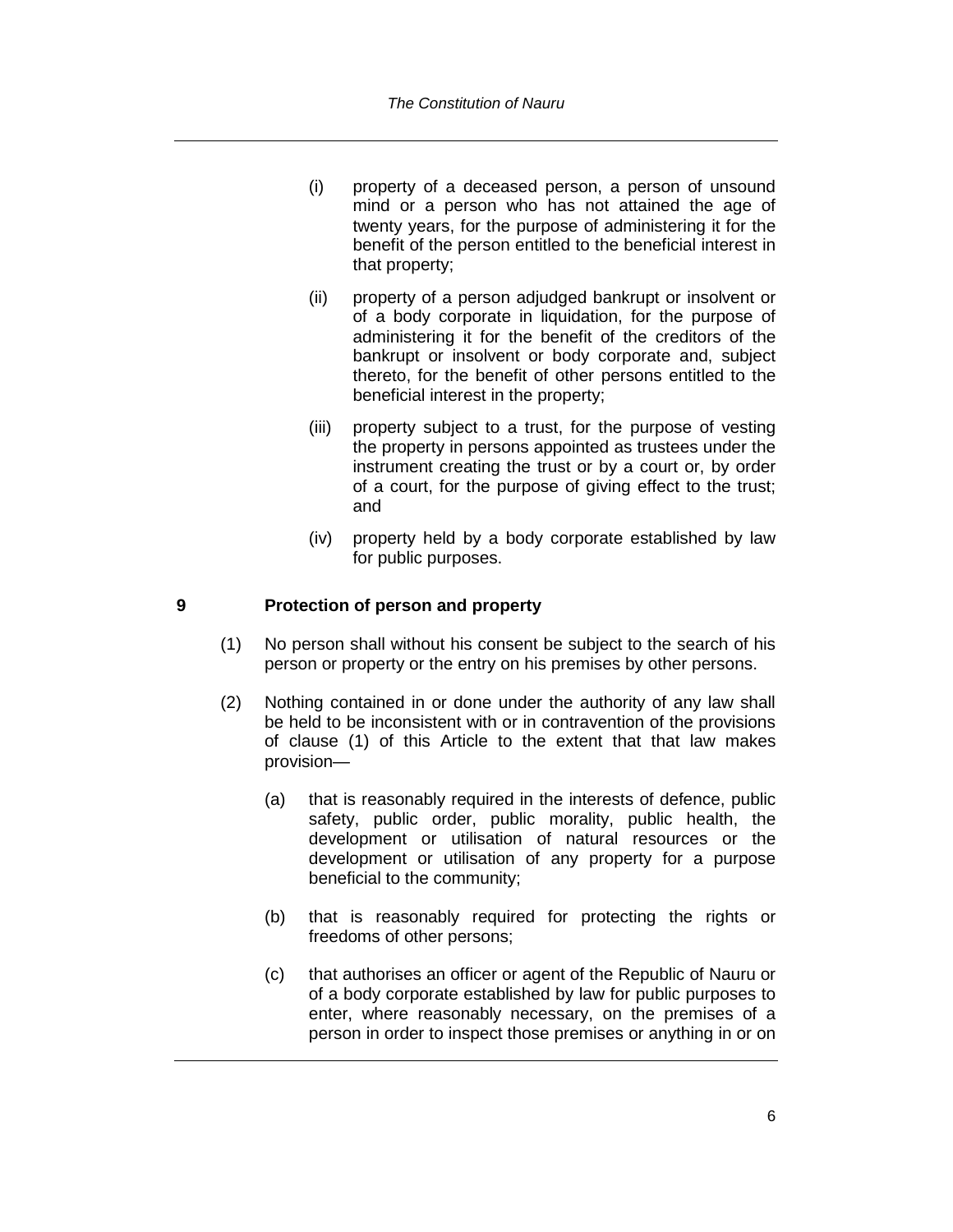(i) property of a deceased person, a person of unsound mind or a person who has not attained the age of twenty years, for the purpose of administering it for the benefit of the person entitled to the beneficial interest in that property;

(ii) property of a person adjudged bankrupt or insolvent or of a body corporate in liquidation, for the purpose of administering it for the benefit of the creditors of the bankrupt or insolvent or body corporate and, subject thereto, for the benefit of other persons entitled to the beneficial interest in the property;

(iii) property subject to a trust, for the purpose of vesting the property in persons appointed as trustees under the instrument creating the trust or by a court or, by order of a court, for the purpose of giving effect to the trust; and

(iv) property held by a body corporate established by law for public purposes.

## 9 Protection of person and property

(1) No person shall without his consent be subject to the search of his person or property or the entry on his premises by other persons.

(2) Nothing contained in or done under the authority of any law shall be held to be inconsistent with or in contravention of the provisions of clause (1) of this Article to the extent that that law makes provision—

(a) that is reasonably required in the interests of defence, public safety, public order, public morality, public health, the development or utilisation of natural resources or the development or utilisation of any property for a purpose beneficial to the community;

(b) that is reasonably required for protecting the rights or freedoms of other persons;

(c) that authorises an officer or agent of the Republic of Nauru or of a body corporate established by law for public purposes to enter, where reasonably necessary, on the premises of a person in order to inspect those premises or anything in or on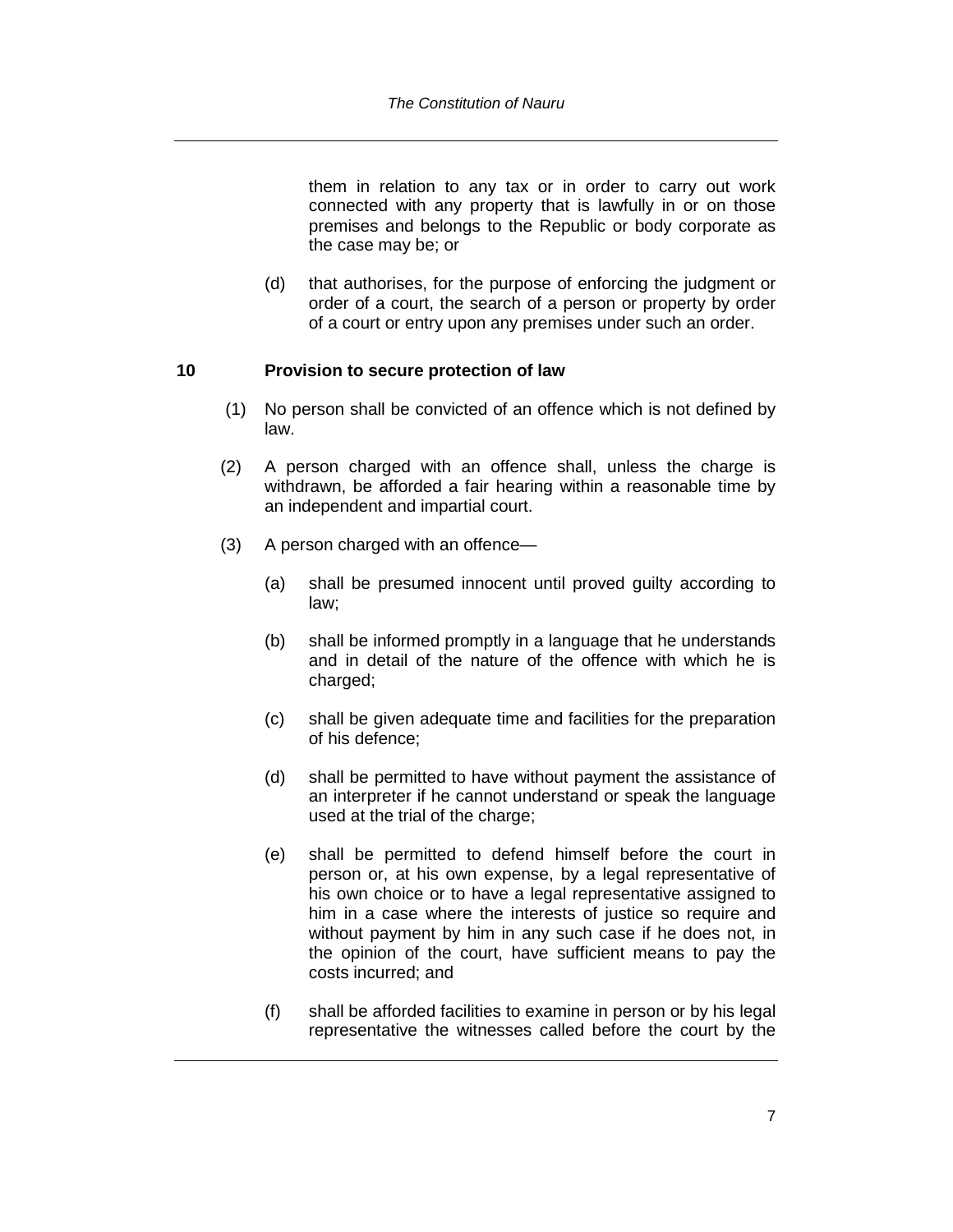them in relation to any tax or in order to carry out work connected with any property that is lawfully in or on those premises and belongs to the Republic or body corporate as the case may be; or

(d) that authorises, for the purpose of enforcing the judgment or order of a court, the search of a person or property by order of a court or entry upon any premises under such an order.

## 10 Provision to secure protection of law

(1) No person shall be convicted of an offence which is not defined by law.

(2) A person charged with an offence shall, unless the charge is withdrawn, be afforded a fair hearing within a reasonable time by an independent and impartial court.

(3) A person charged with an offence—

(a) shall be presumed innocent until proved guilty according to law;

(b) shall be informed promptly in a language that he understands and in detail of the nature of the offence with which he is charged;

(c) shall be given adequate time and facilities for the preparation of his defence;

(d) shall be permitted to have without payment the assistance of an interpreter if he cannot understand or speak the language used at the trial of the charge;

(e) shall be permitted to defend himself before the court in person or, at his own expense, by a legal representative of his own choice or to have a legal representative assigned to him in a case where the interests of justice so require and without payment by him in any such case if he does not, in the opinion of the court, have sufficient means to pay the costs incurred; and

(f) shall be afforded facilities to examine in person or by his legal representative the witnesses called before the court by the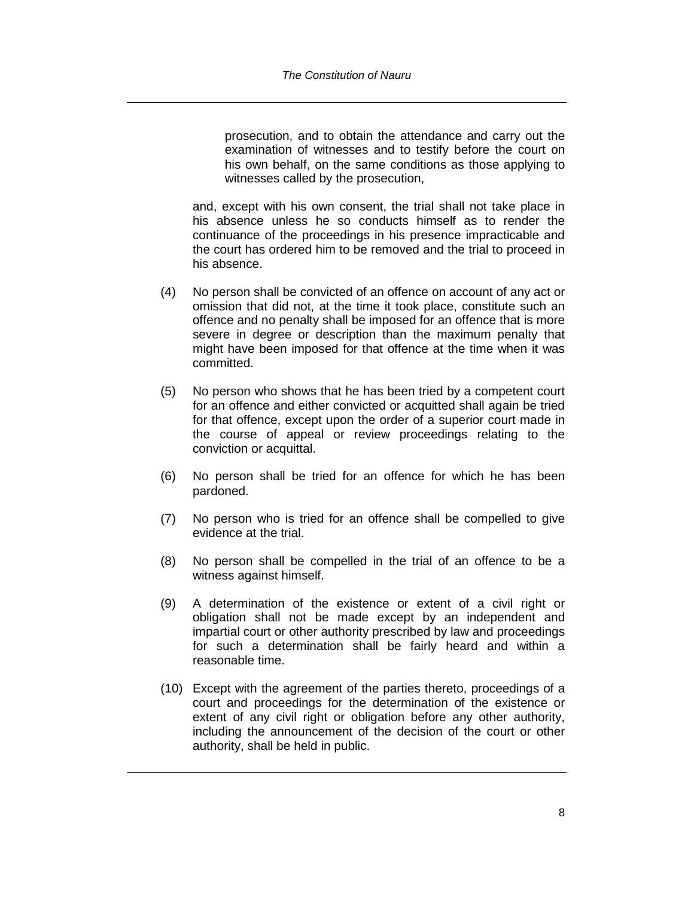prosecution, and to obtain the attendance and carry out the examination of witnesses and to testify before the court on his own behalf, on the same conditions as those applying to witnesses called by the prosecution,

and, except with his own consent, the trial shall not take place in his absence unless he so conducts himself as to render the continuance of the proceedings in his presence impracticable and the court has ordered him to be removed and the trial to proceed in his absence.

(4) No person shall be convicted of an offence on account of any act or omission that did not, at the time it took place, constitute such an offence and no penalty shall be imposed for an offence that is more severe in degree or description than the maximum penalty that might have been imposed for that offence at the time when it was committed.

(5) No person who shows that he has been tried by a competent court for an offence and either convicted or acquitted shall again be tried for that offence, except upon the order of a superior court made in the course of appeal or review proceedings relating to the conviction or acquittal.

(6) No person shall be tried for an offence for which he has been pardoned.

(7) No person who is tried for an offence shall be compelled to give evidence at the trial.

(8) No person shall be compelled in the trial of an offence to be a witness against himself.

(9) A determination of the existence or extent of a civil right or obligation shall not be made except by an independent and impartial court or other authority prescribed by law and proceedings for such a determination shall be fairly heard and within a reasonable time.

(10) Except with the agreement of the parties thereto, proceedings of a court and proceedings for the determination of the existence or extent of any civil right or obligation before any other authority, including the announcement of the decision of the court or other authority, shall be held in public.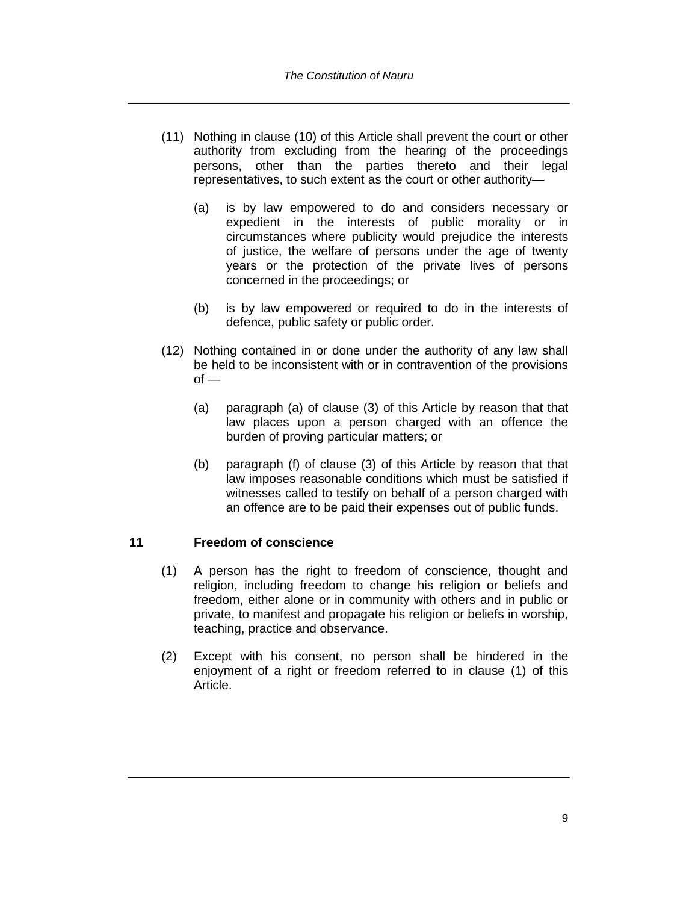(11) Nothing in clause (10) of this Article shall prevent the court or other authority from excluding from the hearing of the proceedings persons, other than the parties thereto and their legal representatives, to such extent as the court or other authority—

(a) is by law empowered to do and considers necessary or expedient in the interests of public morality or in circumstances where publicity would prejudice the interests of justice, the welfare of persons under the age of twenty years or the protection of the private lives of persons concerned in the proceedings; or

(b) is by law empowered or required to do in the interests of defence, public safety or public order.

(12) Nothing contained in or done under the authority of any law shall be held to be inconsistent with or in contravention of the provisions of —

(a) paragraph (a) of clause (3) of this Article by reason that that law places upon a person charged with an offence the burden of proving particular matters; or

(b) paragraph (f) of clause (3) of this Article by reason that that law imposes reasonable conditions which must be satisfied if witnesses called to testify on behalf of a person charged with an offence are to be paid their expenses out of public funds.

## 11 Freedom of conscience

(1) A person has the right to freedom of conscience, thought and religion, including freedom to change his religion or beliefs and freedom, either alone or in community with others and in public or private, to manifest and propagate his religion or beliefs in worship, teaching, practice and observance.

(2) Except with his consent, no person shall be hindered in the enjoyment of a right or freedom referred to in clause (1) of this Article.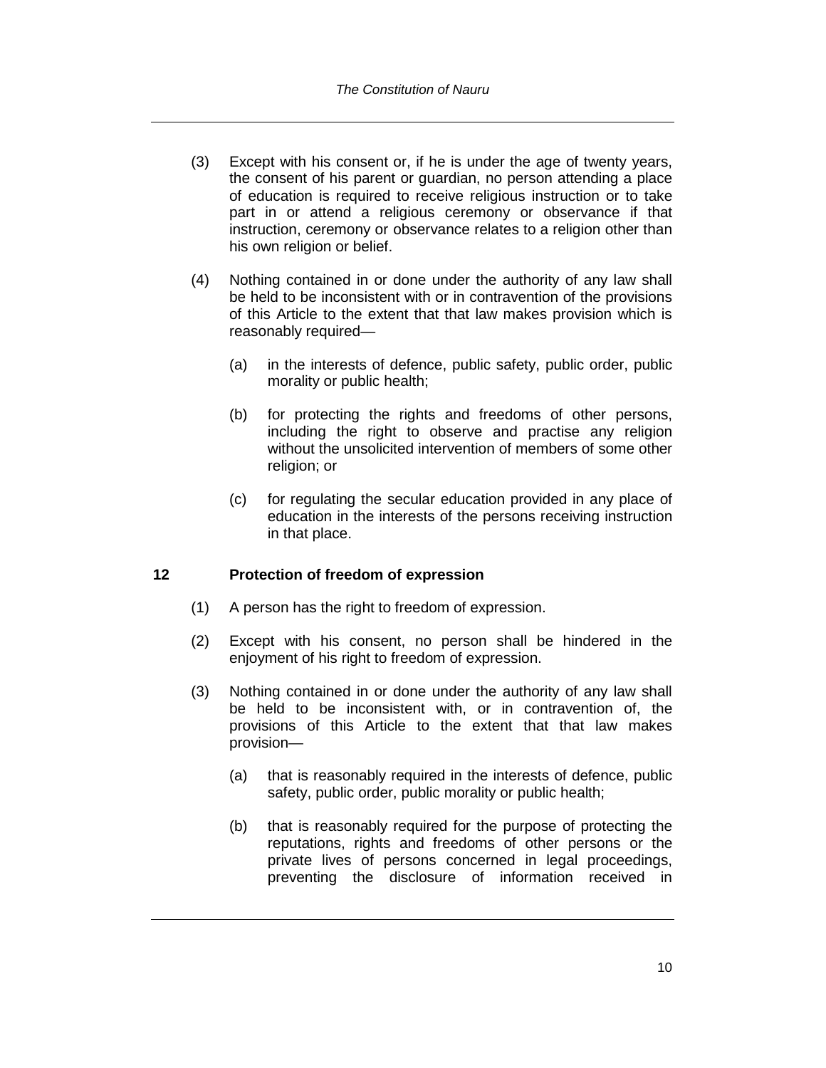(3) Except with his consent or, if he is under the age of twenty years, the consent of his parent or guardian, no person attending a place of education is required to receive religious instruction or to take part in or attend a religious ceremony or observance if that instruction, ceremony or observance relates to a religion other than his own religion or belief.

(4) Nothing contained in or done under the authority of any law shall be held to be inconsistent with or in contravention of the provisions of this Article to the extent that that law makes provision which is reasonably required—

(a) in the interests of defence, public safety, public order, public morality or public health;

(b) for protecting the rights and freedoms of other persons, including the right to observe and practise any religion without the unsolicited intervention of members of some other religion; or

(c) for regulating the secular education provided in any place of education in the interests of the persons receiving instruction in that place.

## 12 Protection of freedom of expression

(1) A person has the right to freedom of expression.

(2) Except with his consent, no person shall be hindered in the enjoyment of his right to freedom of expression.

(3) Nothing contained in or done under the authority of any law shall be held to be inconsistent with, or in contravention of, the provisions of this Article to the extent that that law makes provision—

(a) that is reasonably required in the interests of defence, public safety, public order, public morality or public health;

(b) that is reasonably required for the purpose of protecting the reputations, rights and freedoms of other persons or the private lives of persons concerned in legal proceedings, preventing the disclosure of information received in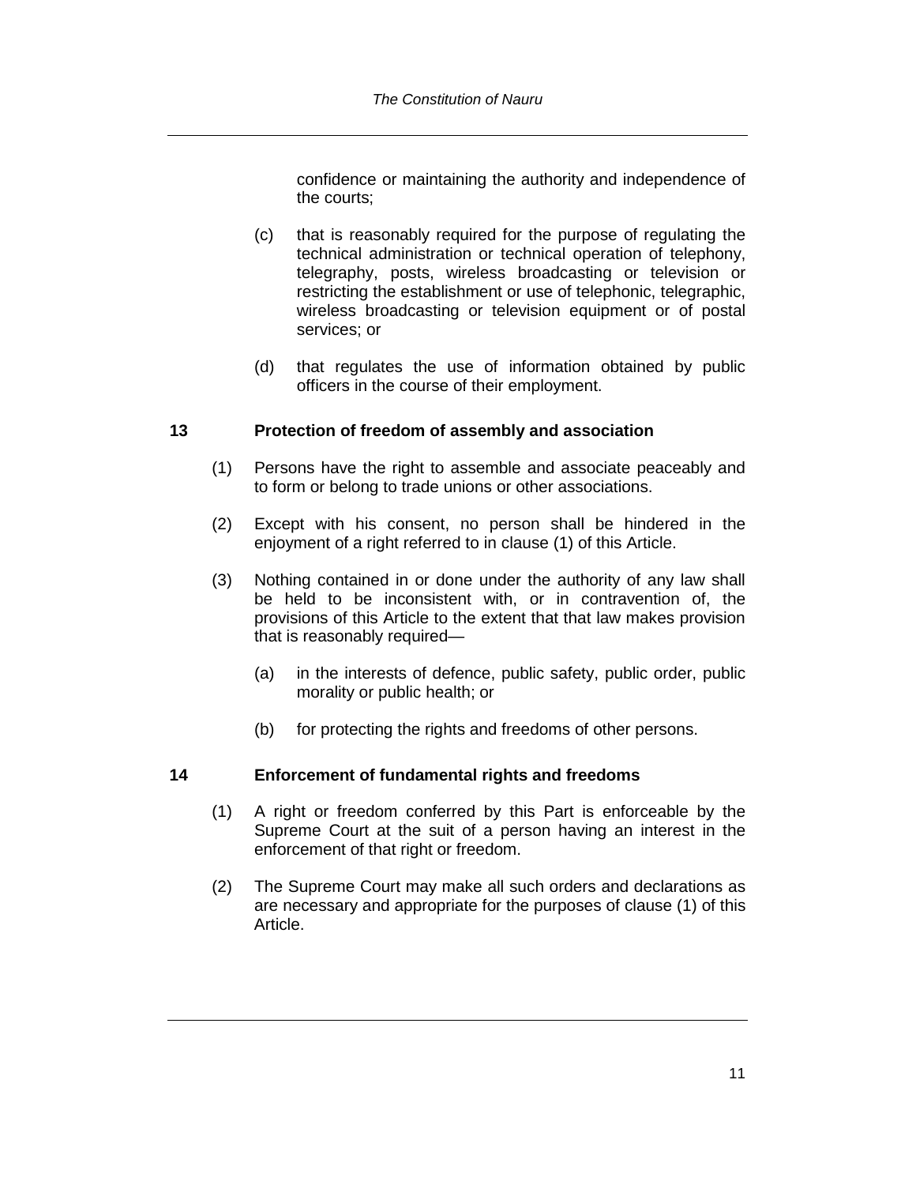confidence or maintaining the authority and independence of the courts;

(c) that is reasonably required for the purpose of regulating the technical administration or technical operation of telephony, telegraphy, posts, wireless broadcasting or television or restricting the establishment or use of telephonic, telegraphic, wireless broadcasting or television equipment or of postal services; or

(d) that regulates the use of information obtained by public officers in the course of their employment.

## 13 Protection of freedom of assembly and association

(1) Persons have the right to assemble and associate peaceably and to form or belong to trade unions or other associations.

(2) Except with his consent, no person shall be hindered in the enjoyment of a right referred to in clause (1) of this Article.

(3) Nothing contained in or done under the authority of any law shall be held to be inconsistent with, or in contravention of, the provisions of this Article to the extent that that law makes provision that is reasonably required—

(a) in the interests of defence, public safety, public order, public morality or public health; or

(b) for protecting the rights and freedoms of other persons.

## 14 Enforcement of fundamental rights and freedoms

(1) A right or freedom conferred by this Part is enforceable by the Supreme Court at the suit of a person having an interest in the enforcement of that right or freedom.

(2) The Supreme Court may make all such orders and declarations as are necessary and appropriate for the purposes of clause (1) of this Article.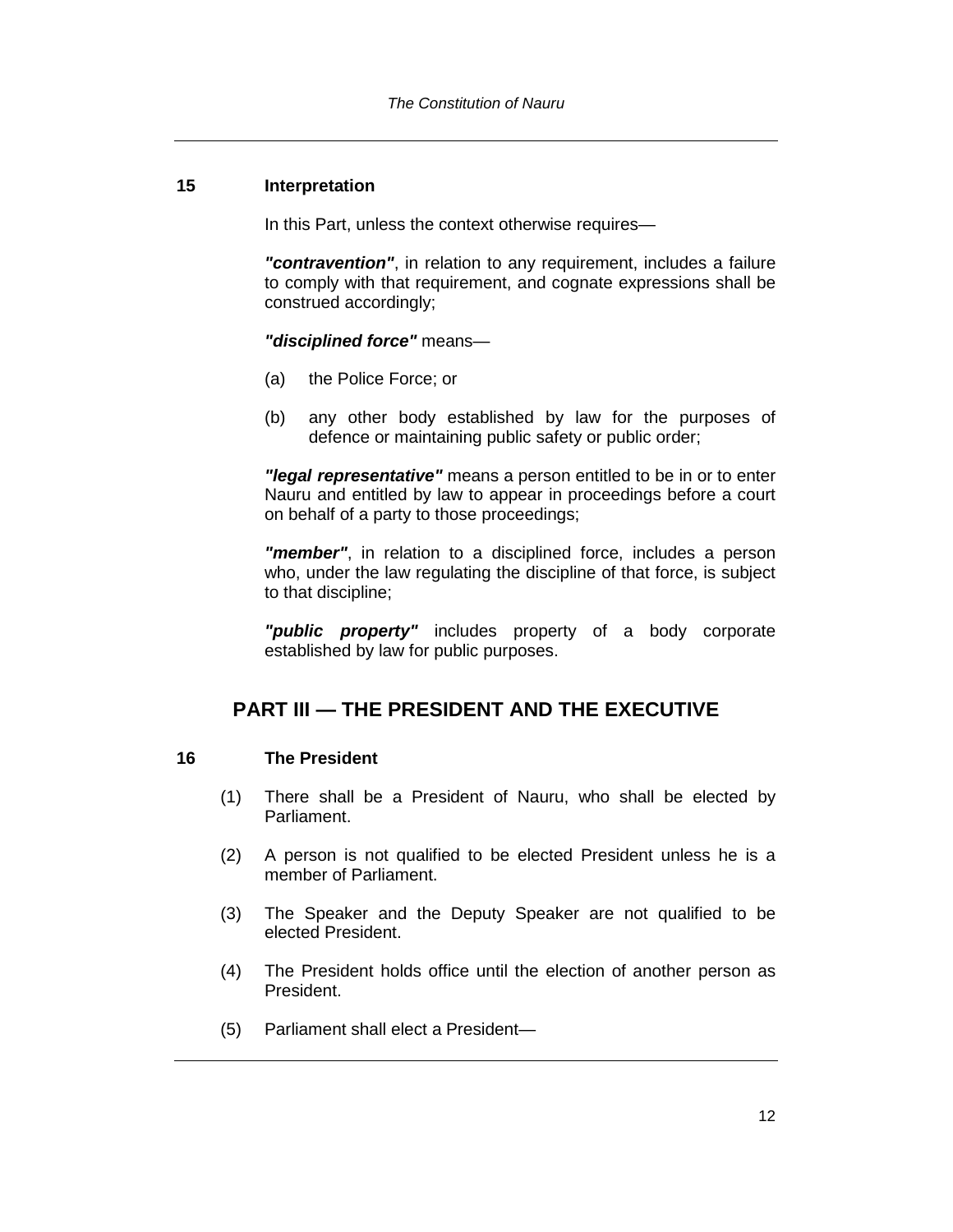### 15 Interpretation

In this Part, unless the context otherwise requires—

***"contravention"***, in relation to any requirement, includes a failure to comply with that requirement, and cognate expressions shall be construed accordingly;

***"disciplined force"*** means—

(a) the Police Force; or

(b) any other body established by law for the purposes of defence or maintaining public safety or public order;

***"legal representative"*** means a person entitled to be in or to enter Nauru and entitled by law to appear in proceedings before a court on behalf of a party to those proceedings;

***"member"***, in relation to a disciplined force, includes a person who, under the law regulating the discipline of that force, is subject to that discipline;

***"public property"*** includes property of a body corporate established by law for public purposes.

## PART III — THE PRESIDENT AND THE EXECUTIVE

### 16 The President

(1) There shall be a President of Nauru, who shall be elected by Parliament.

(2) A person is not qualified to be elected President unless he is a member of Parliament.

(3) The Speaker and the Deputy Speaker are not qualified to be elected President.

(4) The President holds office until the election of another person as President.

(5) Parliament shall elect a President—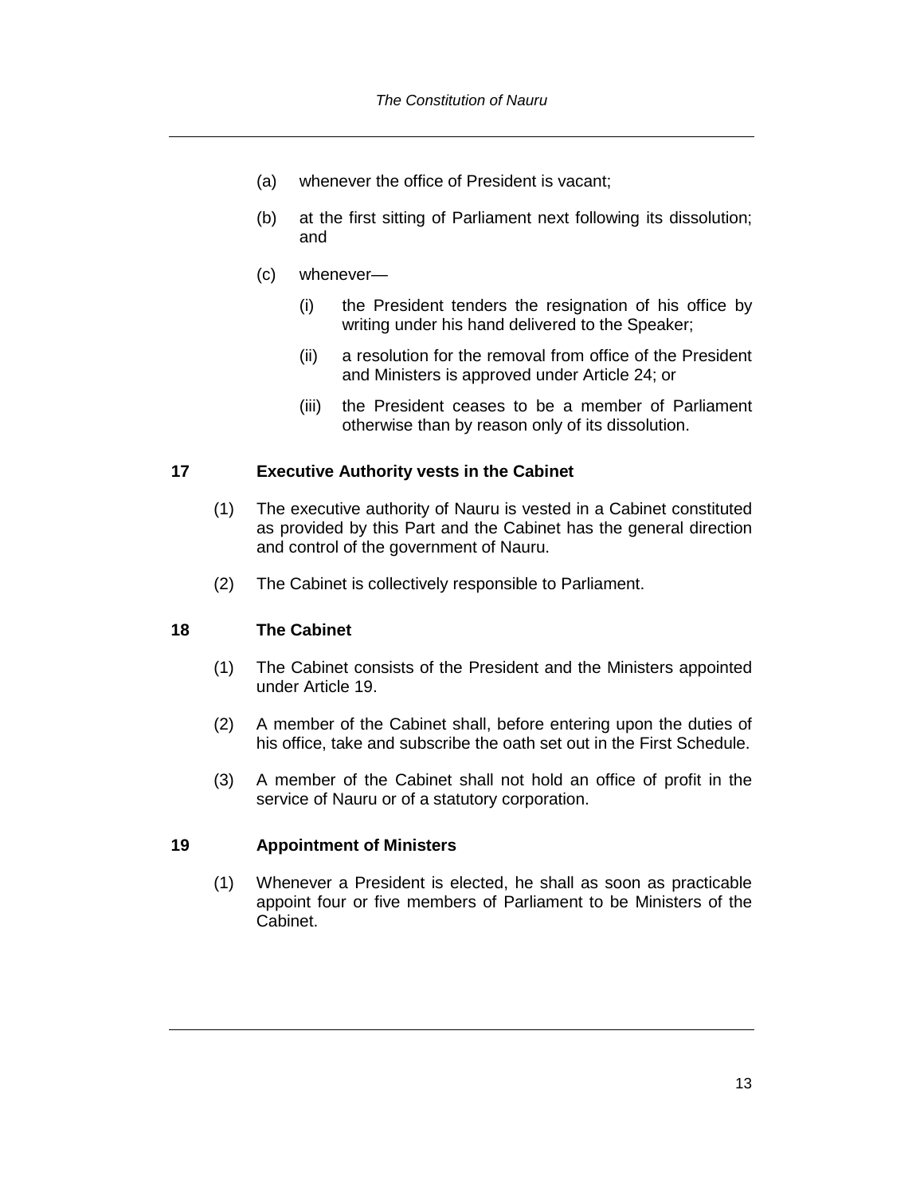(a) whenever the office of President is vacant;

(b) at the first sitting of Parliament next following its dissolution; and

(c) whenever—

   (i) the President tenders the resignation of his office by writing under his hand delivered to the Speaker;

   (ii) a resolution for the removal from office of the President and Ministers is approved under Article 24; or

   (iii) the President ceases to be a member of Parliament otherwise than by reason only of its dissolution.

### 17 Executive Authority vests in the Cabinet

(1) The executive authority of Nauru is vested in a Cabinet constituted as provided by this Part and the Cabinet has the general direction and control of the government of Nauru.

(2) The Cabinet is collectively responsible to Parliament.

### 18 The Cabinet

(1) The Cabinet consists of the President and the Ministers appointed under Article 19.

(2) A member of the Cabinet shall, before entering upon the duties of his office, take and subscribe the oath set out in the First Schedule.

(3) A member of the Cabinet shall not hold an office of profit in the service of Nauru or of a statutory corporation.

### 19 Appointment of Ministers

(1) Whenever a President is elected, he shall as soon as practicable appoint four or five members of Parliament to be Ministers of the Cabinet.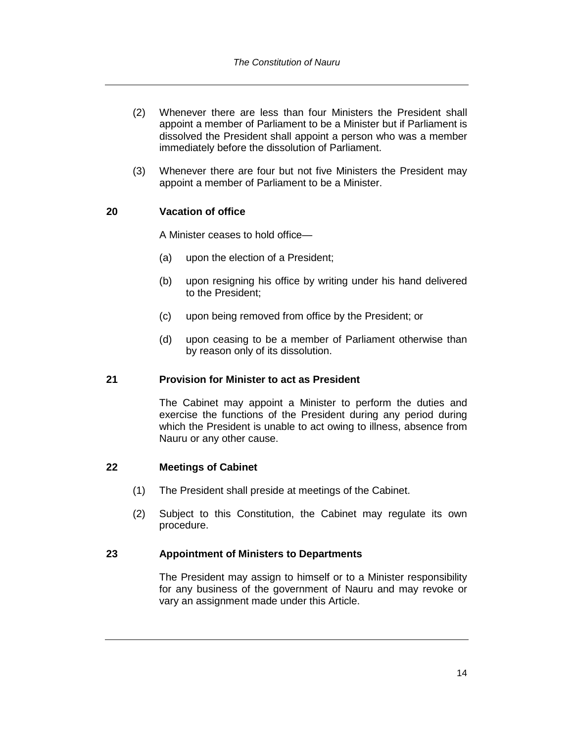(2) Whenever there are less than four Ministers the President shall appoint a member of Parliament to be a Minister but if Parliament is dissolved the President shall appoint a person who was a member immediately before the dissolution of Parliament.

(3) Whenever there are four but not five Ministers the President may appoint a member of Parliament to be a Minister.

### 20 Vacation of office

A Minister ceases to hold office—

(a) upon the election of a President;

(b) upon resigning his office by writing under his hand delivered to the President;

(c) upon being removed from office by the President; or

(d) upon ceasing to be a member of Parliament otherwise than by reason only of its dissolution.

### 21 Provision for Minister to act as President

The Cabinet may appoint a Minister to perform the duties and exercise the functions of the President during any period during which the President is unable to act owing to illness, absence from Nauru or any other cause.

### 22 Meetings of Cabinet

(1) The President shall preside at meetings of the Cabinet.

(2) Subject to this Constitution, the Cabinet may regulate its own procedure.

### 23 Appointment of Ministers to Departments

The President may assign to himself or to a Minister responsibility for any business of the government of Nauru and may revoke or vary an assignment made under this Article.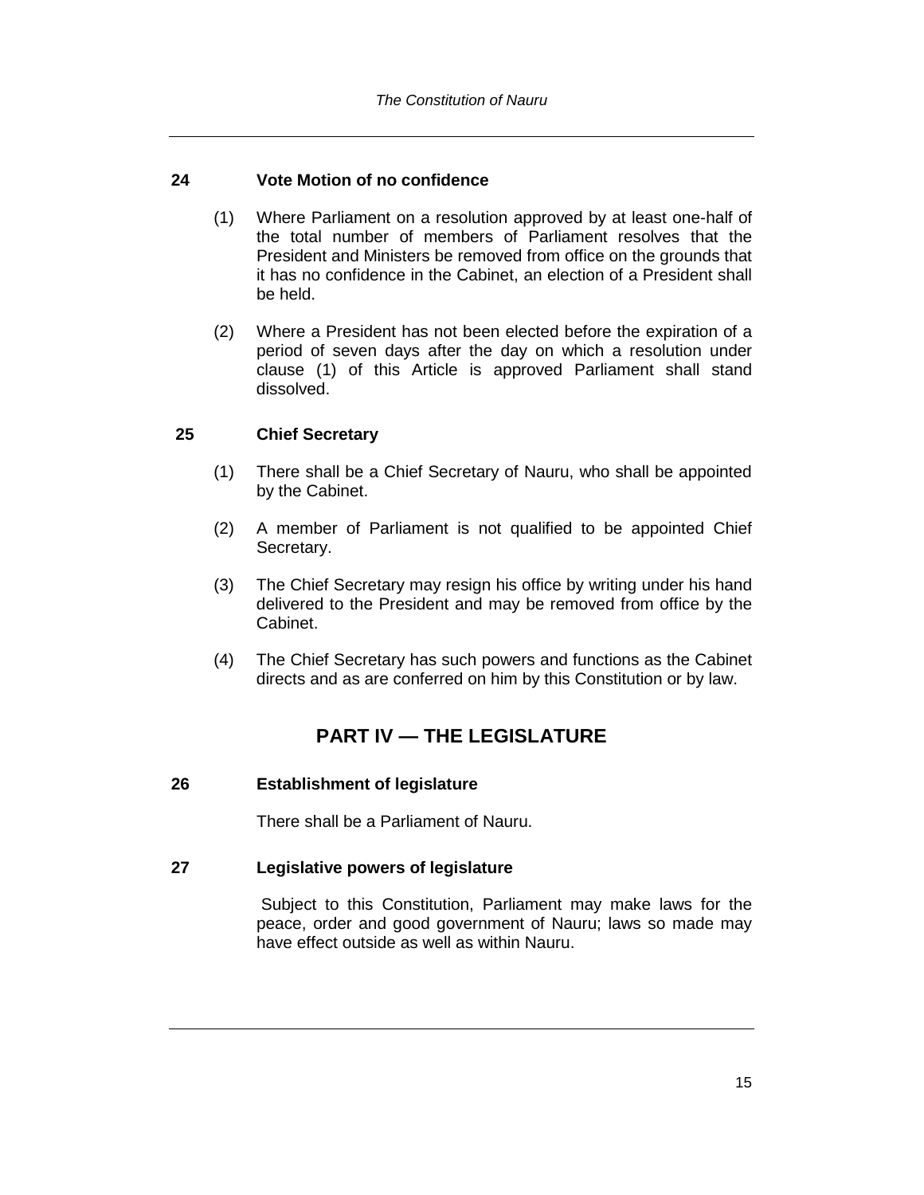### 24 Vote Motion of no confidence

(1) Where Parliament on a resolution approved by at least one-half of the total number of members of Parliament resolves that the President and Ministers be removed from office on the grounds that it has no confidence in the Cabinet, an election of a President shall be held.

(2) Where a President has not been elected before the expiration of a period of seven days after the day on which a resolution under clause (1) of this Article is approved Parliament shall stand dissolved.

### 25 Chief Secretary

(1) There shall be a Chief Secretary of Nauru, who shall be appointed by the Cabinet.

(2) A member of Parliament is not qualified to be appointed Chief Secretary.

(3) The Chief Secretary may resign his office by writing under his hand delivered to the President and may be removed from office by the Cabinet.

(4) The Chief Secretary has such powers and functions as the Cabinet directs and as are conferred on him by this Constitution or by law.

## PART IV — THE LEGISLATURE

### 26 Establishment of legislature

There shall be a Parliament of Nauru.

### 27 Legislative powers of legislature

Subject to this Constitution, Parliament may make laws for the peace, order and good government of Nauru; laws so made may have effect outside as well as within Nauru.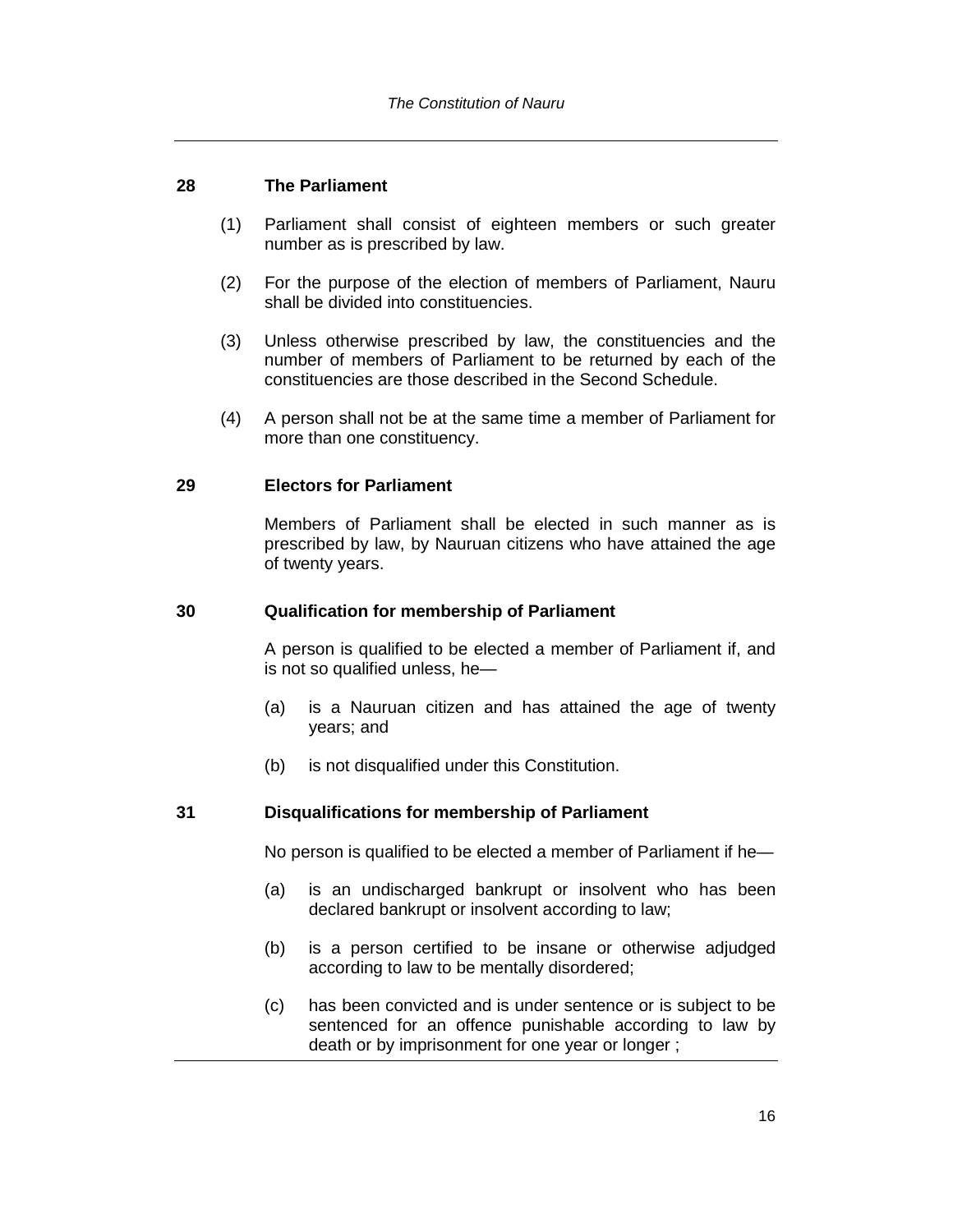## 28 The Parliament

(1) Parliament shall consist of eighteen members or such greater number as is prescribed by law.

(2) For the purpose of the election of members of Parliament, Nauru shall be divided into constituencies.

(3) Unless otherwise prescribed by law, the constituencies and the number of members of Parliament to be returned by each of the constituencies are those described in the Second Schedule.

(4) A person shall not be at the same time a member of Parliament for more than one constituency.

## 29 Electors for Parliament

Members of Parliament shall be elected in such manner as is prescribed by law, by Nauruan citizens who have attained the age of twenty years.

## 30 Qualification for membership of Parliament

A person is qualified to be elected a member of Parliament if, and is not so qualified unless, he—

(a) is a Nauruan citizen and has attained the age of twenty years; and

(b) is not disqualified under this Constitution.

## 31 Disqualifications for membership of Parliament

No person is qualified to be elected a member of Parliament if he—

(a) is an undischarged bankrupt or insolvent who has been declared bankrupt or insolvent according to law;

(b) is a person certified to be insane or otherwise adjudged according to law to be mentally disordered;

(c) has been convicted and is under sentence or is subject to be sentenced for an offence punishable according to law by death or by imprisonment for one year or longer ;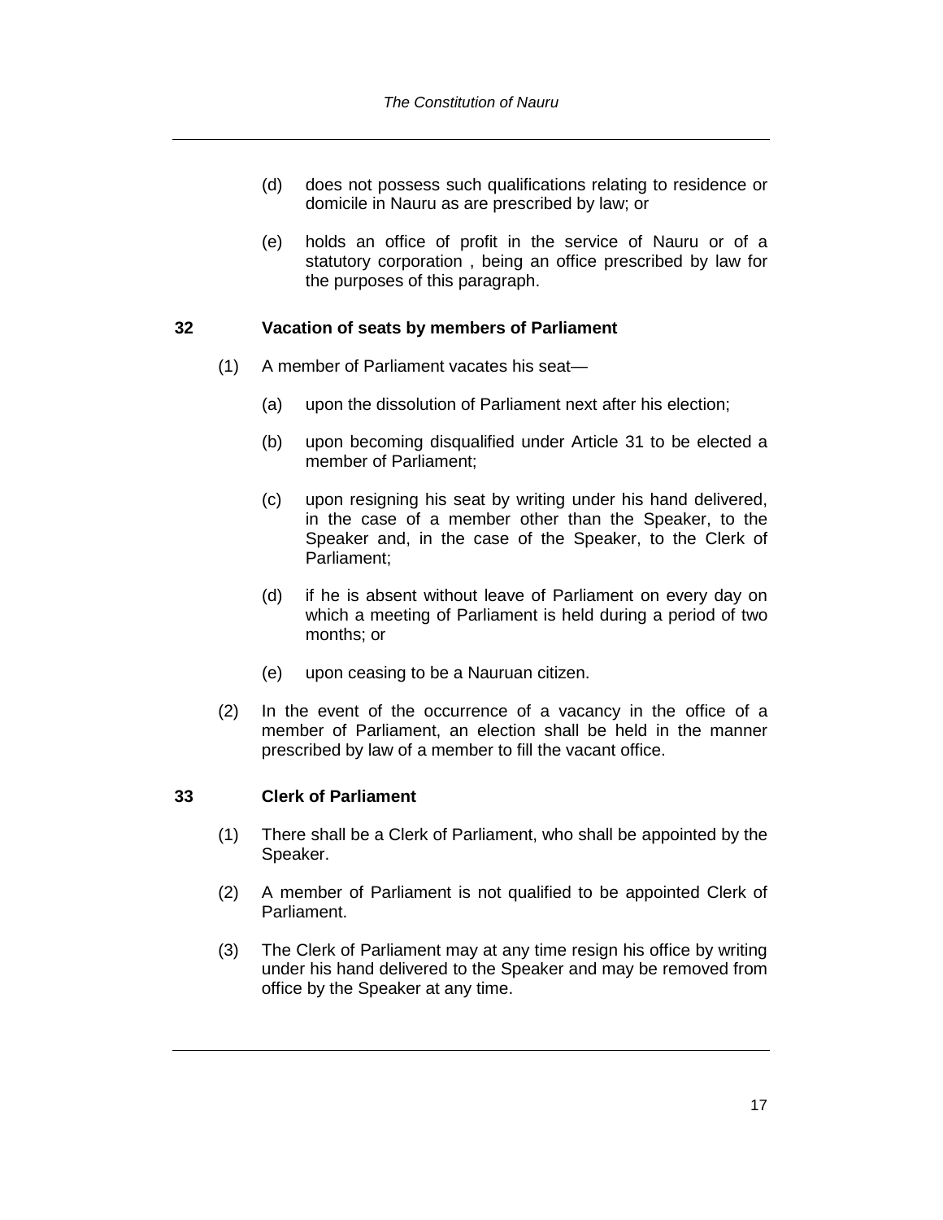(d) does not possess such qualifications relating to residence or domicile in Nauru as are prescribed by law; or

(e) holds an office of profit in the service of Nauru or of a statutory corporation , being an office prescribed by law for the purposes of this paragraph.

### 32 Vacation of seats by members of Parliament

(1) A member of Parliament vacates his seat—

(a) upon the dissolution of Parliament next after his election;

(b) upon becoming disqualified under Article 31 to be elected a member of Parliament;

(c) upon resigning his seat by writing under his hand delivered, in the case of a member other than the Speaker, to the Speaker and, in the case of the Speaker, to the Clerk of Parliament;

(d) if he is absent without leave of Parliament on every day on which a meeting of Parliament is held during a period of two months; or

(e) upon ceasing to be a Nauruan citizen.

(2) In the event of the occurrence of a vacancy in the office of a member of Parliament, an election shall be held in the manner prescribed by law of a member to fill the vacant office.

### 33 Clerk of Parliament

(1) There shall be a Clerk of Parliament, who shall be appointed by the Speaker.

(2) A member of Parliament is not qualified to be appointed Clerk of Parliament.

(3) The Clerk of Parliament may at any time resign his office by writing under his hand delivered to the Speaker and may be removed from office by the Speaker at any time.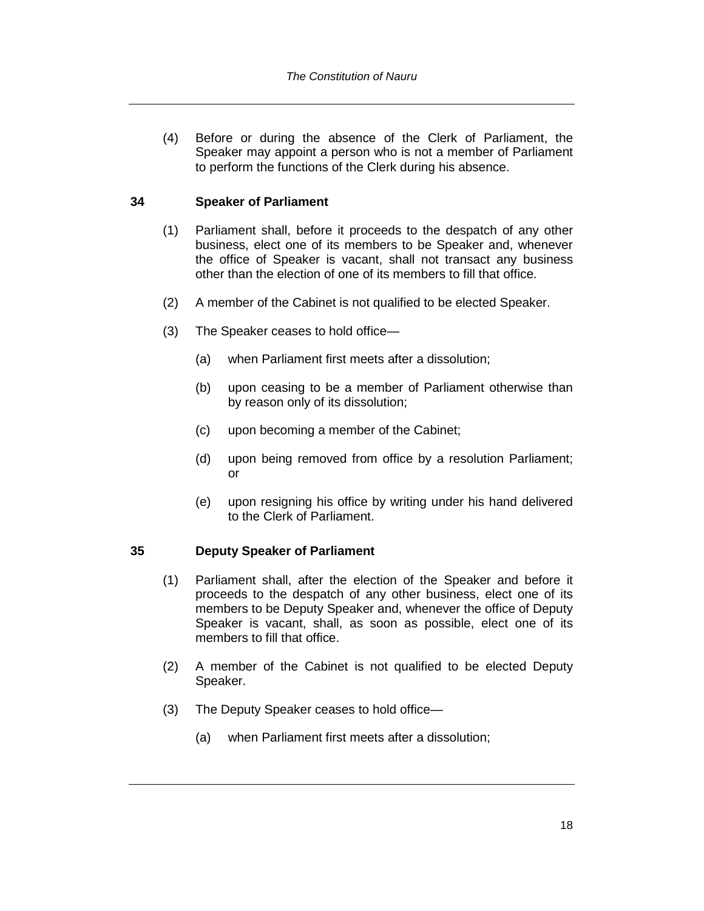(4) Before or during the absence of the Clerk of Parliament, the Speaker may appoint a person who is not a member of Parliament to perform the functions of the Clerk during his absence.

### 34 Speaker of Parliament

(1) Parliament shall, before it proceeds to the despatch of any other business, elect one of its members to be Speaker and, whenever the office of Speaker is vacant, shall not transact any business other than the election of one of its members to fill that office.

(2) A member of the Cabinet is not qualified to be elected Speaker.

(3) The Speaker ceases to hold office—

(a) when Parliament first meets after a dissolution;

(b) upon ceasing to be a member of Parliament otherwise than by reason only of its dissolution;

(c) upon becoming a member of the Cabinet;

(d) upon being removed from office by a resolution Parliament; or

(e) upon resigning his office by writing under his hand delivered to the Clerk of Parliament.

### 35 Deputy Speaker of Parliament

(1) Parliament shall, after the election of the Speaker and before it proceeds to the despatch of any other business, elect one of its members to be Deputy Speaker and, whenever the office of Deputy Speaker is vacant, shall, as soon as possible, elect one of its members to fill that office.

(2) A member of the Cabinet is not qualified to be elected Deputy Speaker.

(3) The Deputy Speaker ceases to hold office—

(a) when Parliament first meets after a dissolution;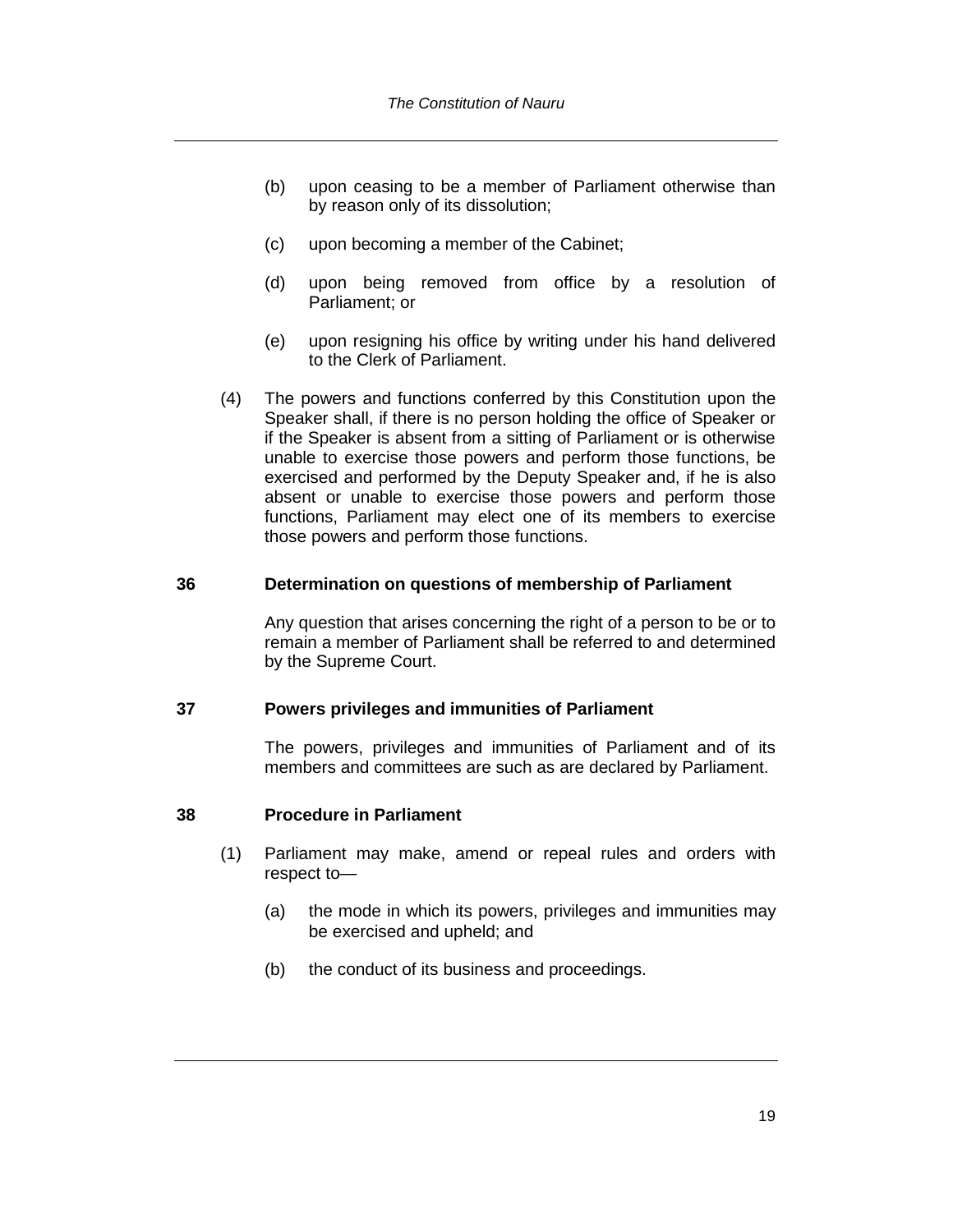(b) upon ceasing to be a member of Parliament otherwise than by reason only of its dissolution;

(c) upon becoming a member of the Cabinet;

(d) upon being removed from office by a resolution of Parliament; or

(e) upon resigning his office by writing under his hand delivered to the Clerk of Parliament.

(4) The powers and functions conferred by this Constitution upon the Speaker shall, if there is no person holding the office of Speaker or if the Speaker is absent from a sitting of Parliament or is otherwise unable to exercise those powers and perform those functions, be exercised and performed by the Deputy Speaker and, if he is also absent or unable to exercise those powers and perform those functions, Parliament may elect one of its members to exercise those powers and perform those functions.

## 36 Determination on questions of membership of Parliament

Any question that arises concerning the right of a person to be or to remain a member of Parliament shall be referred to and determined by the Supreme Court.

## 37 Powers privileges and immunities of Parliament

The powers, privileges and immunities of Parliament and of its members and committees are such as are declared by Parliament.

## 38 Procedure in Parliament

(1) Parliament may make, amend or repeal rules and orders with respect to—

(a) the mode in which its powers, privileges and immunities may be exercised and upheld; and

(b) the conduct of its business and proceedings.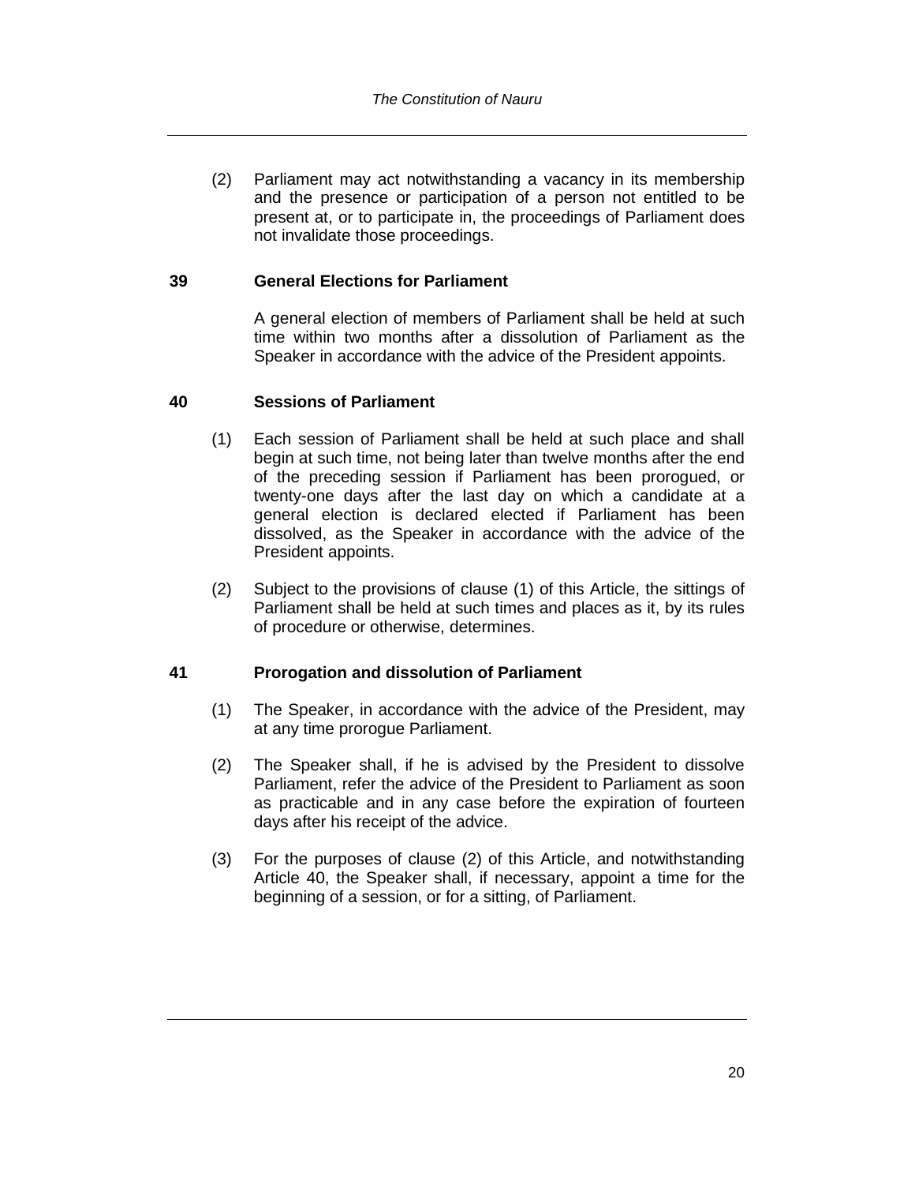(2) Parliament may act notwithstanding a vacancy in its membership and the presence or participation of a person not entitled to be present at, or to participate in, the proceedings of Parliament does not invalidate those proceedings.

### 39 General Elections for Parliament

A general election of members of Parliament shall be held at such time within two months after a dissolution of Parliament as the Speaker in accordance with the advice of the President appoints.

### 40 Sessions of Parliament

(1) Each session of Parliament shall be held at such place and shall begin at such time, not being later than twelve months after the end of the preceding session if Parliament has been prorogued, or twenty-one days after the last day on which a candidate at a general election is declared elected if Parliament has been dissolved, as the Speaker in accordance with the advice of the President appoints.

(2) Subject to the provisions of clause (1) of this Article, the sittings of Parliament shall be held at such times and places as it, by its rules of procedure or otherwise, determines.

### 41 Prorogation and dissolution of Parliament

(1) The Speaker, in accordance with the advice of the President, may at any time prorogue Parliament.

(2) The Speaker shall, if he is advised by the President to dissolve Parliament, refer the advice of the President to Parliament as soon as practicable and in any case before the expiration of fourteen days after his receipt of the advice.

(3) For the purposes of clause (2) of this Article, and notwithstanding Article 40, the Speaker shall, if necessary, appoint a time for the beginning of a session, or for a sitting, of Parliament.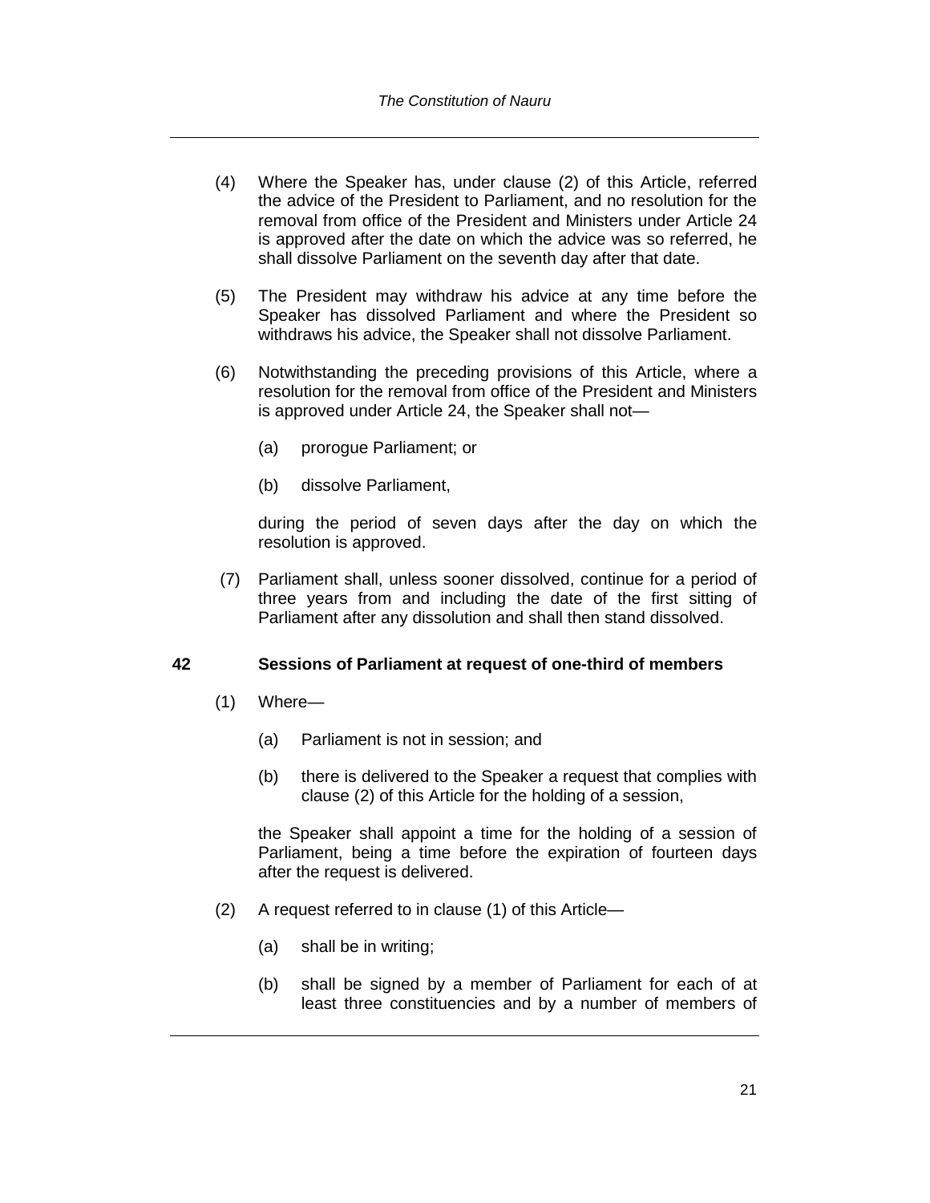(4) Where the Speaker has, under clause (2) of this Article, referred the advice of the President to Parliament, and no resolution for the removal from office of the President and Ministers under Article 24 is approved after the date on which the advice was so referred, he shall dissolve Parliament on the seventh day after that date.

(5) The President may withdraw his advice at any time before the Speaker has dissolved Parliament and where the President so withdraws his advice, the Speaker shall not dissolve Parliament.

(6) Notwithstanding the preceding provisions of this Article, where a resolution for the removal from office of the President and Ministers is approved under Article 24, the Speaker shall not—

(a) prorogue Parliament; or

(b) dissolve Parliament,

during the period of seven days after the day on which the resolution is approved.

(7) Parliament shall, unless sooner dissolved, continue for a period of three years from and including the date of the first sitting of Parliament after any dissolution and shall then stand dissolved.

### 42 Sessions of Parliament at request of one-third of members

(1) Where—

(a) Parliament is not in session; and

(b) there is delivered to the Speaker a request that complies with clause (2) of this Article for the holding of a session,

the Speaker shall appoint a time for the holding of a session of Parliament, being a time before the expiration of fourteen days after the request is delivered.

(2) A request referred to in clause (1) of this Article—

(a) shall be in writing;

(b) shall be signed by a member of Parliament for each of at least three constituencies and by a number of members of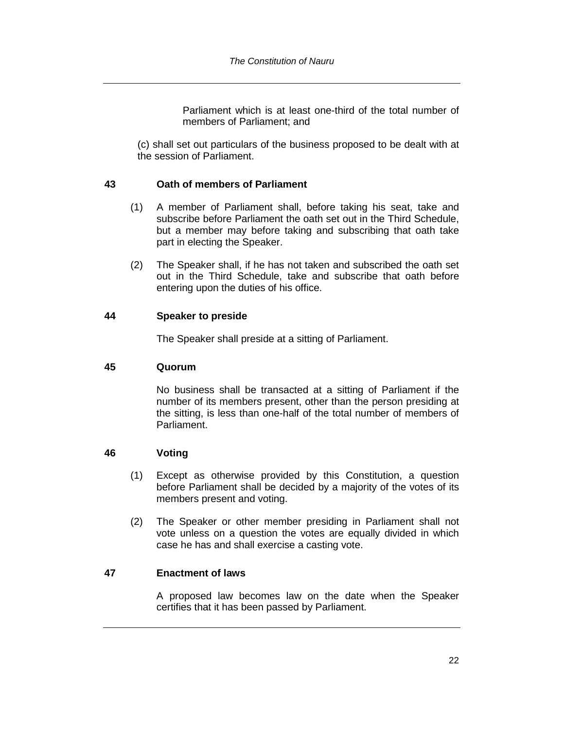Parliament which is at least one-third of the total number of members of Parliament; and

(c) shall set out particulars of the business proposed to be dealt with at the session of Parliament.

### 43 Oath of members of Parliament

(1) A member of Parliament shall, before taking his seat, take and subscribe before Parliament the oath set out in the Third Schedule, but a member may before taking and subscribing that oath take part in electing the Speaker.

(2) The Speaker shall, if he has not taken and subscribed the oath set out in the Third Schedule, take and subscribe that oath before entering upon the duties of his office.

### 44 Speaker to preside

The Speaker shall preside at a sitting of Parliament.

### 45 Quorum

No business shall be transacted at a sitting of Parliament if the number of its members present, other than the person presiding at the sitting, is less than one-half of the total number of members of Parliament.

### 46 Voting

(1) Except as otherwise provided by this Constitution, a question before Parliament shall be decided by a majority of the votes of its members present and voting.

(2) The Speaker or other member presiding in Parliament shall not vote unless on a question the votes are equally divided in which case he has and shall exercise a casting vote.

### 47 Enactment of laws

A proposed law becomes law on the date when the Speaker certifies that it has been passed by Parliament.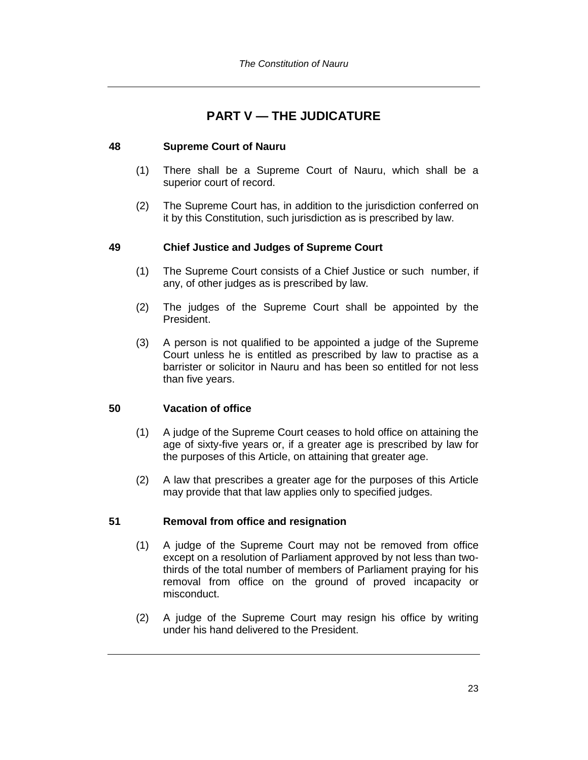## PART V — THE JUDICATURE

### 48 Supreme Court of Nauru

(1) There shall be a Supreme Court of Nauru, which shall be a superior court of record.

(2) The Supreme Court has, in addition to the jurisdiction conferred on it by this Constitution, such jurisdiction as is prescribed by law.

### 49 Chief Justice and Judges of Supreme Court

(1) The Supreme Court consists of a Chief Justice or such number, if any, of other judges as is prescribed by law.

(2) The judges of the Supreme Court shall be appointed by the President.

(3) A person is not qualified to be appointed a judge of the Supreme Court unless he is entitled as prescribed by law to practise as a barrister or solicitor in Nauru and has been so entitled for not less than five years.

### 50 Vacation of office

(1) A judge of the Supreme Court ceases to hold office on attaining the age of sixty-five years or, if a greater age is prescribed by law for the purposes of this Article, on attaining that greater age.

(2) A law that prescribes a greater age for the purposes of this Article may provide that that law applies only to specified judges.

### 51 Removal from office and resignation

(1) A judge of the Supreme Court may not be removed from office except on a resolution of Parliament approved by not less than two-thirds of the total number of members of Parliament praying for his removal from office on the ground of proved incapacity or misconduct.

(2) A judge of the Supreme Court may resign his office by writing under his hand delivered to the President.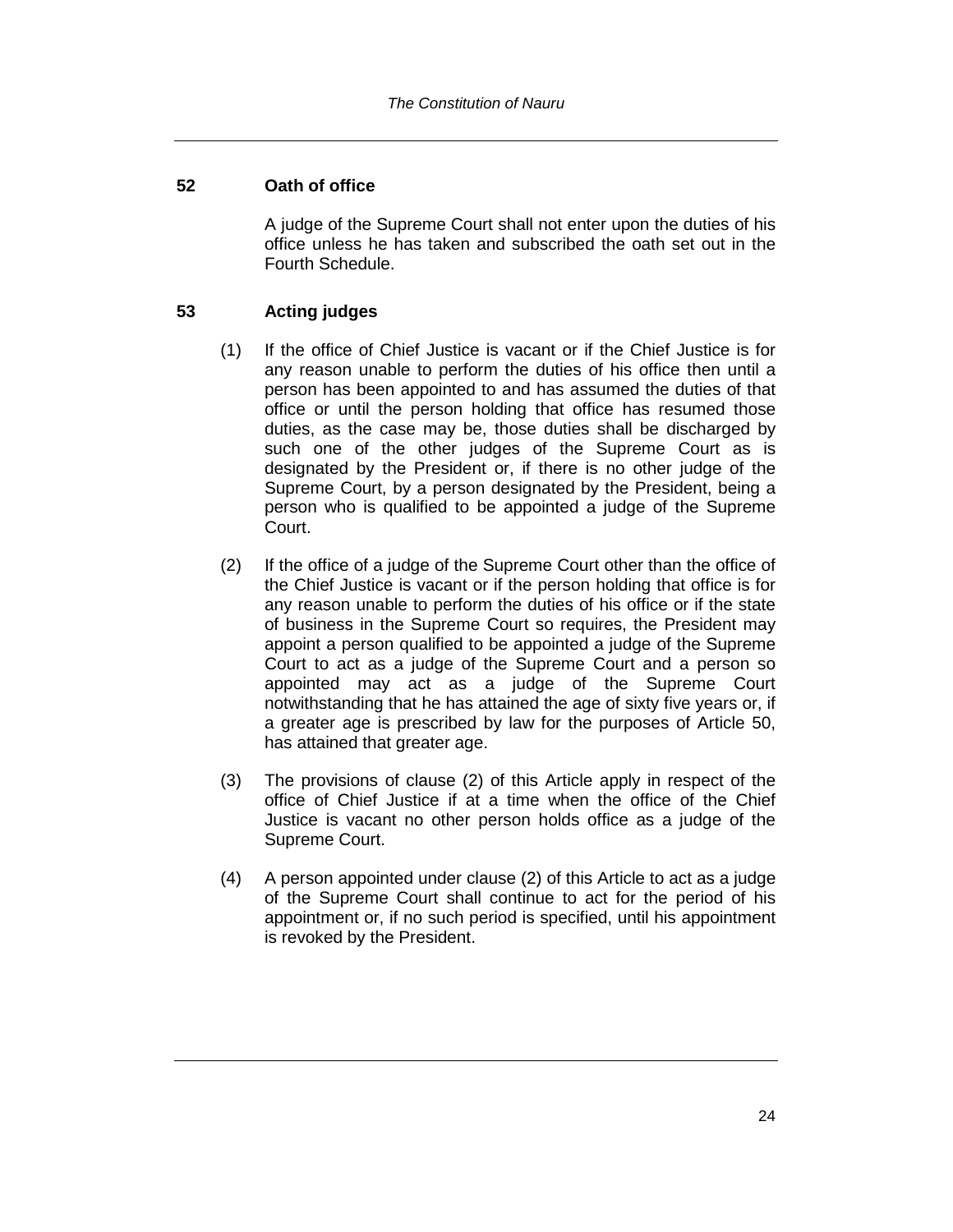## 52 Oath of office

A judge of the Supreme Court shall not enter upon the duties of his office unless he has taken and subscribed the oath set out in the Fourth Schedule.

## 53 Acting judges

(1) If the office of Chief Justice is vacant or if the Chief Justice is for any reason unable to perform the duties of his office then until a person has been appointed to and has assumed the duties of that office or until the person holding that office has resumed those duties, as the case may be, those duties shall be discharged by such one of the other judges of the Supreme Court as is designated by the President or, if there is no other judge of the Supreme Court, by a person designated by the President, being a person who is qualified to be appointed a judge of the Supreme Court.

(2) If the office of a judge of the Supreme Court other than the office of the Chief Justice is vacant or if the person holding that office is for any reason unable to perform the duties of his office or if the state of business in the Supreme Court so requires, the President may appoint a person qualified to be appointed a judge of the Supreme Court to act as a judge of the Supreme Court and a person so appointed may act as a judge of the Supreme Court notwithstanding that he has attained the age of sixty five years or, if a greater age is prescribed by law for the purposes of Article 50, has attained that greater age.

(3) The provisions of clause (2) of this Article apply in respect of the office of Chief Justice if at a time when the office of the Chief Justice is vacant no other person holds office as a judge of the Supreme Court.

(4) A person appointed under clause (2) of this Article to act as a judge of the Supreme Court shall continue to act for the period of his appointment or, if no such period is specified, until his appointment is revoked by the President.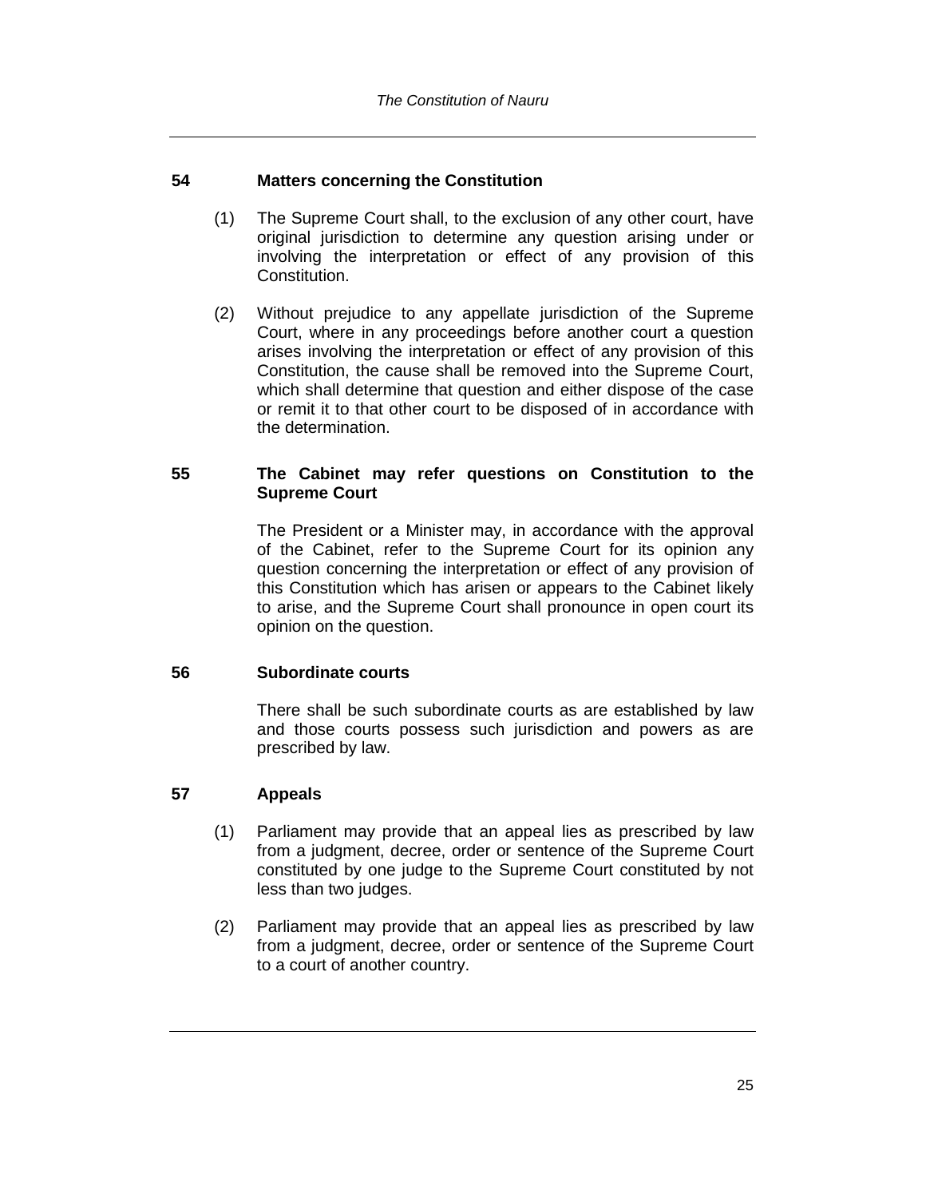### 54 Matters concerning the Constitution

(1) The Supreme Court shall, to the exclusion of any other court, have original jurisdiction to determine any question arising under or involving the interpretation or effect of any provision of this Constitution.

(2) Without prejudice to any appellate jurisdiction of the Supreme Court, where in any proceedings before another court a question arises involving the interpretation or effect of any provision of this Constitution, the cause shall be removed into the Supreme Court, which shall determine that question and either dispose of the case or remit it to that other court to be disposed of in accordance with the determination.

### 55 The Cabinet may refer questions on Constitution to the Supreme Court

The President or a Minister may, in accordance with the approval of the Cabinet, refer to the Supreme Court for its opinion any question concerning the interpretation or effect of any provision of this Constitution which has arisen or appears to the Cabinet likely to arise, and the Supreme Court shall pronounce in open court its opinion on the question.

### 56 Subordinate courts

There shall be such subordinate courts as are established by law and those courts possess such jurisdiction and powers as are prescribed by law.

### 57 Appeals

(1) Parliament may provide that an appeal lies as prescribed by law from a judgment, decree, order or sentence of the Supreme Court constituted by one judge to the Supreme Court constituted by not less than two judges.

(2) Parliament may provide that an appeal lies as prescribed by law from a judgment, decree, order or sentence of the Supreme Court to a court of another country.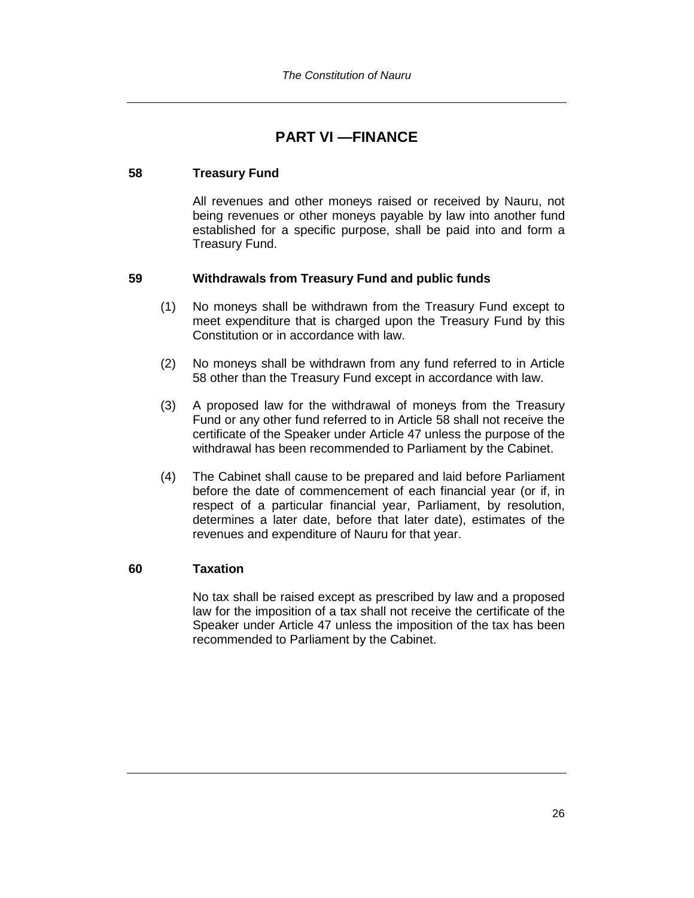# PART VI —FINANCE

## 58 Treasury Fund

All revenues and other moneys raised or received by Nauru, not being revenues or other moneys payable by law into another fund established for a specific purpose, shall be paid into and form a Treasury Fund.

## 59 Withdrawals from Treasury Fund and public funds

(1) No moneys shall be withdrawn from the Treasury Fund except to meet expenditure that is charged upon the Treasury Fund by this Constitution or in accordance with law.

(2) No moneys shall be withdrawn from any fund referred to in Article 58 other than the Treasury Fund except in accordance with law.

(3) A proposed law for the withdrawal of moneys from the Treasury Fund or any other fund referred to in Article 58 shall not receive the certificate of the Speaker under Article 47 unless the purpose of the withdrawal has been recommended to Parliament by the Cabinet.

(4) The Cabinet shall cause to be prepared and laid before Parliament before the date of commencement of each financial year (or if, in respect of a particular financial year, Parliament, by resolution, determines a later date, before that later date), estimates of the revenues and expenditure of Nauru for that year.

## 60 Taxation

No tax shall be raised except as prescribed by law and a proposed law for the imposition of a tax shall not receive the certificate of the Speaker under Article 47 unless the imposition of the tax has been recommended to Parliament by the Cabinet.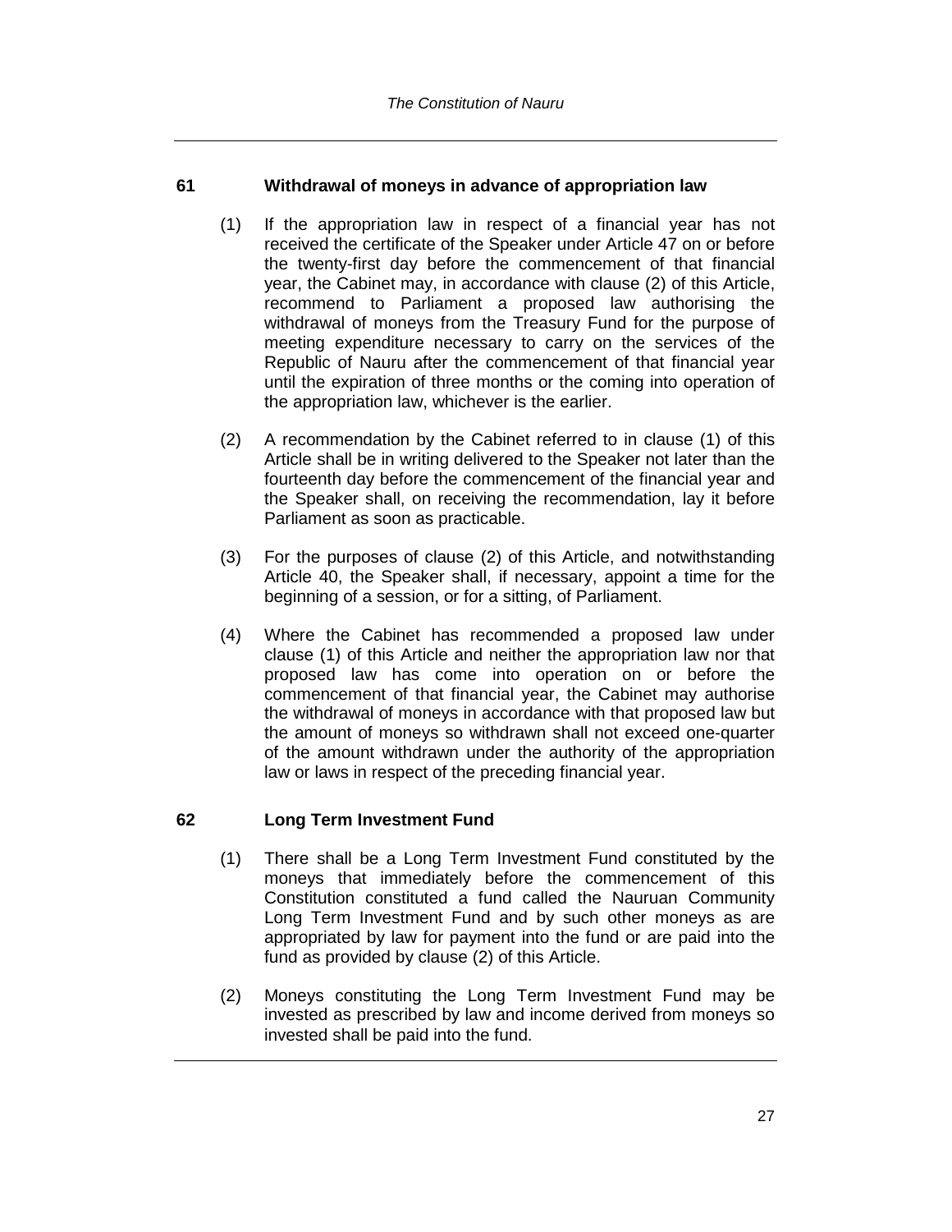## 61 Withdrawal of moneys in advance of appropriation law

(1) If the appropriation law in respect of a financial year has not received the certificate of the Speaker under Article 47 on or before the twenty-first day before the commencement of that financial year, the Cabinet may, in accordance with clause (2) of this Article, recommend to Parliament a proposed law authorising the withdrawal of moneys from the Treasury Fund for the purpose of meeting expenditure necessary to carry on the services of the Republic of Nauru after the commencement of that financial year until the expiration of three months or the coming into operation of the appropriation law, whichever is the earlier.

(2) A recommendation by the Cabinet referred to in clause (1) of this Article shall be in writing delivered to the Speaker not later than the fourteenth day before the commencement of the financial year and the Speaker shall, on receiving the recommendation, lay it before Parliament as soon as practicable.

(3) For the purposes of clause (2) of this Article, and notwithstanding Article 40, the Speaker shall, if necessary, appoint a time for the beginning of a session, or for a sitting, of Parliament.

(4) Where the Cabinet has recommended a proposed law under clause (1) of this Article and neither the appropriation law nor that proposed law has come into operation on or before the commencement of that financial year, the Cabinet may authorise the withdrawal of moneys in accordance with that proposed law but the amount of moneys so withdrawn shall not exceed one-quarter of the amount withdrawn under the authority of the appropriation law or laws in respect of the preceding financial year.

## 62 Long Term Investment Fund

(1) There shall be a Long Term Investment Fund constituted by the moneys that immediately before the commencement of this Constitution constituted a fund called the Nauruan Community Long Term Investment Fund and by such other moneys as are appropriated by law for payment into the fund or are paid into the fund as provided by clause (2) of this Article.

(2) Moneys constituting the Long Term Investment Fund may be invested as prescribed by law and income derived from moneys so invested shall be paid into the fund.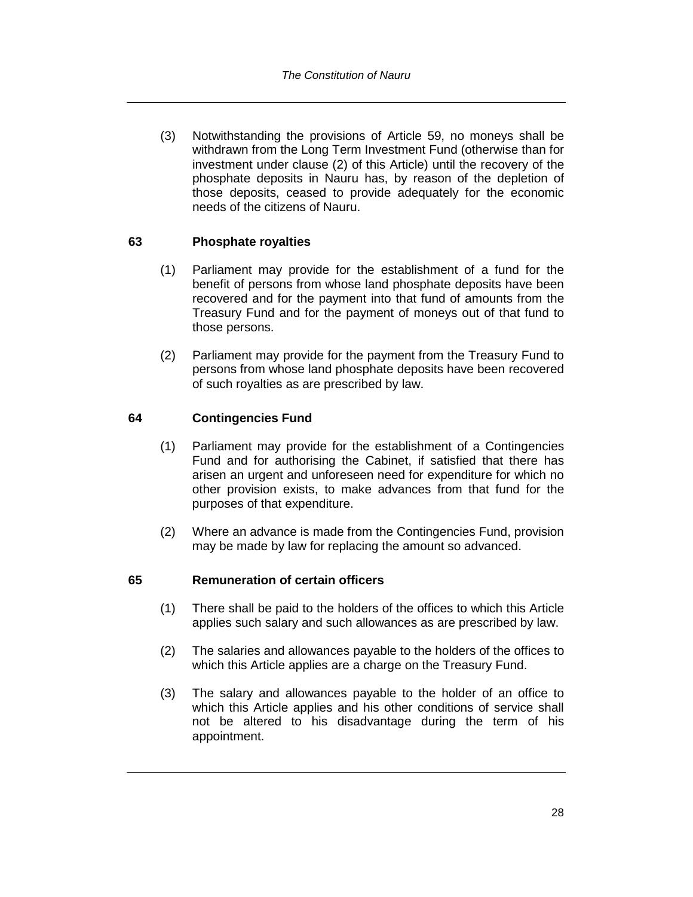(3) Notwithstanding the provisions of Article 59, no moneys shall be withdrawn from the Long Term Investment Fund (otherwise than for investment under clause (2) of this Article) until the recovery of the phosphate deposits in Nauru has, by reason of the depletion of those deposits, ceased to provide adequately for the economic needs of the citizens of Nauru.

### 63 Phosphate royalties

(1) Parliament may provide for the establishment of a fund for the benefit of persons from whose land phosphate deposits have been recovered and for the payment into that fund of amounts from the Treasury Fund and for the payment of moneys out of that fund to those persons.

(2) Parliament may provide for the payment from the Treasury Fund to persons from whose land phosphate deposits have been recovered of such royalties as are prescribed by law.

### 64 Contingencies Fund

(1) Parliament may provide for the establishment of a Contingencies Fund and for authorising the Cabinet, if satisfied that there has arisen an urgent and unforeseen need for expenditure for which no other provision exists, to make advances from that fund for the purposes of that expenditure.

(2) Where an advance is made from the Contingencies Fund, provision may be made by law for replacing the amount so advanced.

### 65 Remuneration of certain officers

(1) There shall be paid to the holders of the offices to which this Article applies such salary and such allowances as are prescribed by law.

(2) The salaries and allowances payable to the holders of the offices to which this Article applies are a charge on the Treasury Fund.

(3) The salary and allowances payable to the holder of an office to which this Article applies and his other conditions of service shall not be altered to his disadvantage during the term of his appointment.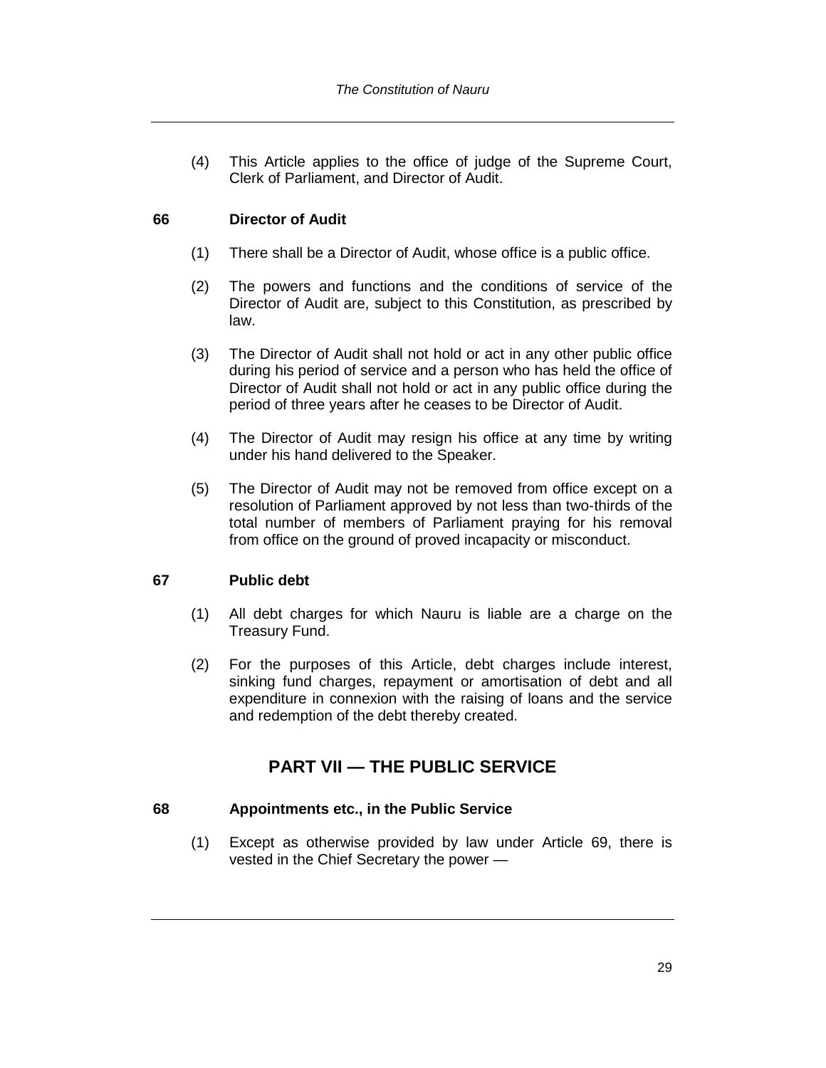(4) This Article applies to the office of judge of the Supreme Court, Clerk of Parliament, and Director of Audit.

### 66 Director of Audit

(1) There shall be a Director of Audit, whose office is a public office.

(2) The powers and functions and the conditions of service of the Director of Audit are, subject to this Constitution, as prescribed by law.

(3) The Director of Audit shall not hold or act in any other public office during his period of service and a person who has held the office of Director of Audit shall not hold or act in any public office during the period of three years after he ceases to be Director of Audit.

(4) The Director of Audit may resign his office at any time by writing under his hand delivered to the Speaker.

(5) The Director of Audit may not be removed from office except on a resolution of Parliament approved by not less than two-thirds of the total number of members of Parliament praying for his removal from office on the ground of proved incapacity or misconduct.

### 67 Public debt

(1) All debt charges for which Nauru is liable are a charge on the Treasury Fund.

(2) For the purposes of this Article, debt charges include interest, sinking fund charges, repayment or amortisation of debt and all expenditure in connexion with the raising of loans and the service and redemption of the debt thereby created.

## PART VII — THE PUBLIC SERVICE

### 68 Appointments etc., in the Public Service

(1) Except as otherwise provided by law under Article 69, there is vested in the Chief Secretary the power —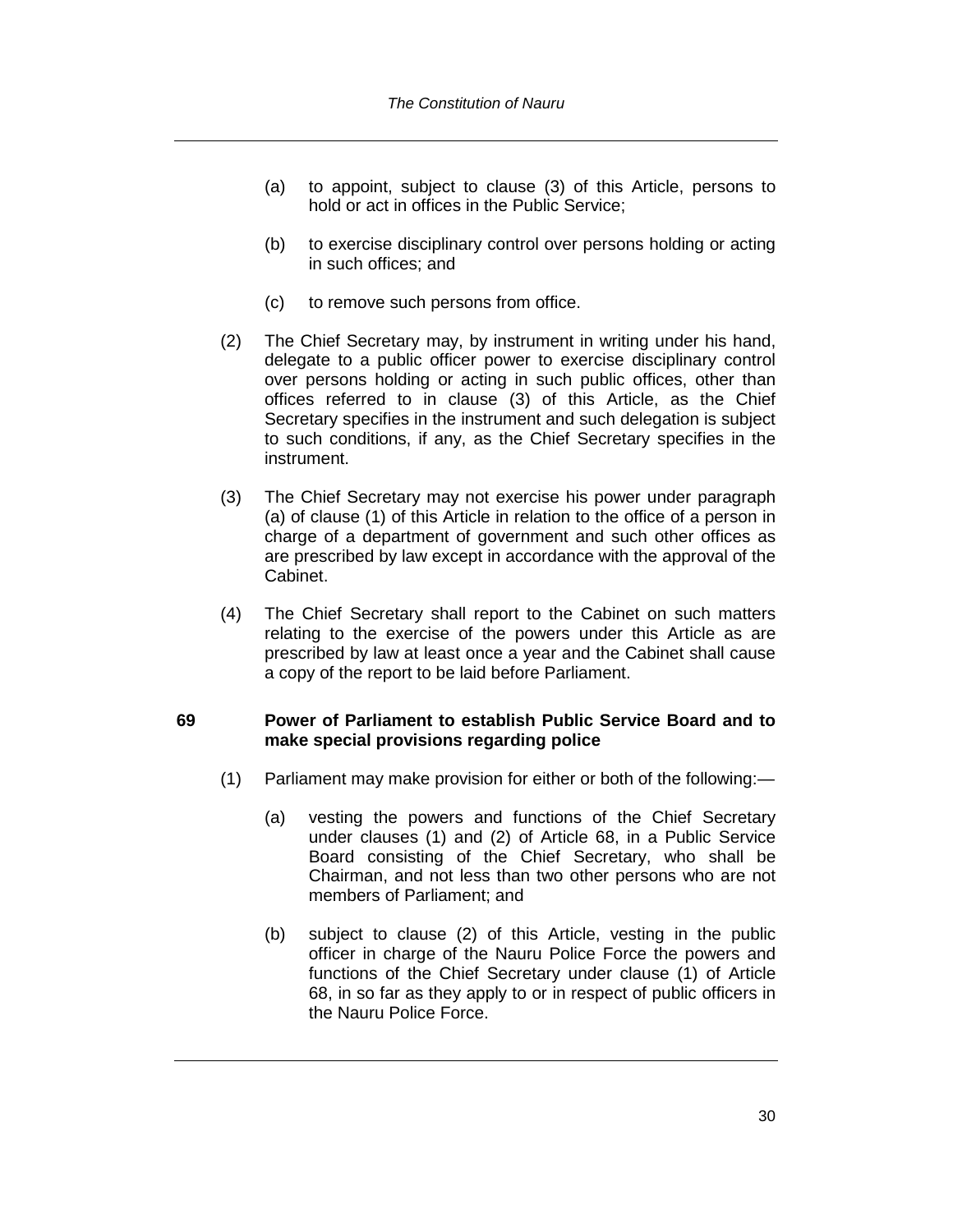(a) to appoint, subject to clause (3) of this Article, persons to hold or act in offices in the Public Service;

(b) to exercise disciplinary control over persons holding or acting in such offices; and

(c) to remove such persons from office.

(2) The Chief Secretary may, by instrument in writing under his hand, delegate to a public officer power to exercise disciplinary control over persons holding or acting in such public offices, other than offices referred to in clause (3) of this Article, as the Chief Secretary specifies in the instrument and such delegation is subject to such conditions, if any, as the Chief Secretary specifies in the instrument.

(3) The Chief Secretary may not exercise his power under paragraph (a) of clause (1) of this Article in relation to the office of a person in charge of a department of government and such other offices as are prescribed by law except in accordance with the approval of the Cabinet.

(4) The Chief Secretary shall report to the Cabinet on such matters relating to the exercise of the powers under this Article as are prescribed by law at least once a year and the Cabinet shall cause a copy of the report to be laid before Parliament.

**69 Power of Parliament to establish Public Service Board and to make special provisions regarding police**

(1) Parliament may make provision for either or both of the following:—

(a) vesting the powers and functions of the Chief Secretary under clauses (1) and (2) of Article 68, in a Public Service Board consisting of the Chief Secretary, who shall be Chairman, and not less than two other persons who are not members of Parliament; and

(b) subject to clause (2) of this Article, vesting in the public officer in charge of the Nauru Police Force the powers and functions of the Chief Secretary under clause (1) of Article 68, in so far as they apply to or in respect of public officers in the Nauru Police Force.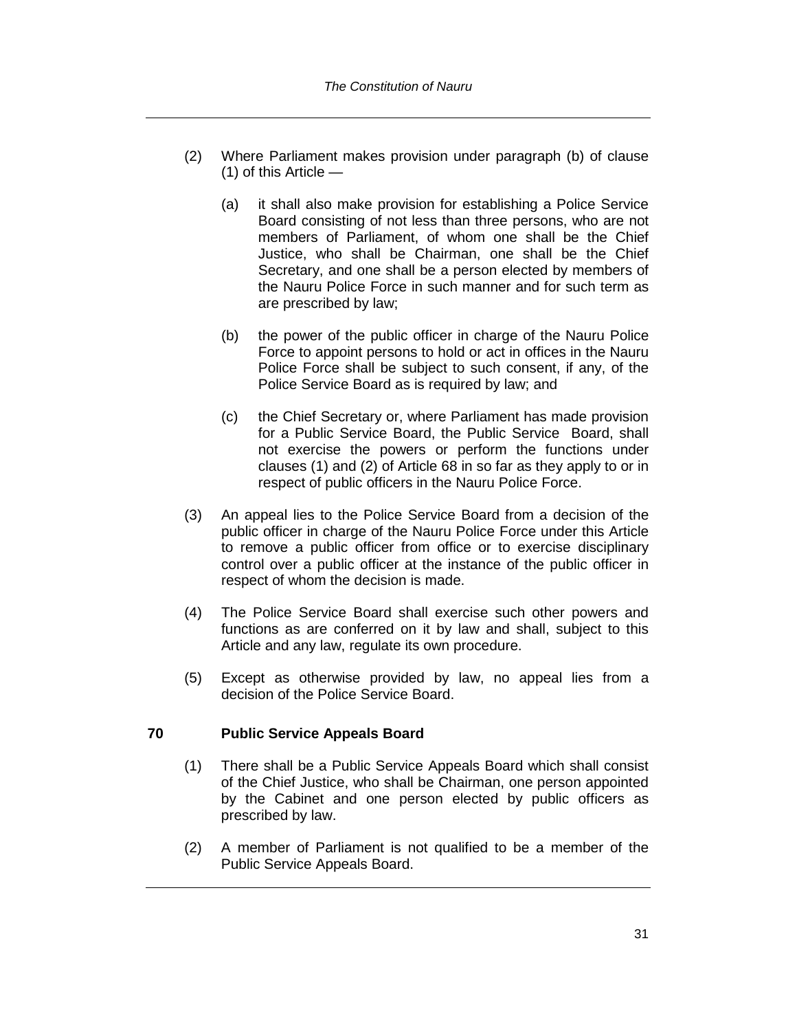(2) Where Parliament makes provision under paragraph (b) of clause (1) of this Article —

(a) it shall also make provision for establishing a Police Service Board consisting of not less than three persons, who are not members of Parliament, of whom one shall be the Chief Justice, who shall be Chairman, one shall be the Chief Secretary, and one shall be a person elected by members of the Nauru Police Force in such manner and for such term as are prescribed by law;

(b) the power of the public officer in charge of the Nauru Police Force to appoint persons to hold or act in offices in the Nauru Police Force shall be subject to such consent, if any, of the Police Service Board as is required by law; and

(c) the Chief Secretary or, where Parliament has made provision for a Public Service Board, the Public Service Board, shall not exercise the powers or perform the functions under clauses (1) and (2) of Article 68 in so far as they apply to or in respect of public officers in the Nauru Police Force.

(3) An appeal lies to the Police Service Board from a decision of the public officer in charge of the Nauru Police Force under this Article to remove a public officer from office or to exercise disciplinary control over a public officer at the instance of the public officer in respect of whom the decision is made.

(4) The Police Service Board shall exercise such other powers and functions as are conferred on it by law and shall, subject to this Article and any law, regulate its own procedure.

(5) Except as otherwise provided by law, no appeal lies from a decision of the Police Service Board.

## 70 Public Service Appeals Board

(1) There shall be a Public Service Appeals Board which shall consist of the Chief Justice, who shall be Chairman, one person appointed by the Cabinet and one person elected by public officers as prescribed by law.

(2) A member of Parliament is not qualified to be a member of the Public Service Appeals Board.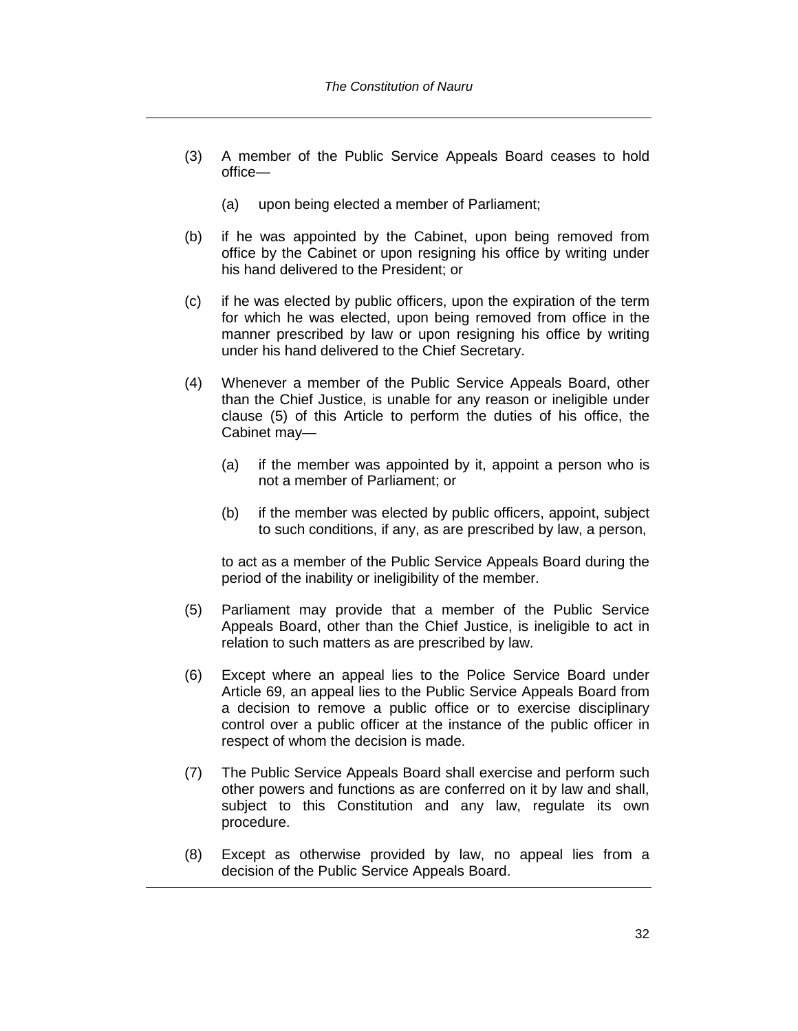(3) A member of the Public Service Appeals Board ceases to hold office—

    (a) upon being elected a member of Parliament;

    (b) if he was appointed by the Cabinet, upon being removed from office by the Cabinet or upon resigning his office by writing under his hand delivered to the President; or

    (c) if he was elected by public officers, upon the expiration of the term for which he was elected, upon being removed from office in the manner prescribed by law or upon resigning his office by writing under his hand delivered to the Chief Secretary.

(4) Whenever a member of the Public Service Appeals Board, other than the Chief Justice, is unable for any reason or ineligible under clause (5) of this Article to perform the duties of his office, the Cabinet may—

    (a) if the member was appointed by it, appoint a person who is not a member of Parliament; or

    (b) if the member was elected by public officers, appoint, subject to such conditions, if any, as are prescribed by law, a person,

    to act as a member of the Public Service Appeals Board during the period of the inability or ineligibility of the member.

(5) Parliament may provide that a member of the Public Service Appeals Board, other than the Chief Justice, is ineligible to act in relation to such matters as are prescribed by law.

(6) Except where an appeal lies to the Police Service Board under Article 69, an appeal lies to the Public Service Appeals Board from a decision to remove a public office or to exercise disciplinary control over a public officer at the instance of the public officer in respect of whom the decision is made.

(7) The Public Service Appeals Board shall exercise and perform such other powers and functions as are conferred on it by law and shall, subject to this Constitution and any law, regulate its own procedure.

(8) Except as otherwise provided by law, no appeal lies from a decision of the Public Service Appeals Board.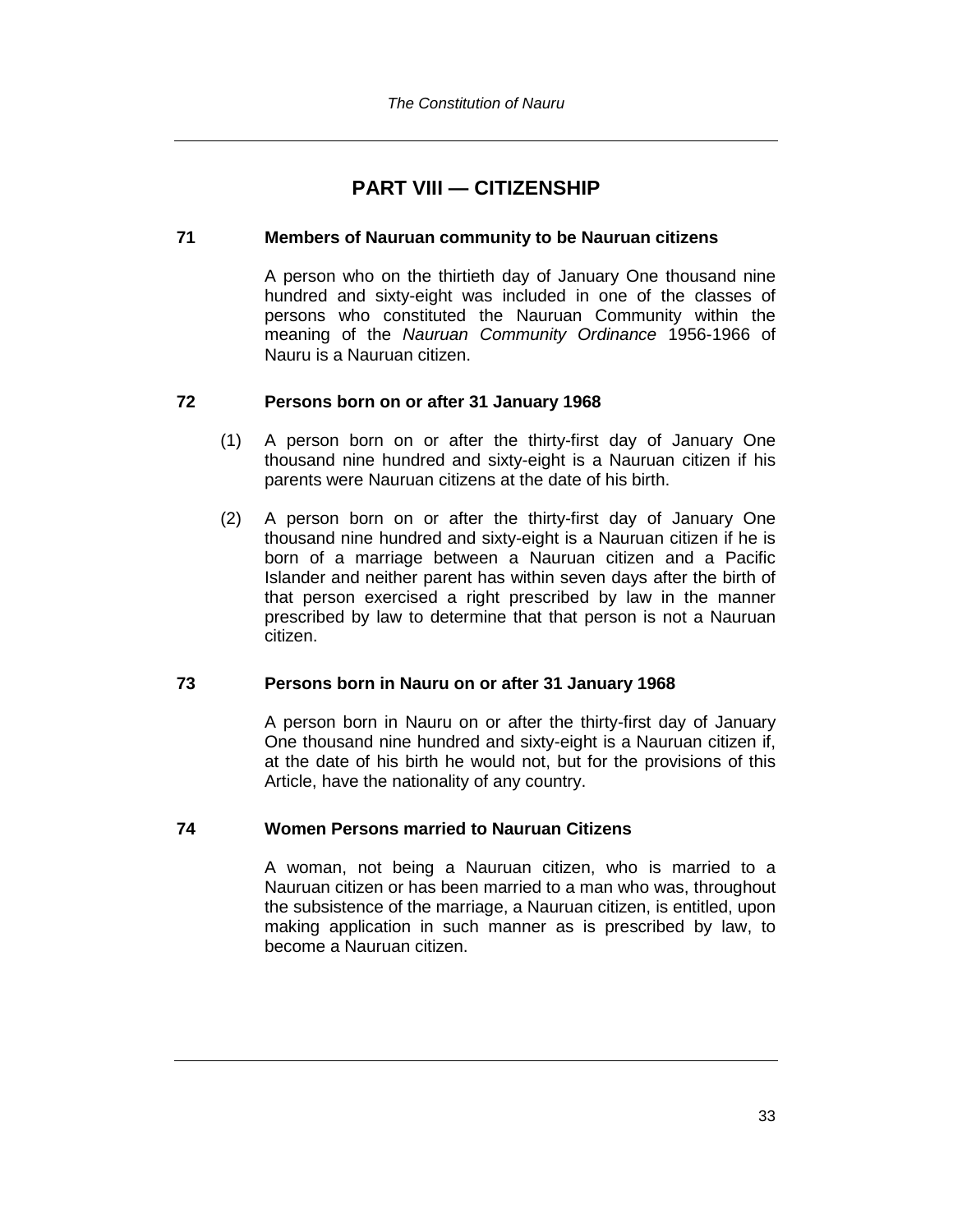## PART VIII — CITIZENSHIP

### 71 Members of Nauruan community to be Nauruan citizens

A person who on the thirtieth day of January One thousand nine hundred and sixty-eight was included in one of the classes of persons who constituted the Nauruan Community within the meaning of the *Nauruan Community Ordinance* 1956-1966 of Nauru is a Nauruan citizen.

### 72 Persons born on or after 31 January 1968

(1) A person born on or after the thirty-first day of January One thousand nine hundred and sixty-eight is a Nauruan citizen if his parents were Nauruan citizens at the date of his birth.

(2) A person born on or after the thirty-first day of January One thousand nine hundred and sixty-eight is a Nauruan citizen if he is born of a marriage between a Nauruan citizen and a Pacific Islander and neither parent has within seven days after the birth of that person exercised a right prescribed by law in the manner prescribed by law to determine that that person is not a Nauruan citizen.

### 73 Persons born in Nauru on or after 31 January 1968

A person born in Nauru on or after the thirty-first day of January One thousand nine hundred and sixty-eight is a Nauruan citizen if, at the date of his birth he would not, but for the provisions of this Article, have the nationality of any country.

### 74 Women Persons married to Nauruan Citizens

A woman, not being a Nauruan citizen, who is married to a Nauruan citizen or has been married to a man who was, throughout the subsistence of the marriage, a Nauruan citizen, is entitled, upon making application in such manner as is prescribed by law, to become a Nauruan citizen.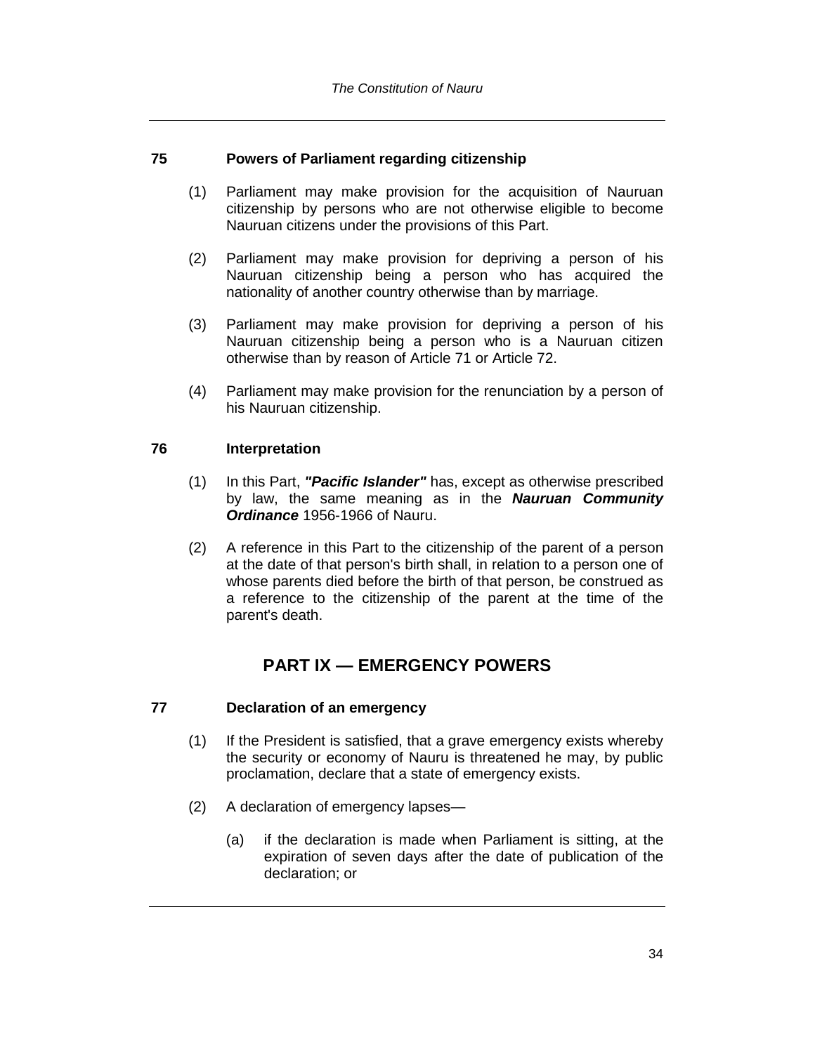### 75 Powers of Parliament regarding citizenship

(1) Parliament may make provision for the acquisition of Nauruan citizenship by persons who are not otherwise eligible to become Nauruan citizens under the provisions of this Part.

(2) Parliament may make provision for depriving a person of his Nauruan citizenship being a person who has acquired the nationality of another country otherwise than by marriage.

(3) Parliament may make provision for depriving a person of his Nauruan citizenship being a person who is a Nauruan citizen otherwise than by reason of Article 71 or Article 72.

(4) Parliament may make provision for the renunciation by a person of his Nauruan citizenship.

### 76 Interpretation

(1) In this Part, ***"Pacific Islander"*** has, except as otherwise prescribed by law, the same meaning as in the ***Nauruan Community Ordinance*** 1956-1966 of Nauru.

(2) A reference in this Part to the citizenship of the parent of a person at the date of that person's birth shall, in relation to a person one of whose parents died before the birth of that person, be construed as a reference to the citizenship of the parent at the time of the parent's death.

## PART IX — EMERGENCY POWERS

### 77 Declaration of an emergency

(1) If the President is satisfied, that a grave emergency exists whereby the security or economy of Nauru is threatened he may, by public proclamation, declare that a state of emergency exists.

(2) A declaration of emergency lapses—

(a) if the declaration is made when Parliament is sitting, at the expiration of seven days after the date of publication of the declaration; or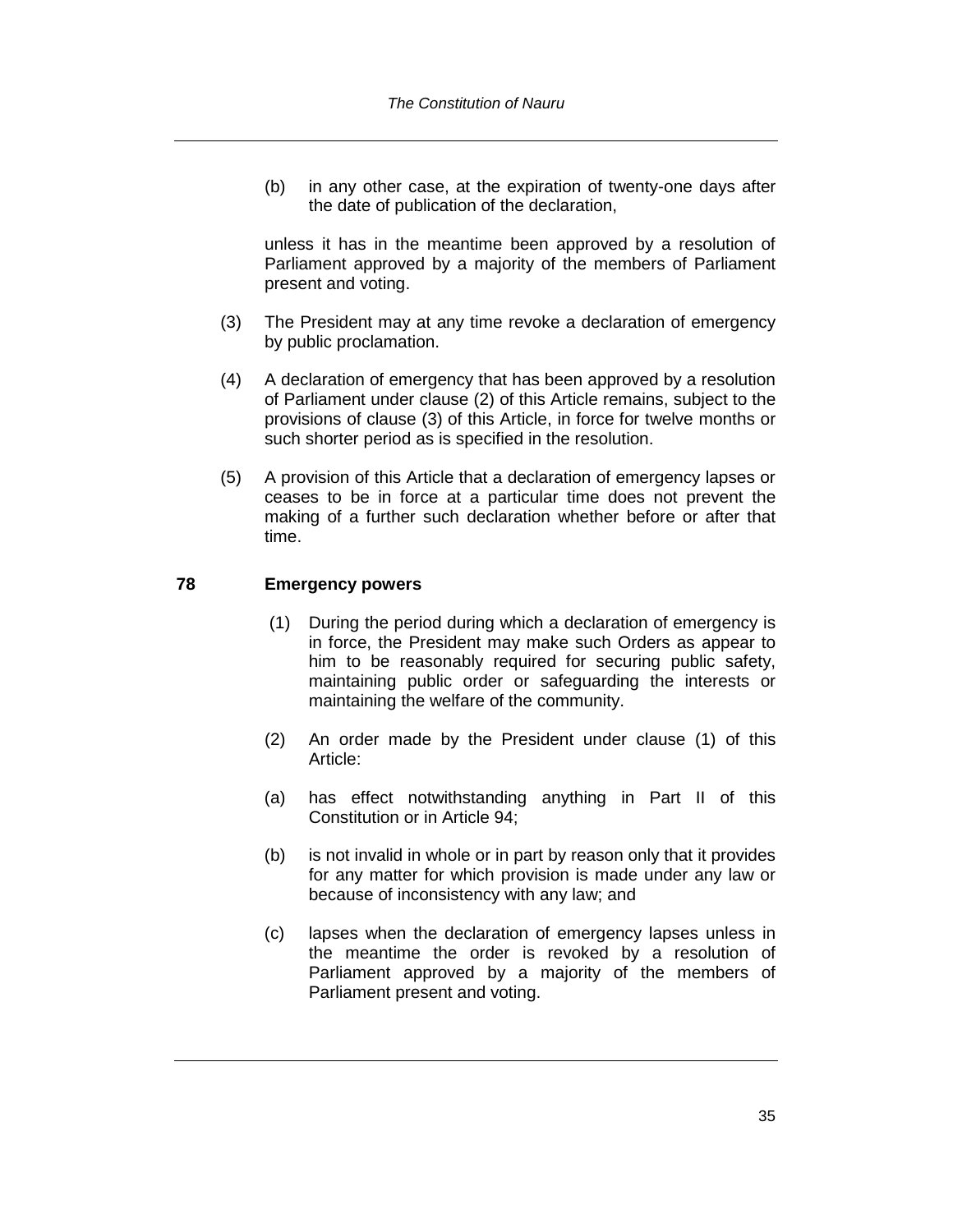(b) in any other case, at the expiration of twenty-one days after the date of publication of the declaration,

unless it has in the meantime been approved by a resolution of Parliament approved by a majority of the members of Parliament present and voting.

(3) The President may at any time revoke a declaration of emergency by public proclamation.

(4) A declaration of emergency that has been approved by a resolution of Parliament under clause (2) of this Article remains, subject to the provisions of clause (3) of this Article, in force for twelve months or such shorter period as is specified in the resolution.

(5) A provision of this Article that a declaration of emergency lapses or ceases to be in force at a particular time does not prevent the making of a further such declaration whether before or after that time.

**78 Emergency powers**

(1) During the period during which a declaration of emergency is in force, the President may make such Orders as appear to him to be reasonably required for securing public safety, maintaining public order or safeguarding the interests or maintaining the welfare of the community.

(2) An order made by the President under clause (1) of this Article:

(a) has effect notwithstanding anything in Part II of this Constitution or in Article 94;

(b) is not invalid in whole or in part by reason only that it provides for any matter for which provision is made under any law or because of inconsistency with any law; and

(c) lapses when the declaration of emergency lapses unless in the meantime the order is revoked by a resolution of Parliament approved by a majority of the members of Parliament present and voting.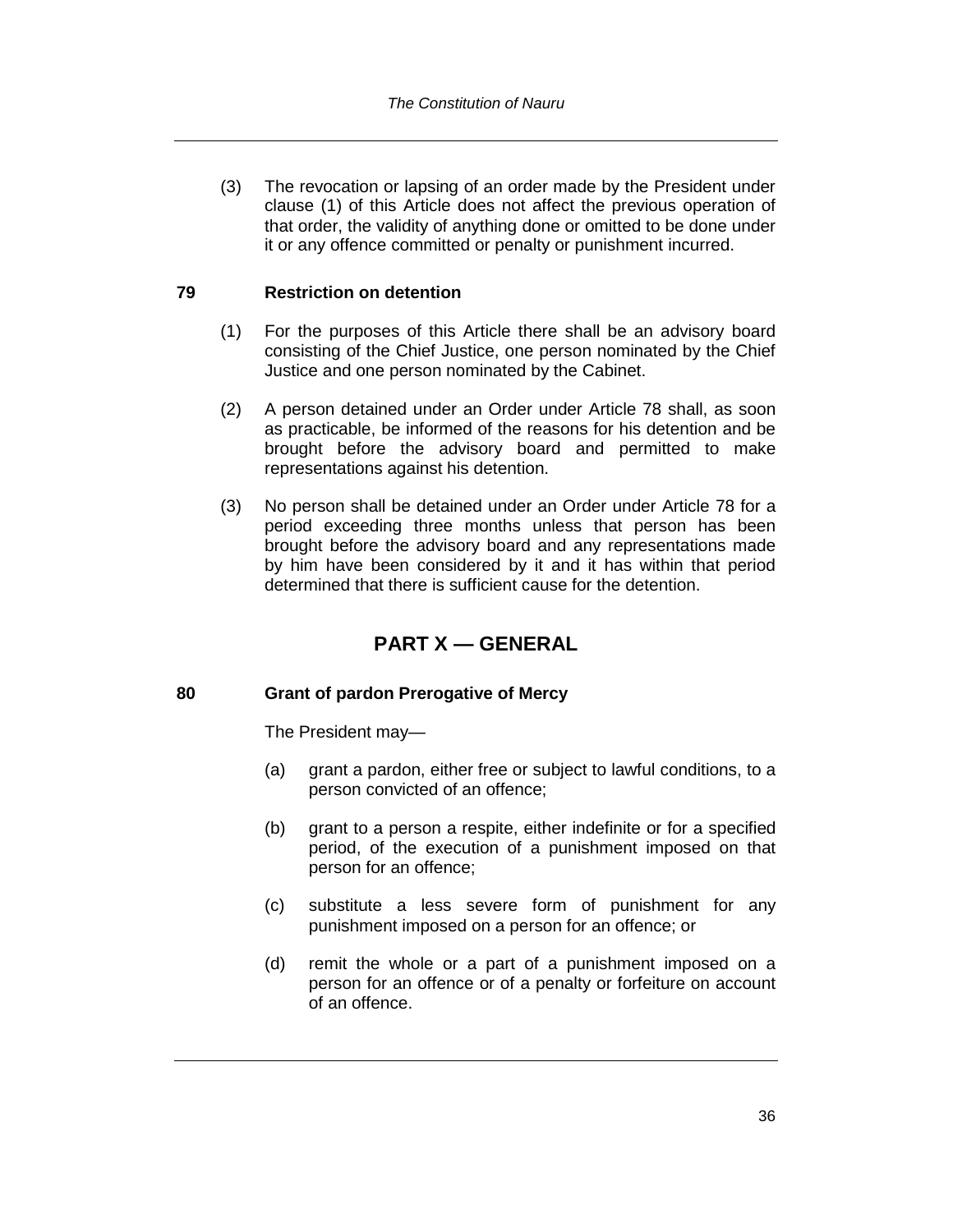(3) The revocation or lapsing of an order made by the President under clause (1) of this Article does not affect the previous operation of that order, the validity of anything done or omitted to be done under it or any offence committed or penalty or punishment incurred.

### 79 Restriction on detention

(1) For the purposes of this Article there shall be an advisory board consisting of the Chief Justice, one person nominated by the Chief Justice and one person nominated by the Cabinet.

(2) A person detained under an Order under Article 78 shall, as soon as practicable, be informed of the reasons for his detention and be brought before the advisory board and permitted to make representations against his detention.

(3) No person shall be detained under an Order under Article 78 for a period exceeding three months unless that person has been brought before the advisory board and any representations made by him have been considered by it and it has within that period determined that there is sufficient cause for the detention.

## PART X — GENERAL

### 80 Grant of pardon Prerogative of Mercy

The President may—

(a) grant a pardon, either free or subject to lawful conditions, to a person convicted of an offence;

(b) grant to a person a respite, either indefinite or for a specified period, of the execution of a punishment imposed on that person for an offence;

(c) substitute a less severe form of punishment for any punishment imposed on a person for an offence; or

(d) remit the whole or a part of a punishment imposed on a person for an offence or of a penalty or forfeiture on account of an offence.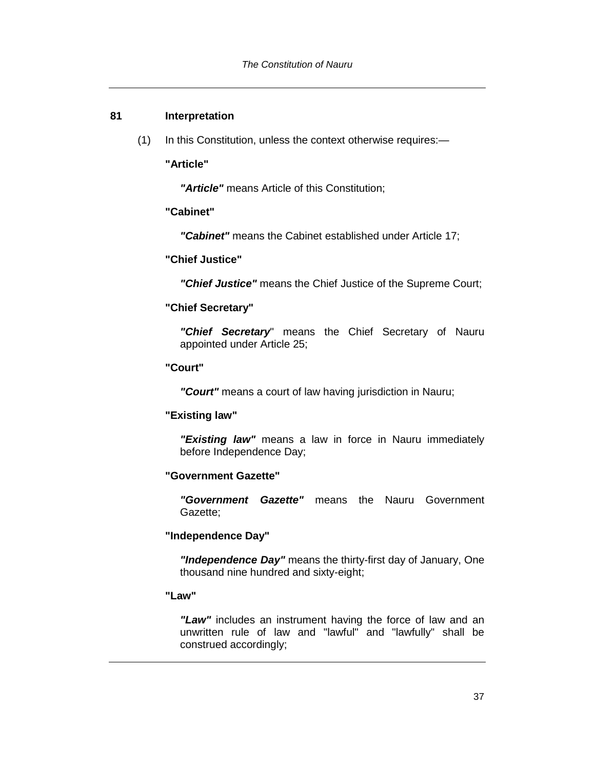## 81 Interpretation

(1) In this Constitution, unless the context otherwise requires:—

**"Article"**

***"Article"*** means Article of this Constitution;

**"Cabinet"**

***"Cabinet"*** means the Cabinet established under Article 17;

**"Chief Justice"**

***"Chief Justice"*** means the Chief Justice of the Supreme Court;

**"Chief Secretary"**

***"Chief Secretary*"** means the Chief Secretary of Nauru appointed under Article 25;

**"Court"**

***"Court"*** means a court of law having jurisdiction in Nauru;

**"Existing law"**

***"Existing law"*** means a law in force in Nauru immediately before Independence Day;

**"Government Gazette"**

***"Government Gazette"*** means the Nauru Government Gazette;

**"Independence Day"**

***"Independence Day"*** means the thirty-first day of January, One thousand nine hundred and sixty-eight;

**"Law"**

***"Law"*** includes an instrument having the force of law and an unwritten rule of law and "lawful" and "lawfully" shall be construed accordingly;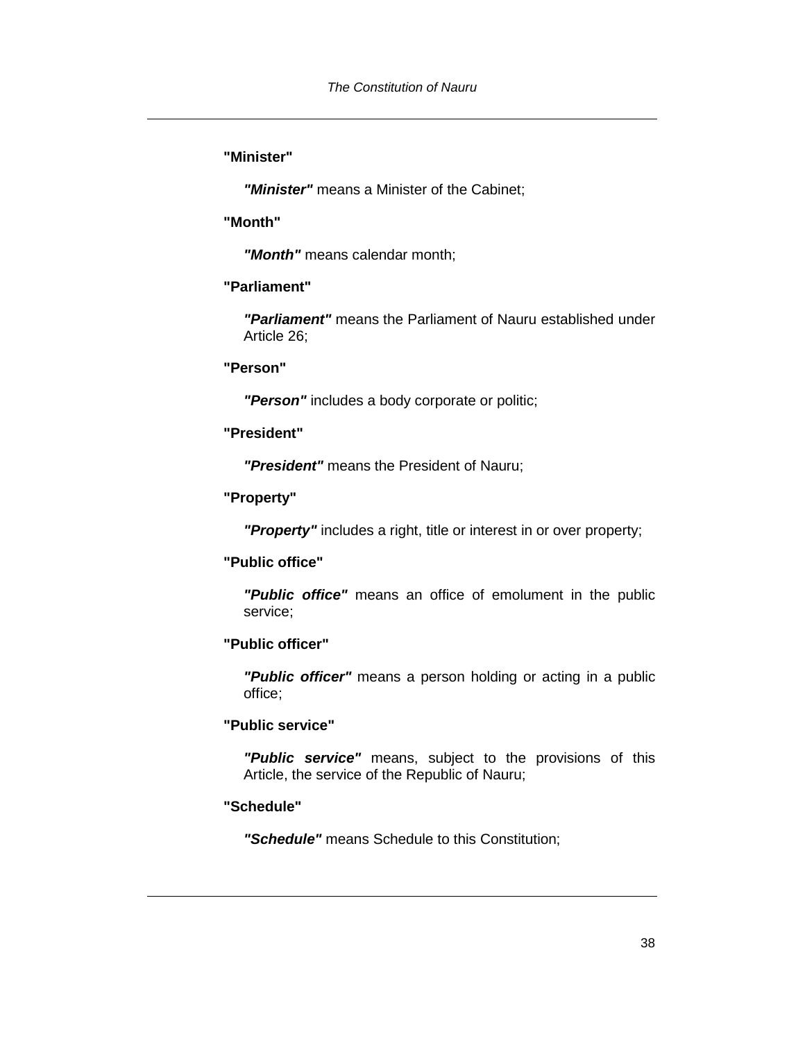**"Minister"**

***"Minister"*** means a Minister of the Cabinet;

**"Month"**

***"Month"*** means calendar month;

**"Parliament"**

***"Parliament"*** means the Parliament of Nauru established under Article 26;

**"Person"**

***"Person"*** includes a body corporate or politic;

**"President"**

***"President"*** means the President of Nauru;

**"Property"**

***"Property"*** includes a right, title or interest in or over property;

**"Public office"**

***"Public office"*** means an office of emolument in the public service;

**"Public officer"**

***"Public officer"*** means a person holding or acting in a public office;

**"Public service"**

***"Public service"*** means, subject to the provisions of this Article, the service of the Republic of Nauru;

**"Schedule"**

***"Schedule"*** means Schedule to this Constitution;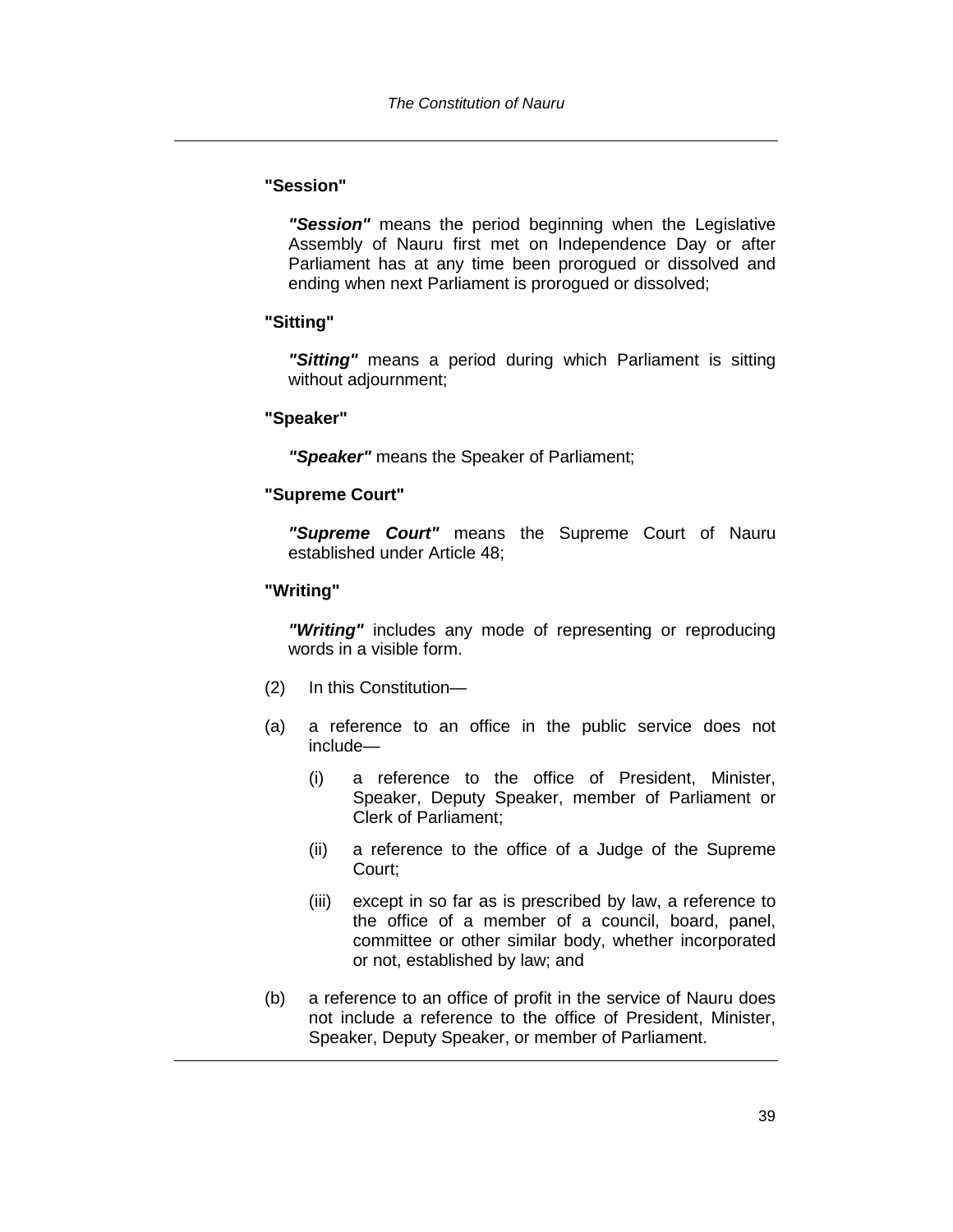**"Session"**

***"Session"*** means the period beginning when the Legislative Assembly of Nauru first met on Independence Day or after Parliament has at any time been prorogued or dissolved and ending when next Parliament is prorogued or dissolved;

**"Sitting"**

***"Sitting"*** means a period during which Parliament is sitting without adjournment;

**"Speaker"**

***"Speaker"*** means the Speaker of Parliament;

**"Supreme Court"**

***"Supreme Court"*** means the Supreme Court of Nauru established under Article 48;

**"Writing"**

***"Writing"*** includes any mode of representing or reproducing words in a visible form.

(2) In this Constitution—

(a) a reference to an office in the public service does not include—

  (i) a reference to the office of President, Minister, Speaker, Deputy Speaker, member of Parliament or Clerk of Parliament;

  (ii) a reference to the office of a Judge of the Supreme Court;

  (iii) except in so far as is prescribed by law, a reference to the office of a member of a council, board, panel, committee or other similar body, whether incorporated or not, established by law; and

(b) a reference to an office of profit in the service of Nauru does not include a reference to the office of President, Minister, Speaker, Deputy Speaker, or member of Parliament.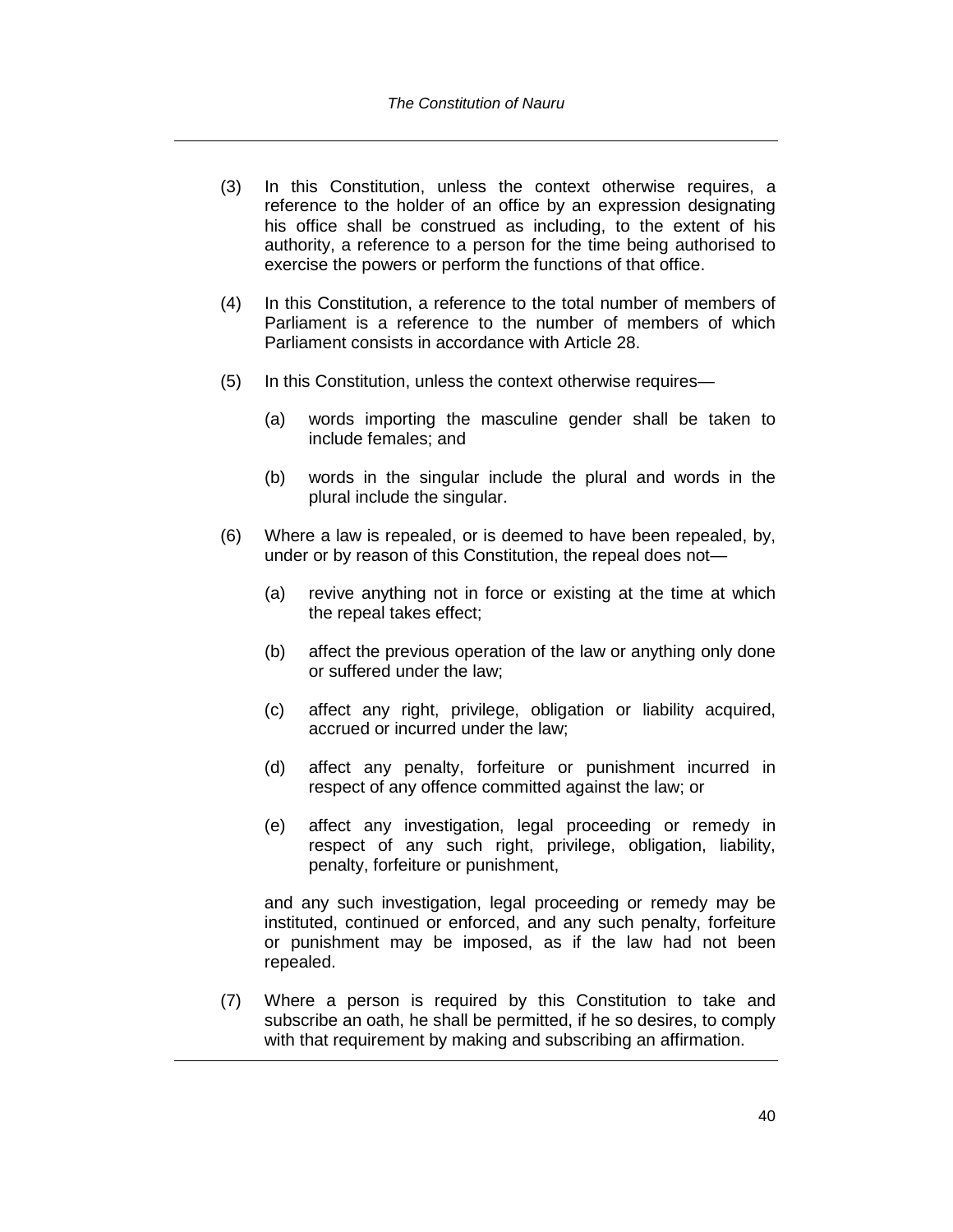(3) In this Constitution, unless the context otherwise requires, a reference to the holder of an office by an expression designating his office shall be construed as including, to the extent of his authority, a reference to a person for the time being authorised to exercise the powers or perform the functions of that office.

(4) In this Constitution, a reference to the total number of members of Parliament is a reference to the number of members of which Parliament consists in accordance with Article 28.

(5) In this Constitution, unless the context otherwise requires—

(a) words importing the masculine gender shall be taken to include females; and

(b) words in the singular include the plural and words in the plural include the singular.

(6) Where a law is repealed, or is deemed to have been repealed, by, under or by reason of this Constitution, the repeal does not—

(a) revive anything not in force or existing at the time at which the repeal takes effect;

(b) affect the previous operation of the law or anything only done or suffered under the law;

(c) affect any right, privilege, obligation or liability acquired, accrued or incurred under the law;

(d) affect any penalty, forfeiture or punishment incurred in respect of any offence committed against the law; or

(e) affect any investigation, legal proceeding or remedy in respect of any such right, privilege, obligation, liability, penalty, forfeiture or punishment,

and any such investigation, legal proceeding or remedy may be instituted, continued or enforced, and any such penalty, forfeiture or punishment may be imposed, as if the law had not been repealed.

(7) Where a person is required by this Constitution to take and subscribe an oath, he shall be permitted, if he so desires, to comply with that requirement by making and subscribing an affirmation.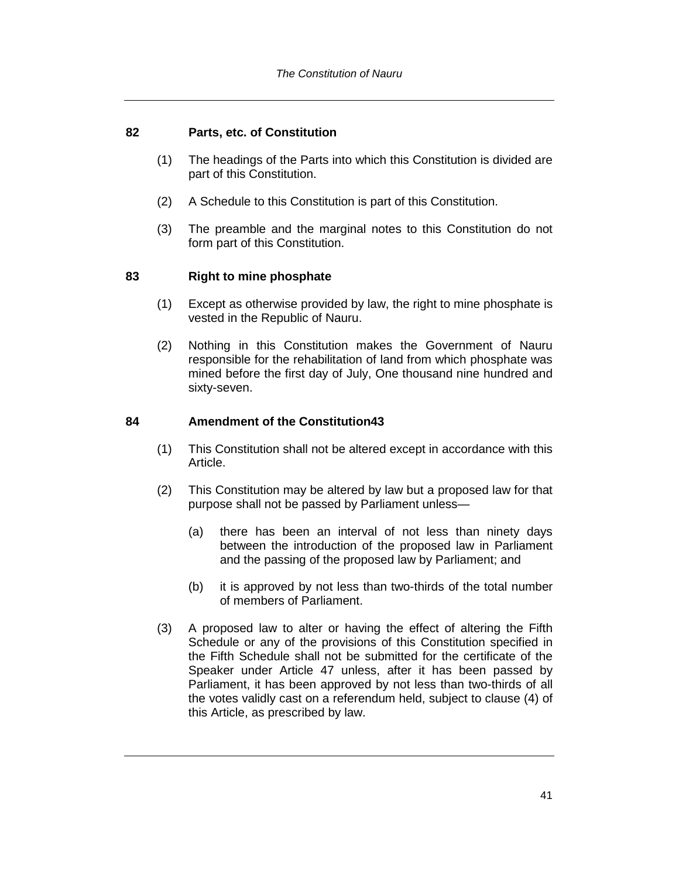## 82 Parts, etc. of Constitution

(1) The headings of the Parts into which this Constitution is divided are part of this Constitution.

(2) A Schedule to this Constitution is part of this Constitution.

(3) The preamble and the marginal notes to this Constitution do not form part of this Constitution.

## 83 Right to mine phosphate

(1) Except as otherwise provided by law, the right to mine phosphate is vested in the Republic of Nauru.

(2) Nothing in this Constitution makes the Government of Nauru responsible for the rehabilitation of land from which phosphate was mined before the first day of July, One thousand nine hundred and sixty-seven.

## 84 Amendment of the Constitution43

(1) This Constitution shall not be altered except in accordance with this Article.

(2) This Constitution may be altered by law but a proposed law for that purpose shall not be passed by Parliament unless—

(a) there has been an interval of not less than ninety days between the introduction of the proposed law in Parliament and the passing of the proposed law by Parliament; and

(b) it is approved by not less than two-thirds of the total number of members of Parliament.

(3) A proposed law to alter or having the effect of altering the Fifth Schedule or any of the provisions of this Constitution specified in the Fifth Schedule shall not be submitted for the certificate of the Speaker under Article 47 unless, after it has been passed by Parliament, it has been approved by not less than two-thirds of all the votes validly cast on a referendum held, subject to clause (4) of this Article, as prescribed by law.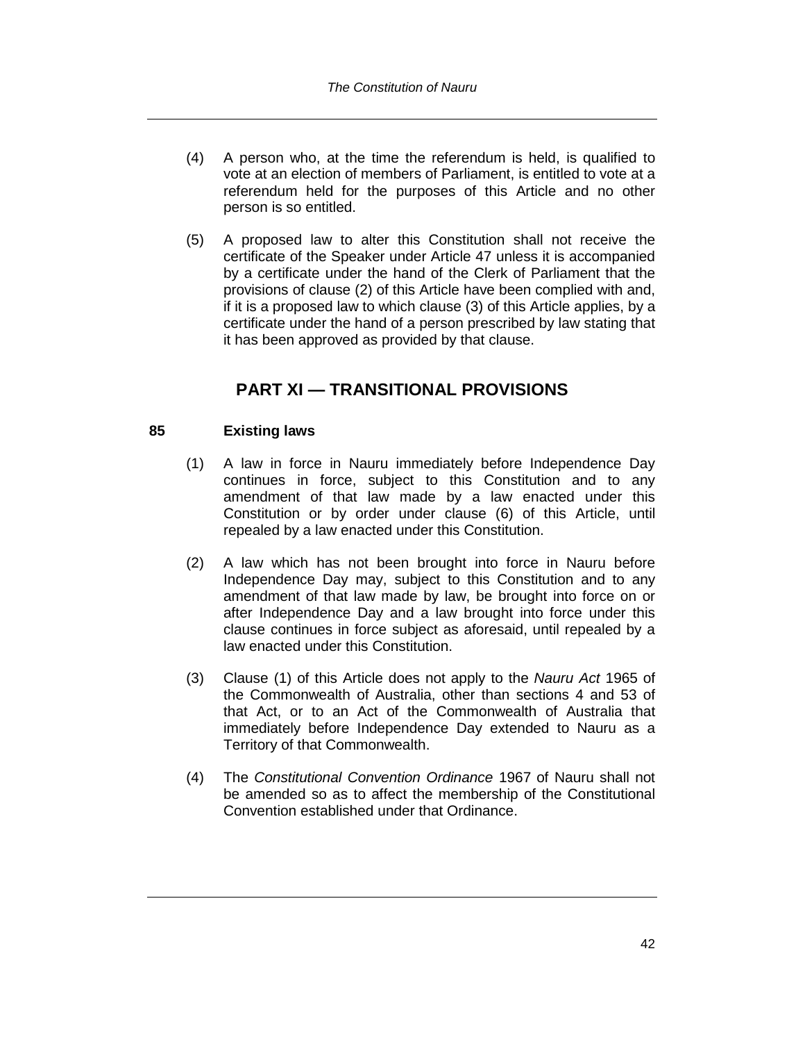(4) A person who, at the time the referendum is held, is qualified to vote at an election of members of Parliament, is entitled to vote at a referendum held for the purposes of this Article and no other person is so entitled.

(5) A proposed law to alter this Constitution shall not receive the certificate of the Speaker under Article 47 unless it is accompanied by a certificate under the hand of the Clerk of Parliament that the provisions of clause (2) of this Article have been complied with and, if it is a proposed law to which clause (3) of this Article applies, by a certificate under the hand of a person prescribed by law stating that it has been approved as provided by that clause.

## PART XI — TRANSITIONAL PROVISIONS

### 85 Existing laws

(1) A law in force in Nauru immediately before Independence Day continues in force, subject to this Constitution and to any amendment of that law made by a law enacted under this Constitution or by order under clause (6) of this Article, until repealed by a law enacted under this Constitution.

(2) A law which has not been brought into force in Nauru before Independence Day may, subject to this Constitution and to any amendment of that law made by law, be brought into force on or after Independence Day and a law brought into force under this clause continues in force subject as aforesaid, until repealed by a law enacted under this Constitution.

(3) Clause (1) of this Article does not apply to the *Nauru Act* 1965 of the Commonwealth of Australia, other than sections 4 and 53 of that Act, or to an Act of the Commonwealth of Australia that immediately before Independence Day extended to Nauru as a Territory of that Commonwealth.

(4) The *Constitutional Convention Ordinance* 1967 of Nauru shall not be amended so as to affect the membership of the Constitutional Convention established under that Ordinance.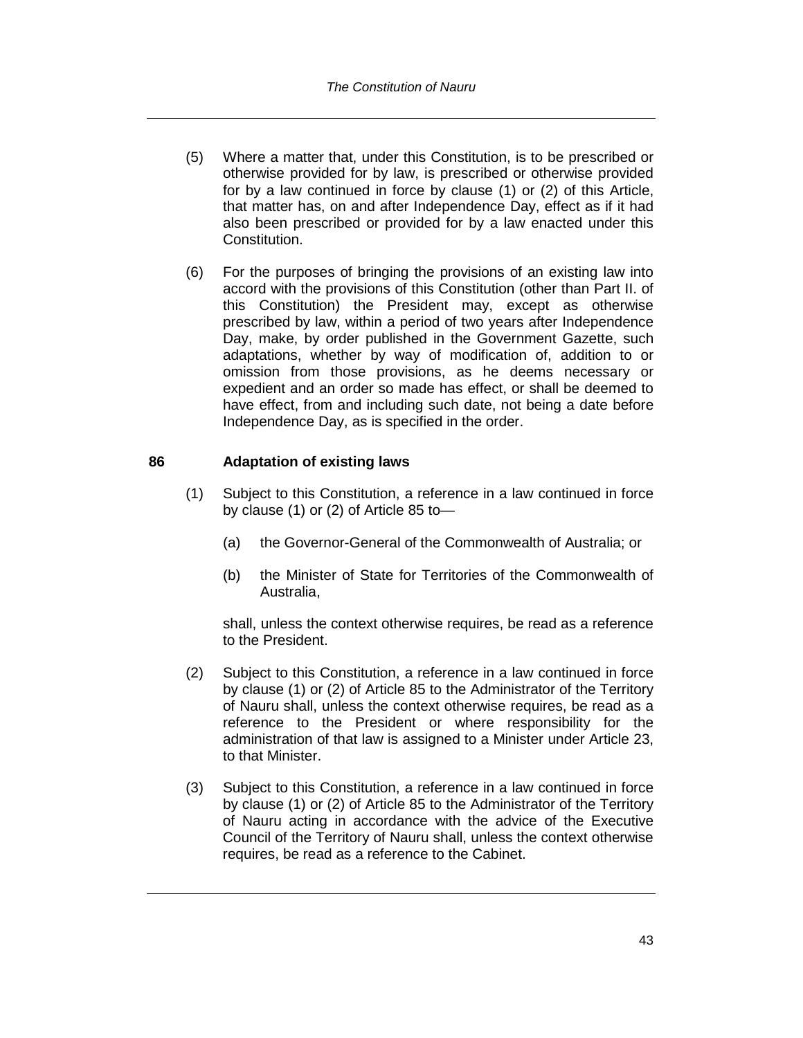(5) Where a matter that, under this Constitution, is to be prescribed or otherwise provided for by law, is prescribed or otherwise provided for by a law continued in force by clause (1) or (2) of this Article, that matter has, on and after Independence Day, effect as if it had also been prescribed or provided for by a law enacted under this Constitution.

(6) For the purposes of bringing the provisions of an existing law into accord with the provisions of this Constitution (other than Part II. of this Constitution) the President may, except as otherwise prescribed by law, within a period of two years after Independence Day, make, by order published in the Government Gazette, such adaptations, whether by way of modification of, addition to or omission from those provisions, as he deems necessary or expedient and an order so made has effect, or shall be deemed to have effect, from and including such date, not being a date before Independence Day, as is specified in the order.

### 86 Adaptation of existing laws

(1) Subject to this Constitution, a reference in a law continued in force by clause (1) or (2) of Article 85 to—

(a) the Governor-General of the Commonwealth of Australia; or

(b) the Minister of State for Territories of the Commonwealth of Australia,

shall, unless the context otherwise requires, be read as a reference to the President.

(2) Subject to this Constitution, a reference in a law continued in force by clause (1) or (2) of Article 85 to the Administrator of the Territory of Nauru shall, unless the context otherwise requires, be read as a reference to the President or where responsibility for the administration of that law is assigned to a Minister under Article 23, to that Minister.

(3) Subject to this Constitution, a reference in a law continued in force by clause (1) or (2) of Article 85 to the Administrator of the Territory of Nauru acting in accordance with the advice of the Executive Council of the Territory of Nauru shall, unless the context otherwise requires, be read as a reference to the Cabinet.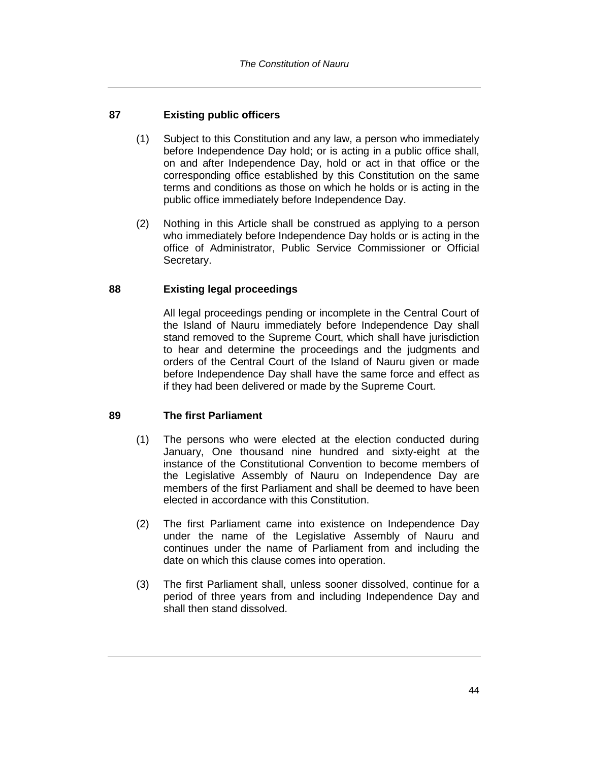## 87 Existing public officers

(1) Subject to this Constitution and any law, a person who immediately before Independence Day hold; or is acting in a public office shall, on and after Independence Day, hold or act in that office or the corresponding office established by this Constitution on the same terms and conditions as those on which he holds or is acting in the public office immediately before Independence Day.

(2) Nothing in this Article shall be construed as applying to a person who immediately before Independence Day holds or is acting in the office of Administrator, Public Service Commissioner or Official Secretary.

## 88 Existing legal proceedings

All legal proceedings pending or incomplete in the Central Court of the Island of Nauru immediately before Independence Day shall stand removed to the Supreme Court, which shall have jurisdiction to hear and determine the proceedings and the judgments and orders of the Central Court of the Island of Nauru given or made before Independence Day shall have the same force and effect as if they had been delivered or made by the Supreme Court.

## 89 The first Parliament

(1) The persons who were elected at the election conducted during January, One thousand nine hundred and sixty-eight at the instance of the Constitutional Convention to become members of the Legislative Assembly of Nauru on Independence Day are members of the first Parliament and shall be deemed to have been elected in accordance with this Constitution.

(2) The first Parliament came into existence on Independence Day under the name of the Legislative Assembly of Nauru and continues under the name of Parliament from and including the date on which this clause comes into operation.

(3) The first Parliament shall, unless sooner dissolved, continue for a period of three years from and including Independence Day and shall then stand dissolved.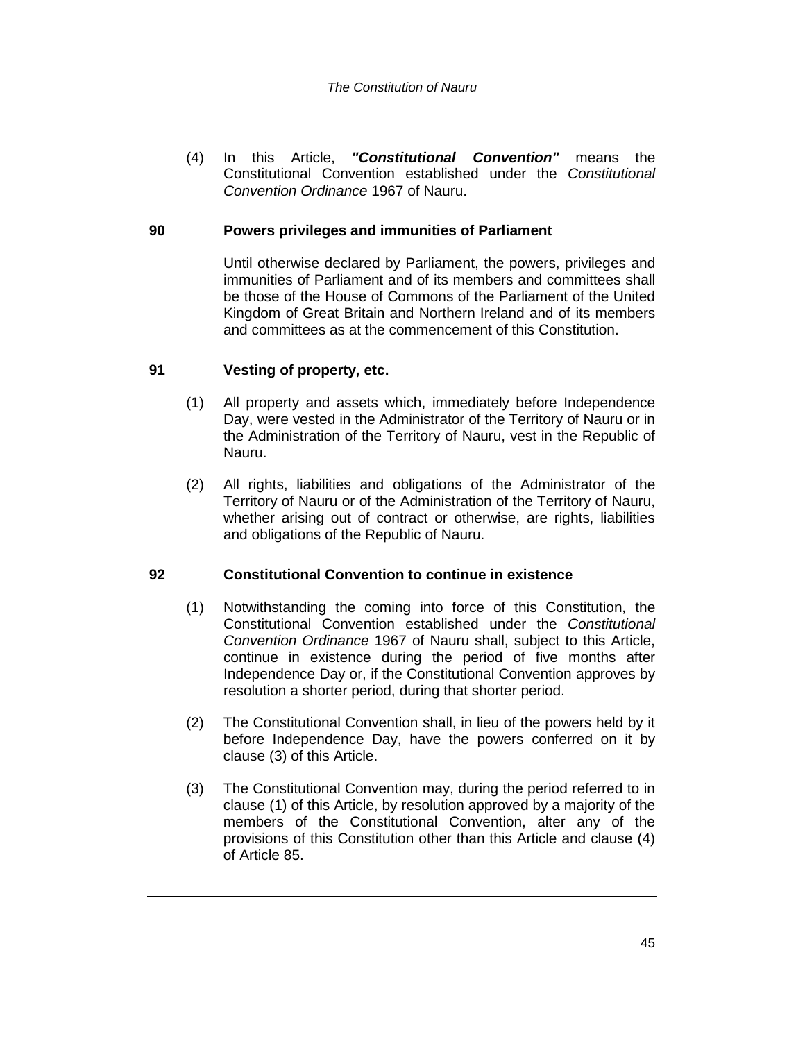(4) In this Article, ***"Constitutional Convention"*** means the Constitutional Convention established under the *Constitutional Convention Ordinance* 1967 of Nauru.

## 90 Powers privileges and immunities of Parliament

Until otherwise declared by Parliament, the powers, privileges and immunities of Parliament and of its members and committees shall be those of the House of Commons of the Parliament of the United Kingdom of Great Britain and Northern Ireland and of its members and committees as at the commencement of this Constitution.

## 91 Vesting of property, etc.

(1) All property and assets which, immediately before Independence Day, were vested in the Administrator of the Territory of Nauru or in the Administration of the Territory of Nauru, vest in the Republic of Nauru.

(2) All rights, liabilities and obligations of the Administrator of the Territory of Nauru or of the Administration of the Territory of Nauru, whether arising out of contract or otherwise, are rights, liabilities and obligations of the Republic of Nauru.

## 92 Constitutional Convention to continue in existence

(1) Notwithstanding the coming into force of this Constitution, the Constitutional Convention established under the *Constitutional Convention Ordinance* 1967 of Nauru shall, subject to this Article, continue in existence during the period of five months after Independence Day or, if the Constitutional Convention approves by resolution a shorter period, during that shorter period.

(2) The Constitutional Convention shall, in lieu of the powers held by it before Independence Day, have the powers conferred on it by clause (3) of this Article.

(3) The Constitutional Convention may, during the period referred to in clause (1) of this Article, by resolution approved by a majority of the members of the Constitutional Convention, alter any of the provisions of this Constitution other than this Article and clause (4) of Article 85.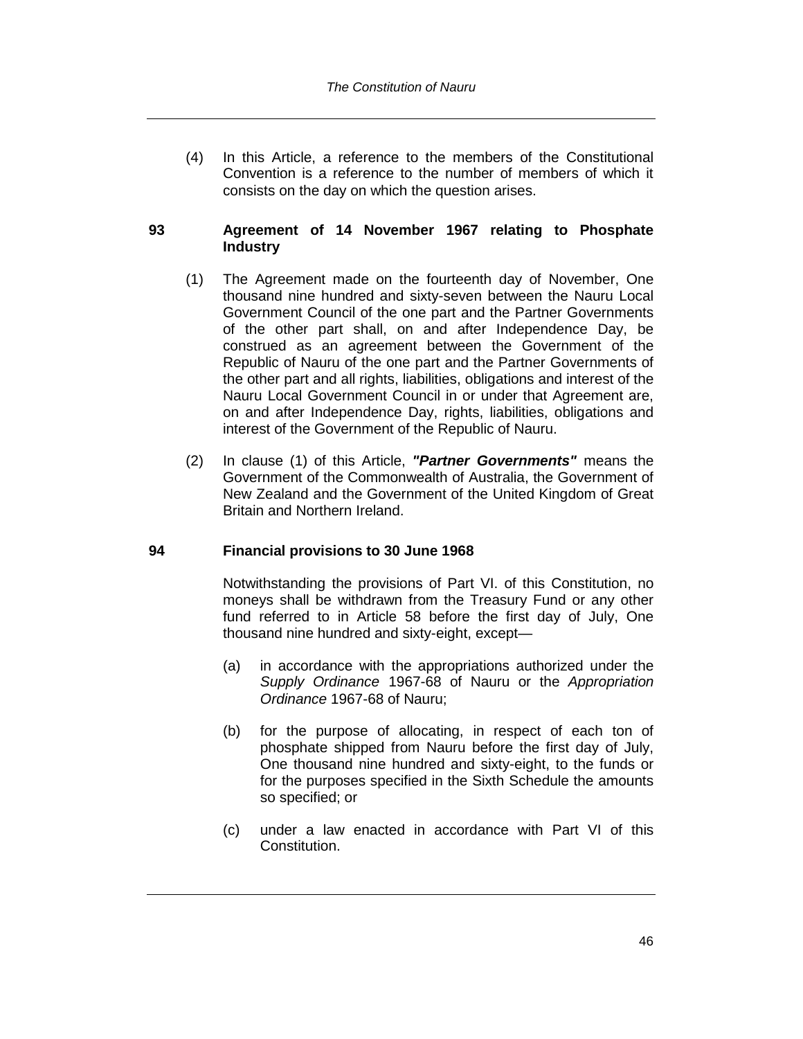(4) In this Article, a reference to the members of the Constitutional Convention is a reference to the number of members of which it consists on the day on which the question arises.

### 93 Agreement of 14 November 1967 relating to Phosphate Industry

(1) The Agreement made on the fourteenth day of November, One thousand nine hundred and sixty-seven between the Nauru Local Government Council of the one part and the Partner Governments of the other part shall, on and after Independence Day, be construed as an agreement between the Government of the Republic of Nauru of the one part and the Partner Governments of the other part and all rights, liabilities, obligations and interest of the Nauru Local Government Council in or under that Agreement are, on and after Independence Day, rights, liabilities, obligations and interest of the Government of the Republic of Nauru.

(2) In clause (1) of this Article, ***"Partner Governments"*** means the Government of the Commonwealth of Australia, the Government of New Zealand and the Government of the United Kingdom of Great Britain and Northern Ireland.

### 94 Financial provisions to 30 June 1968

Notwithstanding the provisions of Part VI. of this Constitution, no moneys shall be withdrawn from the Treasury Fund or any other fund referred to in Article 58 before the first day of July, One thousand nine hundred and sixty-eight, except—

(a) in accordance with the appropriations authorized under the *Supply Ordinance* 1967-68 of Nauru or the *Appropriation Ordinance* 1967-68 of Nauru;

(b) for the purpose of allocating, in respect of each ton of phosphate shipped from Nauru before the first day of July, One thousand nine hundred and sixty-eight, to the funds or for the purposes specified in the Sixth Schedule the amounts so specified; or

(c) under a law enacted in accordance with Part VI of this Constitution.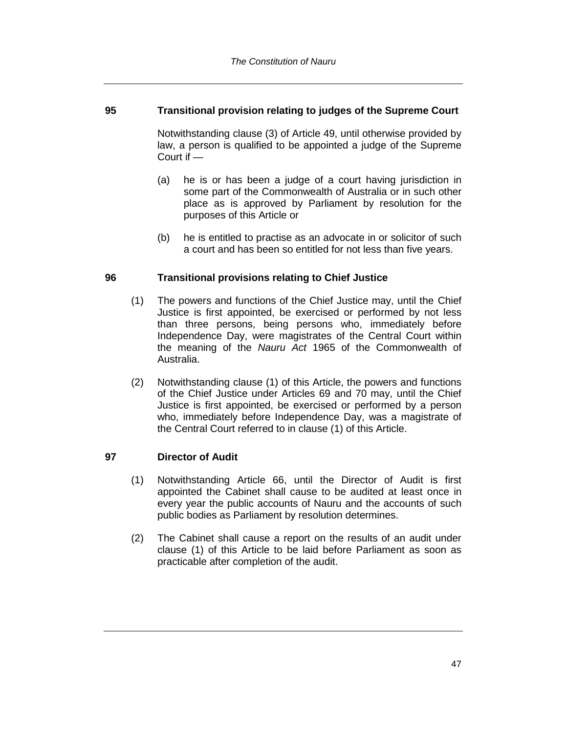## 95 Transitional provision relating to judges of the Supreme Court

Notwithstanding clause (3) of Article 49, until otherwise provided by law, a person is qualified to be appointed a judge of the Supreme Court if —

(a) he is or has been a judge of a court having jurisdiction in some part of the Commonwealth of Australia or in such other place as is approved by Parliament by resolution for the purposes of this Article or

(b) he is entitled to practise as an advocate in or solicitor of such a court and has been so entitled for not less than five years.

## 96 Transitional provisions relating to Chief Justice

(1) The powers and functions of the Chief Justice may, until the Chief Justice is first appointed, be exercised or performed by not less than three persons, being persons who, immediately before Independence Day, were magistrates of the Central Court within the meaning of the *Nauru Act* 1965 of the Commonwealth of Australia.

(2) Notwithstanding clause (1) of this Article, the powers and functions of the Chief Justice under Articles 69 and 70 may, until the Chief Justice is first appointed, be exercised or performed by a person who, immediately before Independence Day, was a magistrate of the Central Court referred to in clause (1) of this Article.

## 97 Director of Audit

(1) Notwithstanding Article 66, until the Director of Audit is first appointed the Cabinet shall cause to be audited at least once in every year the public accounts of Nauru and the accounts of such public bodies as Parliament by resolution determines.

(2) The Cabinet shall cause a report on the results of an audit under clause (1) of this Article to be laid before Parliament as soon as practicable after completion of the audit.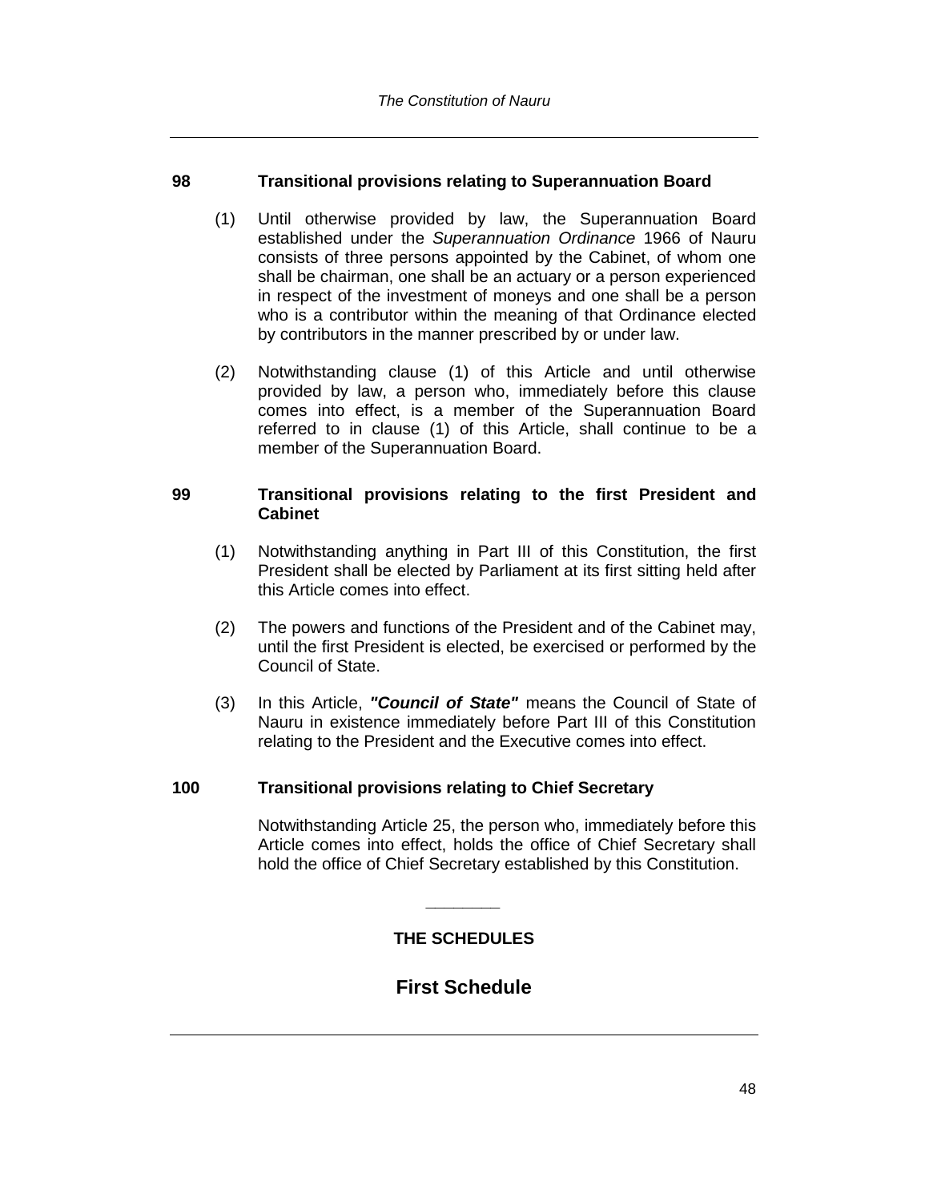## 98 Transitional provisions relating to Superannuation Board

(1) Until otherwise provided by law, the Superannuation Board established under the *Superannuation Ordinance* 1966 of Nauru consists of three persons appointed by the Cabinet, of whom one shall be chairman, one shall be an actuary or a person experienced in respect of the investment of moneys and one shall be a person who is a contributor within the meaning of that Ordinance elected by contributors in the manner prescribed by or under law.

(2) Notwithstanding clause (1) of this Article and until otherwise provided by law, a person who, immediately before this clause comes into effect, is a member of the Superannuation Board referred to in clause (1) of this Article, shall continue to be a member of the Superannuation Board.

## 99 Transitional provisions relating to the first President and Cabinet

(1) Notwithstanding anything in Part III of this Constitution, the first President shall be elected by Parliament at its first sitting held after this Article comes into effect.

(2) The powers and functions of the President and of the Cabinet may, until the first President is elected, be exercised or performed by the Council of State.

(3) In this Article, ***"Council of State"*** means the Council of State of Nauru in existence immediately before Part III of this Constitution relating to the President and the Executive comes into effect.

## 100 Transitional provisions relating to Chief Secretary

Notwithstanding Article 25, the person who, immediately before this Article comes into effect, holds the office of Chief Secretary shall hold the office of Chief Secretary established by this Constitution.

---

**THE SCHEDULES**

# First Schedule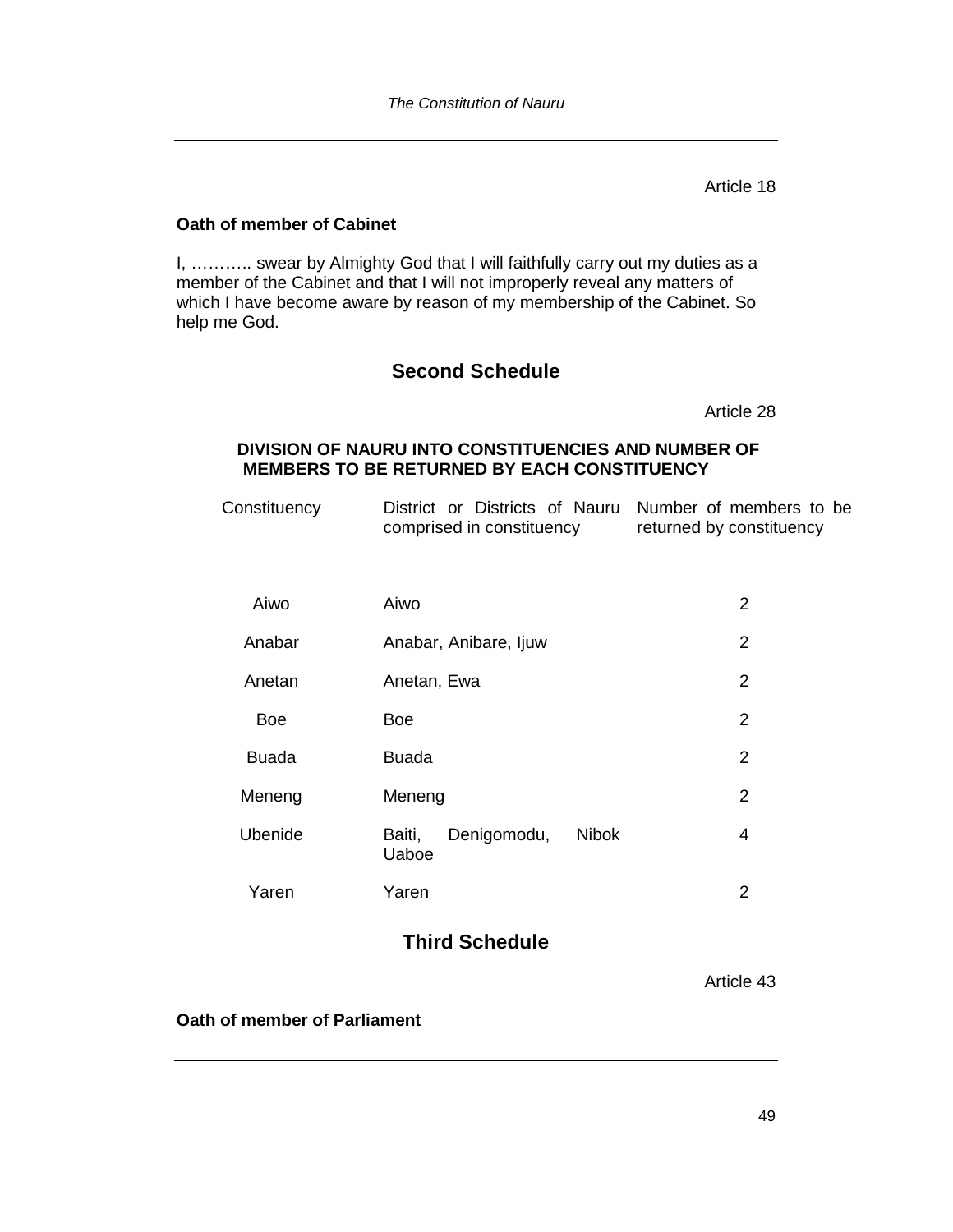Article 18

**Oath of member of Cabinet**

I, ……….. swear by Almighty God that I will faithfully carry out my duties as a member of the Cabinet and that I will not improperly reveal any matters of which I have become aware by reason of my membership of the Cabinet. So help me God.

## Second Schedule

Article 28

**DIVISION OF NAURU INTO CONSTITUENCIES AND NUMBER OF MEMBERS TO BE RETURNED BY EACH CONSTITUENCY**

| Constituency | District or Districts of Nauru comprised in constituency | Number of members to be returned by constituency |
|---|---|---|
| Aiwo | Aiwo | 2 |
| Anabar | Anabar, Anibare, Ijuw | 2 |
| Anetan | Anetan, Ewa | 2 |
| Boe | Boe | 2 |
| Buada | Buada | 2 |
| Meneng | Meneng | 2 |
| Ubenide | Baiti, Denigomodu, Nibok Uaboe | 4 |
| Yaren | Yaren | 2 |

## Third Schedule

Article 43

**Oath of member of Parliament**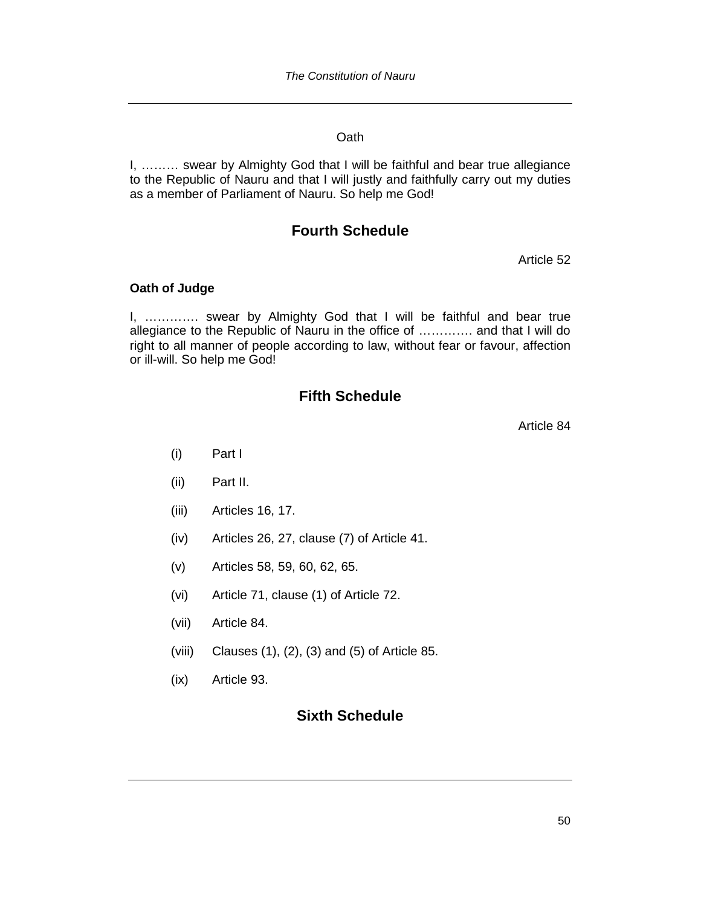Oath

I, ……… swear by Almighty God that I will be faithful and bear true allegiance to the Republic of Nauru and that I will justly and faithfully carry out my duties as a member of Parliament of Nauru. So help me God!

## Fourth Schedule

Article 52

**Oath of Judge**

I, …………. swear by Almighty God that I will be faithful and bear true allegiance to the Republic of Nauru in the office of …………. and that I will do right to all manner of people according to law, without fear or favour, affection or ill-will. So help me God!

## Fifth Schedule

Article 84

(i) Part I

(ii) Part II.

(iii) Articles 16, 17.

(iv) Articles 26, 27, clause (7) of Article 41.

(v) Articles 58, 59, 60, 62, 65.

(vi) Article 71, clause (1) of Article 72.

(vii) Article 84.

(viii) Clauses (1), (2), (3) and (5) of Article 85.

(ix) Article 93.

## Sixth Schedule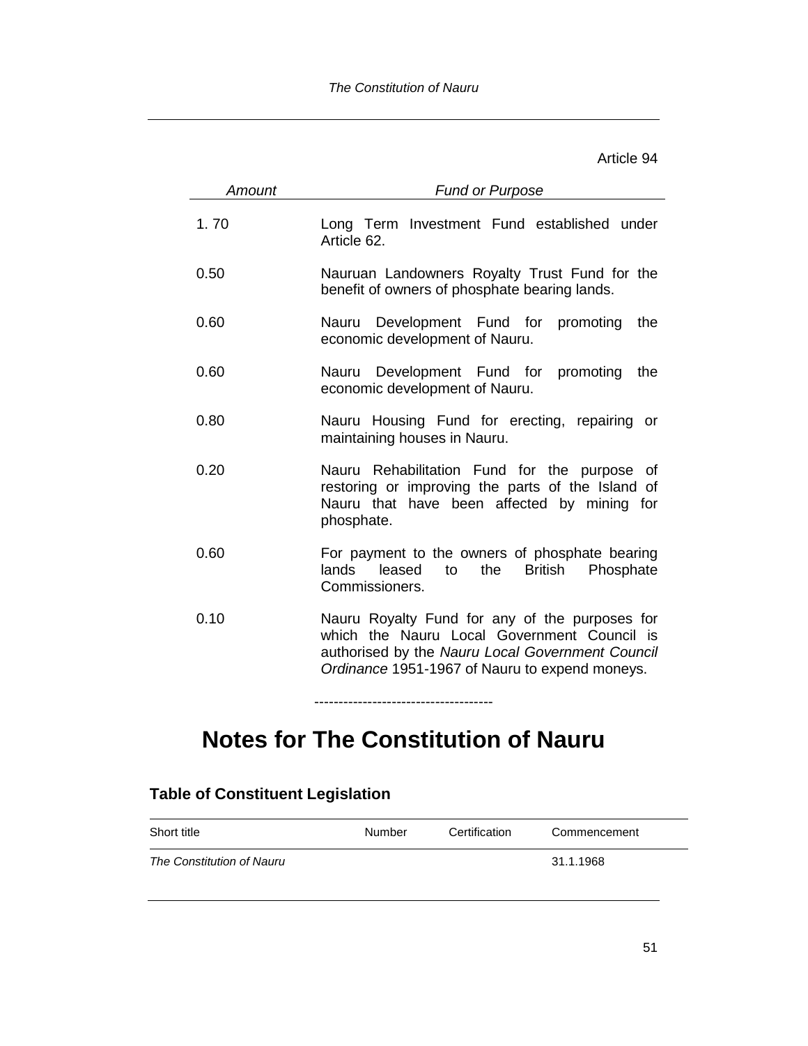Article 94

| *Amount* | *Fund or Purpose* |
| --- | --- |
| 1. 70 | Long Term Investment Fund established under Article 62. |
| 0.50 | Nauruan Landowners Royalty Trust Fund for the benefit of owners of phosphate bearing lands. |
| 0.60 | Nauru Development Fund for promoting the economic development of Nauru. |
| 0.60 | Nauru Development Fund for promoting the economic development of Nauru. |
| 0.80 | Nauru Housing Fund for erecting, repairing or maintaining houses in Nauru. |
| 0.20 | Nauru Rehabilitation Fund for the purpose of restoring or improving the parts of the Island of Nauru that have been affected by mining for phosphate. |
| 0.60 | For payment to the owners of phosphate bearing lands leased to the British Phosphate Commissioners. |
| 0.10 | Nauru Royalty Fund for any of the purposes for which the Nauru Local Government Council is authorised by the *Nauru Local Government Council Ordinance* 1951-1967 of Nauru to expend moneys. |

-------------------------------------

# Notes for The Constitution of Nauru

### Table of Constituent Legislation

| Short title | Number | Certification | Commencement |
| --- | --- | --- | --- |
| *The Constitution of Nauru* | | | 31.1.1968 |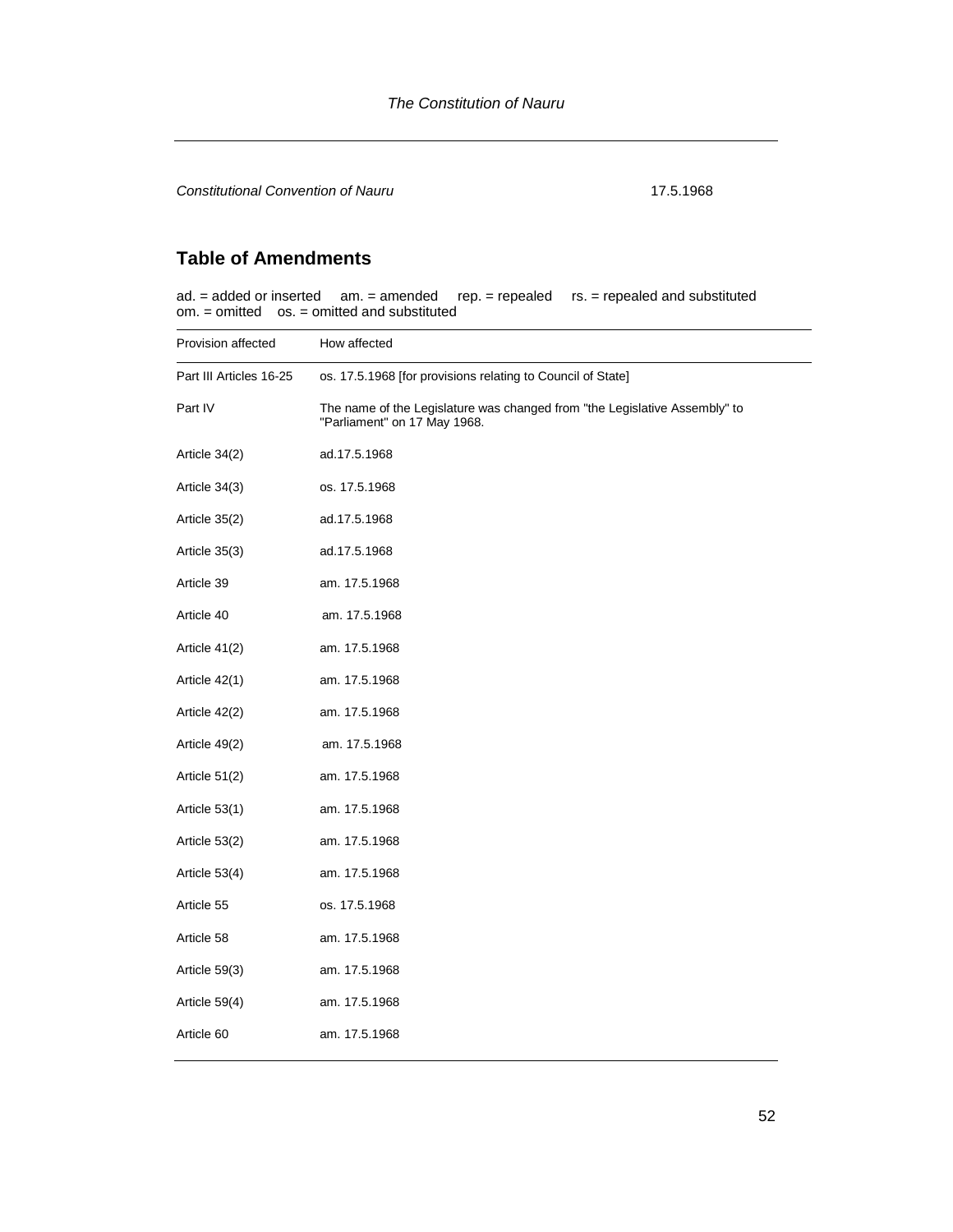*Constitutional Convention of Nauru* 17.5.1968

## Table of Amendments

ad. = added or inserted am. = amended rep. = repealed rs. = repealed and substituted
om. = omitted os. = omitted and substituted

| Provision affected | How affected |
|---|---|
| Part III Articles 16-25 | os. 17.5.1968 [for provisions relating to Council of State] |
| Part IV | The name of the Legislature was changed from "the Legislative Assembly" to "Parliament" on 17 May 1968. |
| Article 34(2) | ad.17.5.1968 |
| Article 34(3) | os. 17.5.1968 |
| Article 35(2) | ad.17.5.1968 |
| Article 35(3) | ad.17.5.1968 |
| Article 39 | am. 17.5.1968 |
| Article 40 | am. 17.5.1968 |
| Article 41(2) | am. 17.5.1968 |
| Article 42(1) | am. 17.5.1968 |
| Article 42(2) | am. 17.5.1968 |
| Article 49(2) | am. 17.5.1968 |
| Article 51(2) | am. 17.5.1968 |
| Article 53(1) | am. 17.5.1968 |
| Article 53(2) | am. 17.5.1968 |
| Article 53(4) | am. 17.5.1968 |
| Article 55 | os. 17.5.1968 |
| Article 58 | am. 17.5.1968 |
| Article 59(3) | am. 17.5.1968 |
| Article 59(4) | am. 17.5.1968 |
| Article 60 | am. 17.5.1968 |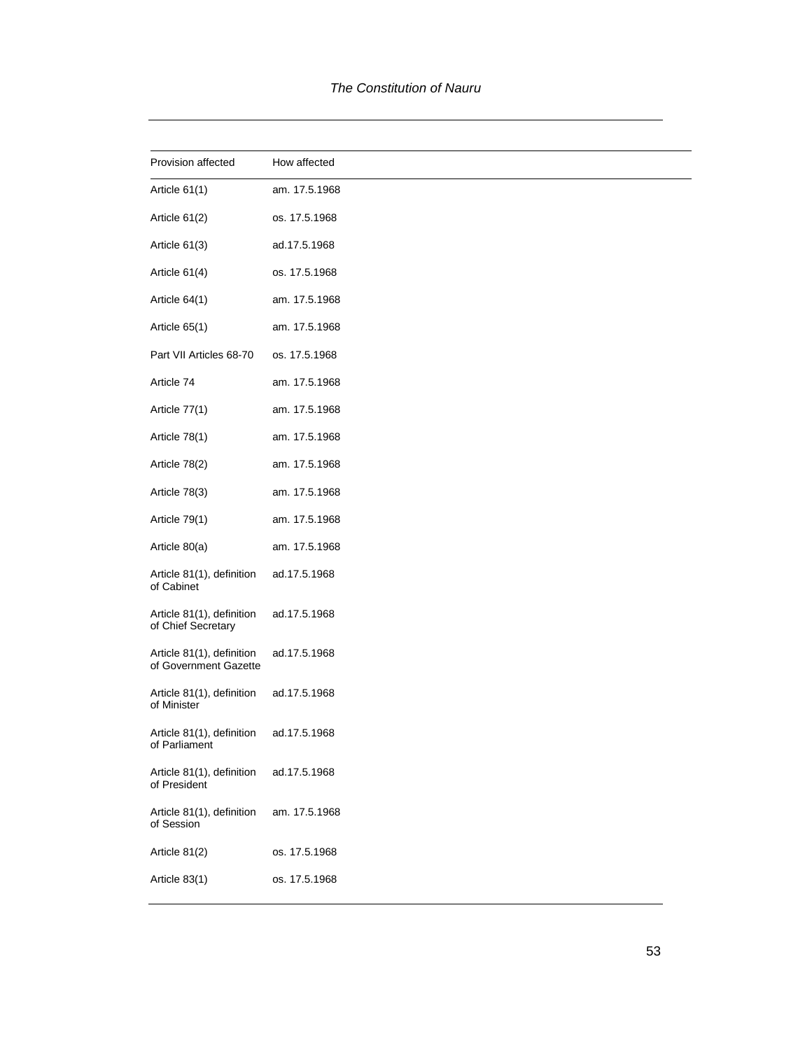| Provision affected | How affected |
| --- | --- |
| Article 61(1) | am. 17.5.1968 |
| Article 61(2) | os. 17.5.1968 |
| Article 61(3) | ad.17.5.1968 |
| Article 61(4) | os. 17.5.1968 |
| Article 64(1) | am. 17.5.1968 |
| Article 65(1) | am. 17.5.1968 |
| Part VII Articles 68-70 | os. 17.5.1968 |
| Article 74 | am. 17.5.1968 |
| Article 77(1) | am. 17.5.1968 |
| Article 78(1) | am. 17.5.1968 |
| Article 78(2) | am. 17.5.1968 |
| Article 78(3) | am. 17.5.1968 |
| Article 79(1) | am. 17.5.1968 |
| Article 80(a) | am. 17.5.1968 |
| Article 81(1), definition of Cabinet | ad.17.5.1968 |
| Article 81(1), definition of Chief Secretary | ad.17.5.1968 |
| Article 81(1), definition of Government Gazette | ad.17.5.1968 |
| Article 81(1), definition of Minister | ad.17.5.1968 |
| Article 81(1), definition of Parliament | ad.17.5.1968 |
| Article 81(1), definition of President | ad.17.5.1968 |
| Article 81(1), definition of Session | am. 17.5.1968 |
| Article 81(2) | os. 17.5.1968 |
| Article 83(1) | os. 17.5.1968 |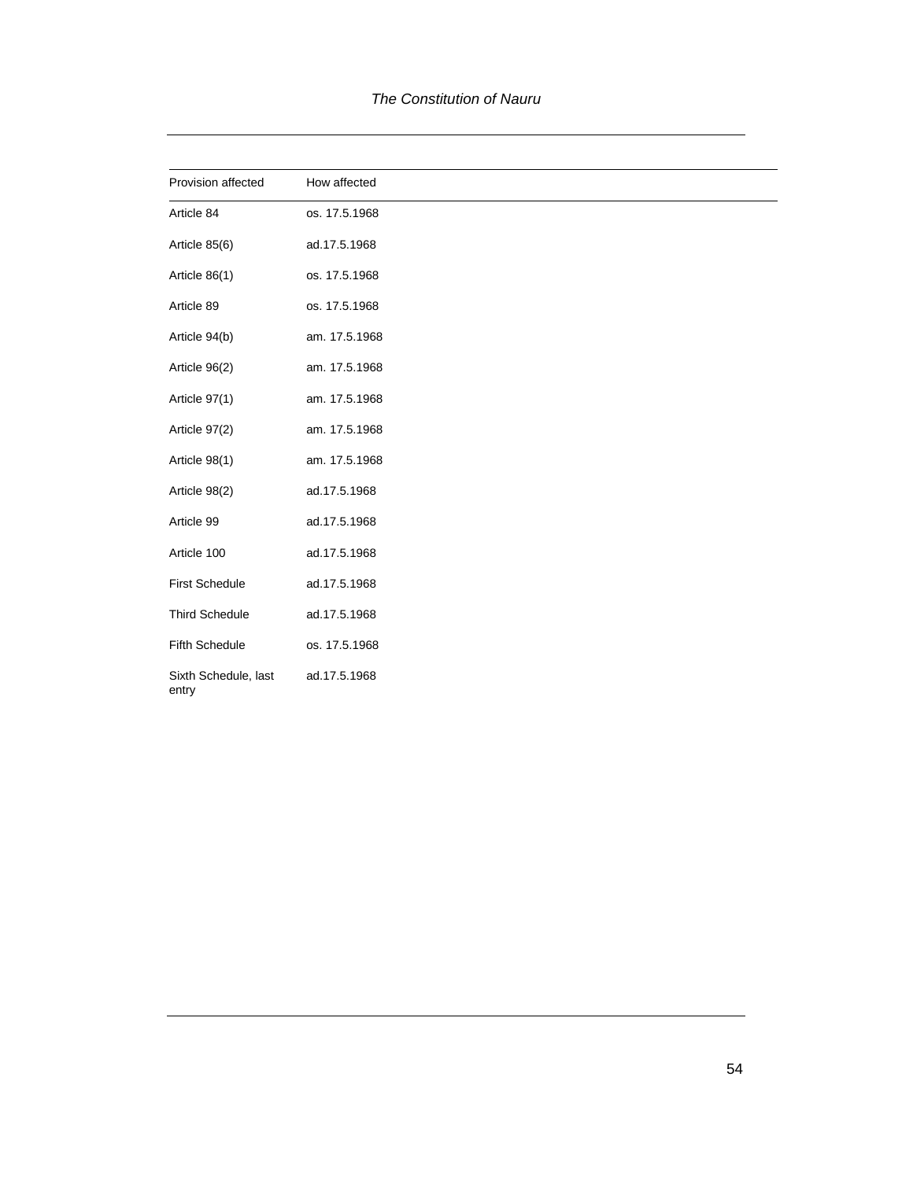| Provision affected | How affected |
|---|---|
| Article 84 | os. 17.5.1968 |
| Article 85(6) | ad.17.5.1968 |
| Article 86(1) | os. 17.5.1968 |
| Article 89 | os. 17.5.1968 |
| Article 94(b) | am. 17.5.1968 |
| Article 96(2) | am. 17.5.1968 |
| Article 97(1) | am. 17.5.1968 |
| Article 97(2) | am. 17.5.1968 |
| Article 98(1) | am. 17.5.1968 |
| Article 98(2) | ad.17.5.1968 |
| Article 99 | ad.17.5.1968 |
| Article 100 | ad.17.5.1968 |
| First Schedule | ad.17.5.1968 |
| Third Schedule | ad.17.5.1968 |
| Fifth Schedule | os. 17.5.1968 |
| Sixth Schedule, last entry | ad.17.5.1968 |